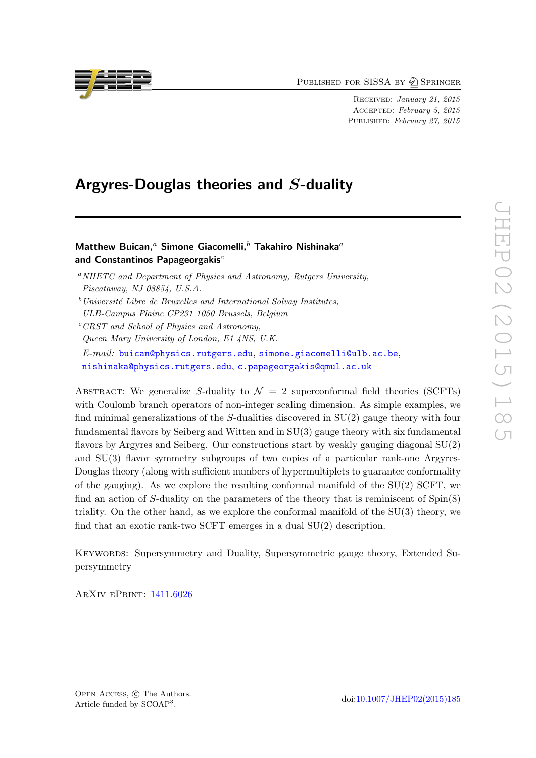# Argyres-Douglas theories and $S$-duality

**Matthew Buican,**[a] **Simone Giacomelli,**[b] **Takahiro Nishinaka**[a] **and Constantinos Papageorgakis**[c]

[a] *NHETC and Department of Physics and Astronomy, Rutgers University, Piscataway, NJ 08854, U.S.A.*

[b] *Université Libre de Bruxelles and International Solvay Institutes, ULB-Campus Plaine CP231 1050 Brussels, Belgium*

[c] *CRST and School of Physics and Astronomy, Queen Mary University of London, E1 4NS, U.K.*

*E-mail:* buican@physics.rutgers.edu, simone.giacomelli@ulb.ac.be, nishinaka@physics.rutgers.edu, c.papageorgakis@qmul.ac.uk

Abstract: We generalize $S$-duality to $\mathcal{N} = 2$ superconformal field theories (SCFTs) with Coulomb branch operators of non-integer scaling dimension. As simple examples, we find minimal generalizations of the $S$-dualities discovered in SU(2) gauge theory with four fundamental flavors by Seiberg and Witten and in SU(3) gauge theory with six fundamental flavors by Argyres and Seiberg. Our constructions start by weakly gauging diagonal SU(2) and SU(3) flavor symmetry subgroups of two copies of a particular rank-one Argyres-Douglas theory (along with sufficient numbers of hypermultiplets to guarantee conformality of the gauging). As we explore the resulting conformal manifold of the SU(2) SCFT, we find an action of $S$-duality on the parameters of the theory that is reminiscent of Spin(8) triality. On the other hand, as we explore the conformal manifold of the SU(3) theory, we find that an exotic rank-two SCFT emerges in a dual SU(2) description.

Keywords: Supersymmetry and Duality, Supersymmetric gauge theory, Extended Supersymmetry

ArXiv ePrint: 1411.6026

Open Access, © The Authors.
Article funded by SCOAP[3].

doi:10.1007/JHEP02(2015)185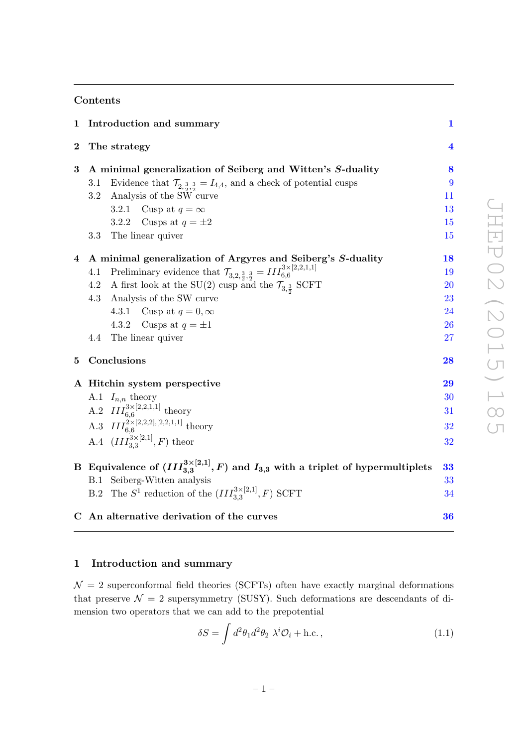## Contents

| | | |
|---|---|---|
| **1** | **Introduction and summary** | **1** |
| **2** | **The strategy** | **4** |
| **3** | **A minimal generalization of Seiberg and Witten's *S*-duality** | **8** |
| | 3.1 Evidence that $\mathcal{T}_{2,\frac{3}{2},\frac{3}{2}} = I_{4,4}$, and a check of potential cusps | 9 |
| | 3.2 Analysis of the SW curve | 11 |
| | 3.2.1 Cusp at $q = \infty$ | 13 |
| | 3.2.2 Cusps at $q = \pm 2$ | 15 |
| | 3.3 The linear quiver | 15 |
| **4** | **A minimal generalization of Argyres and Seiberg's *S*-duality** | **18** |
| | 4.1 Preliminary evidence that $\mathcal{T}_{3,2,\frac{3}{2},\frac{3}{2}} = III^{3\times[2,2,1,1]}_{6,6}$ | 19 |
| | 4.2 A first look at the SU(2) cusp and the $\mathcal{T}_{3,\frac{3}{2}}$ SCFT | 20 |
| | 4.3 Analysis of the SW curve | 23 |
| | 4.3.1 Cusp at $q = 0, \infty$ | 24 |
| | 4.3.2 Cusps at $q = \pm 1$ | 26 |
| | 4.4 The linear quiver | 27 |
| **5** | **Conclusions** | **28** |
| **A** | **Hitchin system perspective** | **29** |
| | A.1 $I_{n,n}$ theory | 30 |
| | A.2 $III^{3\times[2,2,1,1]}_{6,6}$ theory | 31 |
| | A.3 $III^{2\times[2,2,2],[2,2,1,1]}_{6,6}$ theory | 32 |
| | A.4 $(III^{3\times[2,1]}_{3,3}, F)$ theor | 32 |
| **B** | **Equivalence of $(III^{3\times[2,1]}_{3,3}, F)$ and $I_{3,3}$ with a triplet of hypermultiplets** | **33** |
| | B.1 Seiberg-Witten analysis | 33 |
| | B.2 The $S^1$ reduction of the $(III^{3\times[2,1]}_{3,3}, F)$ SCFT | 34 |
| **C** | **An alternative derivation of the curves** | **36** |

# 1 Introduction and summary

$\mathcal{N} = 2$ superconformal field theories (SCFTs) often have exactly marginal deformations that preserve $\mathcal{N} = 2$ supersymmetry (SUSY). Such deformations are descendants of dimension two operators that we can add to the prepotential

$$\delta S = \int d^2\theta_1 d^2\theta_2 \ \lambda^i \mathcal{O}_i + \text{h.c.}, \tag{1.1}$$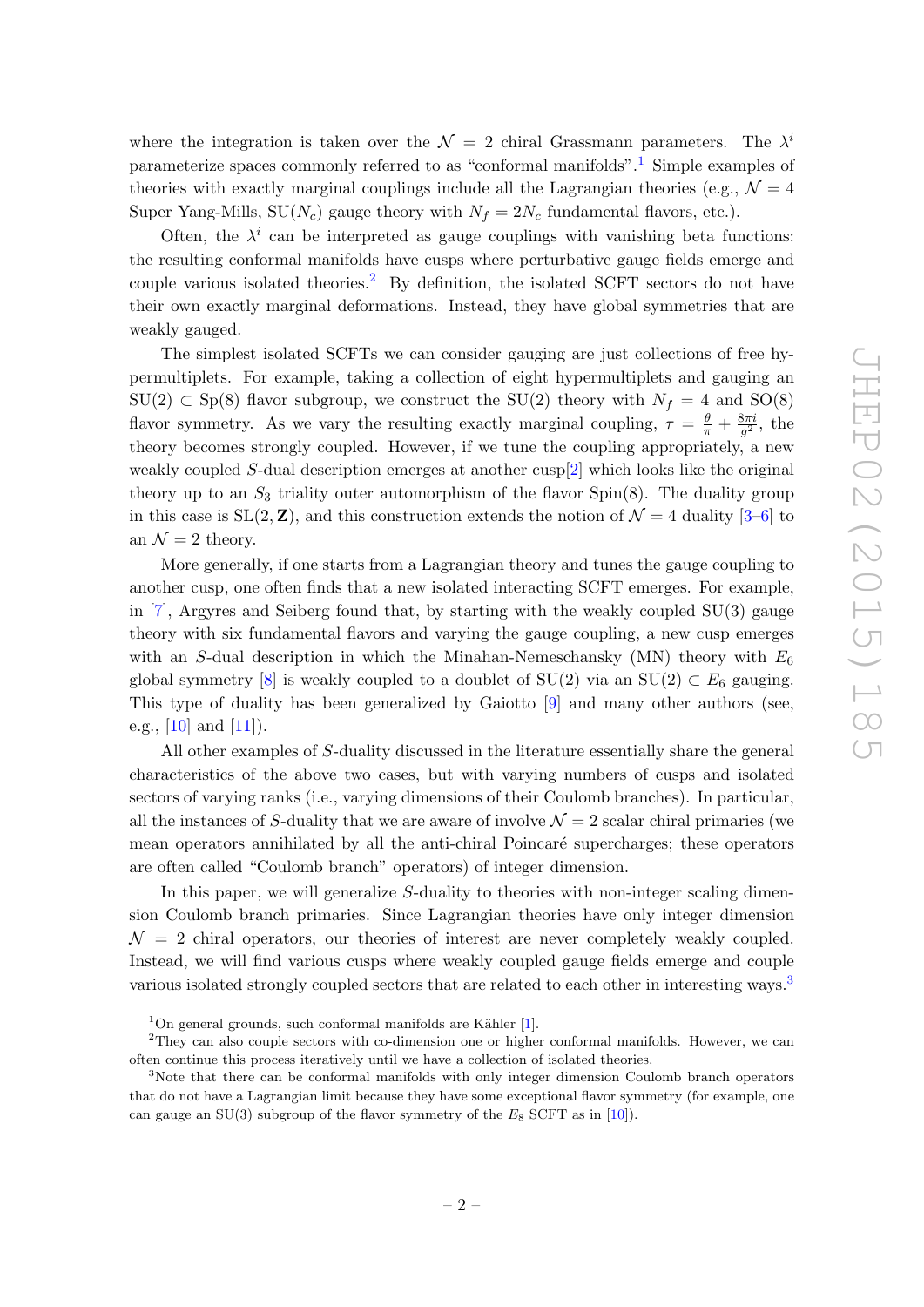where the integration is taken over the $\mathcal{N} = 2$ chiral Grassmann parameters. The $\lambda^i$ parameterize spaces commonly referred to as "conformal manifolds".[1] Simple examples of theories with exactly marginal couplings include all the Lagrangian theories (e.g., $\mathcal{N} = 4$ Super Yang-Mills, $\mathrm{SU}(N_c)$ gauge theory with $N_f = 2N_c$ fundamental flavors, etc.).

Often, the $\lambda^i$ can be interpreted as gauge couplings with vanishing beta functions: the resulting conformal manifolds have cusps where perturbative gauge fields emerge and couple various isolated theories.[2] By definition, the isolated SCFT sectors do not have their own exactly marginal deformations. Instead, they have global symmetries that are weakly gauged.

The simplest isolated SCFTs we can consider gauging are just collections of free hypermultiplets. For example, taking a collection of eight hypermultiplets and gauging an $\mathrm{SU}(2) \subset \mathrm{Sp}(8)$ flavor subgroup, we construct the $\mathrm{SU}(2)$ theory with $N_f = 4$ and $\mathrm{SO}(8)$ flavor symmetry. As we vary the resulting exactly marginal coupling, $\tau = \frac{\theta}{\pi} + \frac{8\pi i}{g^2}$, the theory becomes strongly coupled. However, if we tune the coupling appropriately, a new weakly coupled $S$-dual description emerges at another cusp[2] which looks like the original theory up to an $S_3$ triality outer automorphism of the flavor $\mathrm{Spin}(8)$. The duality group in this case is $\mathrm{SL}(2, \mathbf{Z})$, and this construction extends the notion of $\mathcal{N} = 4$ duality [3–6] to an $\mathcal{N} = 2$ theory.

More generally, if one starts from a Lagrangian theory and tunes the gauge coupling to another cusp, one often finds that a new isolated interacting SCFT emerges. For example, in [7], Argyres and Seiberg found that, by starting with the weakly coupled $\mathrm{SU}(3)$ gauge theory with six fundamental flavors and varying the gauge coupling, a new cusp emerges with an $S$-dual description in which the Minahan-Nemeschansky (MN) theory with $E_6$ global symmetry [8] is weakly coupled to a doublet of $\mathrm{SU}(2)$ via an $\mathrm{SU}(2) \subset E_6$ gauging. This type of duality has been generalized by Gaiotto [9] and many other authors (see, e.g., [10] and [11]).

All other examples of $S$-duality discussed in the literature essentially share the general characteristics of the above two cases, but with varying numbers of cusps and isolated sectors of varying ranks (i.e., varying dimensions of their Coulomb branches). In particular, all the instances of $S$-duality that we are aware of involve $\mathcal{N} = 2$ scalar chiral primaries (we mean operators annihilated by all the anti-chiral Poincaré supercharges; these operators are often called "Coulomb branch" operators) of integer dimension.

In this paper, we will generalize $S$-duality to theories with non-integer scaling dimension Coulomb branch primaries. Since Lagrangian theories have only integer dimension $\mathcal{N} = 2$ chiral operators, our theories of interest are never completely weakly coupled. Instead, we will find various cusps where weakly coupled gauge fields emerge and couple various isolated strongly coupled sectors that are related to each other in interesting ways.[3]

[1] On general grounds, such conformal manifolds are Kähler [1].

[2] They can also couple sectors with co-dimension one or higher conformal manifolds. However, we can often continue this process iteratively until we have a collection of isolated theories.

[3] Note that there can be conformal manifolds with only integer dimension Coulomb branch operators that do not have a Lagrangian limit because they have some exceptional flavor symmetry (for example, one can gauge an $\mathrm{SU}(3)$ subgroup of the flavor symmetry of the $E_8$ SCFT as in [10]).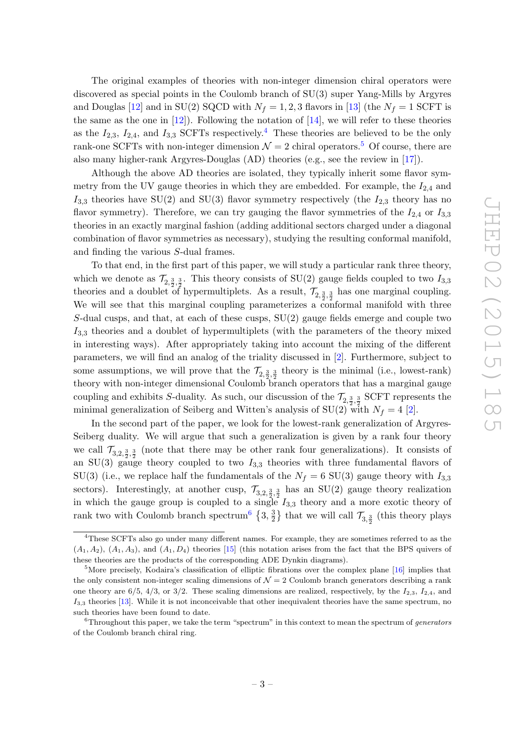The original examples of theories with non-integer dimension chiral operators were discovered as special points in the Coulomb branch of SU(3) super Yang-Mills by Argyres and Douglas [12] and in SU(2) SQCD with $N_f = 1, 2, 3$ flavors in [13] (the $N_f = 1$ SCFT is the same as the one in [12]). Following the notation of [14], we will refer to these theories as the $I_{2,3}$, $I_{2,4}$, and $I_{3,3}$ SCFTs respectively.[4] These theories are believed to be the only rank-one SCFTs with non-integer dimension $\mathcal{N} = 2$ chiral operators.[5] Of course, there are also many higher-rank Argyres-Douglas (AD) theories (e.g., see the review in [17]).

Although the above AD theories are isolated, they typically inherit some flavor symmetry from the UV gauge theories in which they are embedded. For example, the $I_{2,4}$ and $I_{3,3}$ theories have SU(2) and SU(3) flavor symmetry respectively (the $I_{2,3}$ theory has no flavor symmetry). Therefore, we can try gauging the flavor symmetries of the $I_{2,4}$ or $I_{3,3}$ theories in an exactly marginal fashion (adding additional sectors charged under a diagonal combination of flavor symmetries as necessary), studying the resulting conformal manifold, and finding the various $S$-dual frames.

To that end, in the first part of this paper, we will study a particular rank three theory, which we denote as $\mathcal{T}_{2,\frac{3}{2},\frac{3}{2}}$. This theory consists of SU(2) gauge fields coupled to two $I_{3,3}$ theories and a doublet of hypermultiplets. As a result, $\mathcal{T}_{2,\frac{3}{2},\frac{3}{2}}$ has one marginal coupling. We will see that this marginal coupling parameterizes a conformal manifold with three $S$-dual cusps, and that, at each of these cusps, SU(2) gauge fields emerge and couple two $I_{3,3}$ theories and a doublet of hypermultiplets (with the parameters of the theory mixed in interesting ways). After appropriately taking into account the mixing of the different parameters, we will find an analog of the triality discussed in [2]. Furthermore, subject to some assumptions, we will prove that the $\mathcal{T}_{2,\frac{3}{2},\frac{3}{2}}$ theory is the minimal (i.e., lowest-rank) theory with non-integer dimensional Coulomb branch operators that has a marginal gauge coupling and exhibits $S$-duality. As such, our discussion of the $\mathcal{T}_{2,\frac{3}{2},\frac{3}{2}}$ SCFT represents the minimal generalization of Seiberg and Witten's analysis of SU(2) with $N_f = 4$ [2].

In the second part of the paper, we look for the lowest-rank generalization of Argyres-Seiberg duality. We will argue that such a generalization is given by a rank four theory we call $\mathcal{T}_{3,2,\frac{3}{2},\frac{3}{2}}$ (note that there may be other rank four generalizations). It consists of an SU(3) gauge theory coupled to two $I_{3,3}$ theories with three fundamental flavors of SU(3) (i.e., we replace half the fundamentals of the $N_f = 6$ SU(3) gauge theory with $I_{3,3}$ sectors). Interestingly, at another cusp, $\mathcal{T}_{3,2,\frac{3}{2},\frac{3}{2}}$ has an SU(2) gauge theory realization in which the gauge group is coupled to a single $I_{3,3}$ theory and a more exotic theory of rank two with Coulomb branch spectrum[6] $\{3, \frac{3}{2}\}$ that we will call $\mathcal{T}_{3,\frac{3}{2}}$ (this theory plays

[4]These SCFTs also go under many different names. For example, they are sometimes referred to as the $(A_1, A_2)$, $(A_1, A_3)$, and $(A_1, D_4)$ theories [15] (this notation arises from the fact that the BPS quivers of these theories are the products of the corresponding ADE Dynkin diagrams).

[5]More precisely, Kodaira's classification of elliptic fibrations over the complex plane [16] implies that the only consistent non-integer scaling dimensions of $\mathcal{N} = 2$ Coulomb branch generators describing a rank one theory are 6/5, 4/3, or 3/2. These scaling dimensions are realized, respectively, by the $I_{2,3}$, $I_{2,4}$, and $I_{3,3}$ theories [13]. While it is not inconceivable that other inequivalent theories have the same spectrum, no such theories have been found to date.

[6]Throughout this paper, we take the term "spectrum" in this context to mean the spectrum of *generators* of the Coulomb branch chiral ring.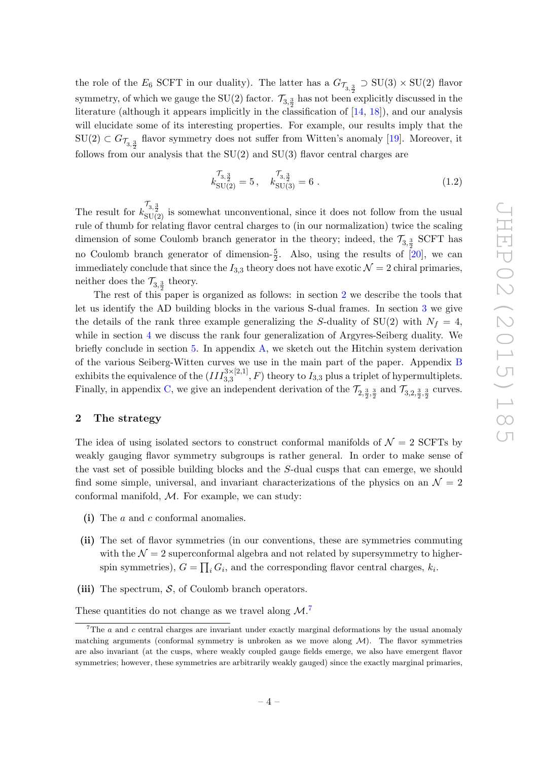the role of the $E_6$ SCFT in our duality). The latter has a $G_{\mathcal{T}_{3,\frac{3}{2}}} \supset \mathrm{SU}(3) \times \mathrm{SU}(2)$ flavor symmetry, of which we gauge the SU(2) factor. $\mathcal{T}_{3,\frac{3}{2}}$ has not been explicitly discussed in the literature (although it appears implicitly in the classification of [14, 18]), and our analysis will elucidate some of its interesting properties. For example, our results imply that the $\mathrm{SU}(2) \subset G_{\mathcal{T}_{3,\frac{3}{2}}}$ flavor symmetry does not suffer from Witten's anomaly [19]. Moreover, it follows from our analysis that the SU(2) and SU(3) flavor central charges are

$$k_{\mathrm{SU}(2)}^{\mathcal{T}_{3,\frac{3}{2}}} = 5\,, \quad k_{\mathrm{SU}(3)}^{\mathcal{T}_{3,\frac{3}{2}}} = 6\ . \tag{1.2}$$

The result for $k_{\mathrm{SU}(2)}^{\mathcal{T}_{3,\frac{3}{2}}}$ is somewhat unconventional, since it does not follow from the usual rule of thumb for relating flavor central charges to (in our normalization) twice the scaling dimension of some Coulomb branch generator in the theory; indeed, the $\mathcal{T}_{3,\frac{3}{2}}$ SCFT has no Coulomb branch generator of dimension-$\frac{5}{2}$. Also, using the results of [20], we can immediately conclude that since the $I_{3,3}$ theory does not have exotic $\mathcal{N}=2$ chiral primaries, neither does the $\mathcal{T}_{3,\frac{3}{2}}$ theory.

The rest of this paper is organized as follows: in section 2 we describe the tools that let us identify the AD building blocks in the various S-dual frames. In section 3 we give the details of the rank three example generalizing the $S$-duality of SU(2) with $N_f = 4$, while in section 4 we discuss the rank four generalization of Argyres-Seiberg duality. We briefly conclude in section 5. In appendix A, we sketch out the Hitchin system derivation of the various Seiberg-Witten curves we use in the main part of the paper. Appendix B exhibits the equivalence of the $(III_{3,3}^{3\times[2,1]}, F)$ theory to $I_{3,3}$ plus a triplet of hypermultiplets. Finally, in appendix C, we give an independent derivation of the $\mathcal{T}_{2,\frac{3}{2},\frac{3}{2}}$ and $\mathcal{T}_{3,2,\frac{3}{2},\frac{3}{2}}$ curves.

## 2 The strategy

The idea of using isolated sectors to construct conformal manifolds of $\mathcal{N}=2$ SCFTs by weakly gauging flavor symmetry subgroups is rather general. In order to make sense of the vast set of possible building blocks and the $S$-dual cusps that can emerge, we should find some simple, universal, and invariant characterizations of the physics on an $\mathcal{N}=2$ conformal manifold, $\mathcal{M}$. For example, we can study:

**(i)** The $a$ and $c$ conformal anomalies.

**(ii)** The set of flavor symmetries (in our conventions, these are symmetries commuting with the $\mathcal{N}=2$ superconformal algebra and not related by supersymmetry to higher-spin symmetries), $G = \prod_i G_i$, and the corresponding flavor central charges, $k_i$.

**(iii)** The spectrum, $\mathcal{S}$, of Coulomb branch operators.

These quantities do not change as we travel along $\mathcal{M}$.[7]

[7] The $a$ and $c$ central charges are invariant under exactly marginal deformations by the usual anomaly matching arguments (conformal symmetry is unbroken as we move along $\mathcal{M}$). The flavor symmetries are also invariant (at the cusps, where weakly coupled gauge fields emerge, we also have emergent flavor symmetries; however, these symmetries are arbitrarily weakly gauged) since the exactly marginal primaries,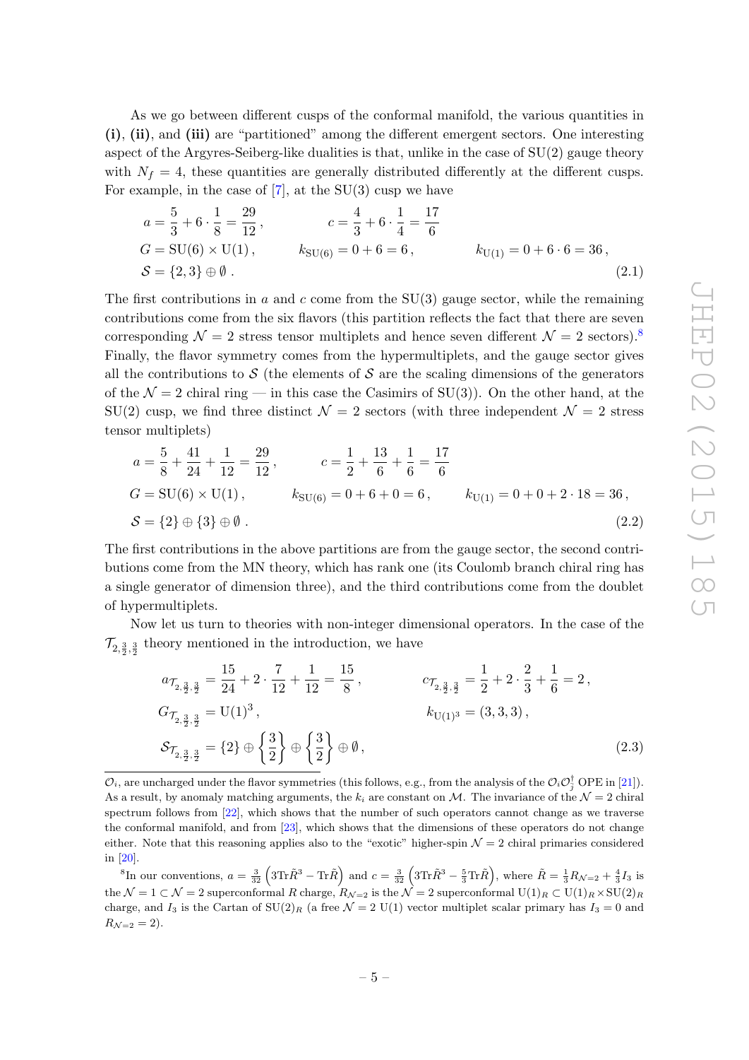As we go between different cusps of the conformal manifold, the various quantities in **(i)**, **(ii)**, and **(iii)** are "partitioned" among the different emergent sectors. One interesting aspect of the Argyres-Seiberg-like dualities is that, unlike in the case of SU(2) gauge theory with $N_f = 4$, these quantities are generally distributed differently at the different cusps. For example, in the case of [7], at the SU(3) cusp we have

$$
\begin{aligned}
& a = \frac{5}{3} + 6 \cdot \frac{1}{8} = \frac{29}{12}\,, \qquad c = \frac{4}{3} + 6 \cdot \frac{1}{4} = \frac{17}{6} \\
& G = \mathrm{SU}(6) \times \mathrm{U}(1)\,, \qquad k_{\mathrm{SU}(6)} = 0 + 6 = 6\,, \qquad k_{\mathrm{U}(1)} = 0 + 6 \cdot 6 = 36\,, \\
& \mathcal{S} = \{2, 3\} \oplus \emptyset\,. 
\end{aligned}
\tag{2.1}
$$

The first contributions in $a$ and $c$ come from the SU(3) gauge sector, while the remaining contributions come from the six flavors (this partition reflects the fact that there are seven corresponding $\mathcal{N} = 2$ stress tensor multiplets and hence seven different $\mathcal{N} = 2$ sectors).[8] Finally, the flavor symmetry comes from the hypermultiplets, and the gauge sector gives all the contributions to $\mathcal{S}$ (the elements of $\mathcal{S}$ are the scaling dimensions of the generators of the $\mathcal{N} = 2$ chiral ring — in this case the Casimirs of SU(3)). On the other hand, at the SU(2) cusp, we find three distinct $\mathcal{N} = 2$ sectors (with three independent $\mathcal{N} = 2$ stress tensor multiplets)

$$
\begin{aligned}
& a = \frac{5}{8} + \frac{41}{24} + \frac{1}{12} = \frac{29}{12}\,, \qquad c = \frac{1}{2} + \frac{13}{6} + \frac{1}{6} = \frac{17}{6} \\
& G = \mathrm{SU}(6) \times \mathrm{U}(1)\,, \qquad k_{\mathrm{SU}(6)} = 0 + 6 + 0 = 6\,, \qquad k_{\mathrm{U}(1)} = 0 + 0 + 2 \cdot 18 = 36\,, \\
& \mathcal{S} = \{2\} \oplus \{3\} \oplus \emptyset\,. 
\end{aligned}
\tag{2.2}
$$

The first contributions in the above partitions are from the gauge sector, the second contributions come from the MN theory, which has rank one (its Coulomb branch chiral ring has a single generator of dimension three), and the third contributions come from the doublet of hypermultiplets.

Now let us turn to theories with non-integer dimensional operators. In the case of the $\mathcal{T}_{2,\frac{3}{2},\frac{3}{2}}$ theory mentioned in the introduction, we have

$$
\begin{aligned}
& a_{\mathcal{T}_{2,\frac{3}{2},\frac{3}{2}}} = \frac{15}{24} + 2 \cdot \frac{7}{12} + \frac{1}{12} = \frac{15}{8}\,, \qquad c_{\mathcal{T}_{2,\frac{3}{2},\frac{3}{2}}} = \frac{1}{2} + 2 \cdot \frac{2}{3} + \frac{1}{6} = 2\,, \\
& G_{\mathcal{T}_{2,\frac{3}{2},\frac{3}{2}}} = \mathrm{U}(1)^3\,, \qquad k_{\mathrm{U}(1)^3} = (3, 3, 3)\,, \\
& \mathcal{S}_{\mathcal{T}_{2,\frac{3}{2},\frac{3}{2}}} = \{2\} \oplus \left\{\frac{3}{2}\right\} \oplus \left\{\frac{3}{2}\right\} \oplus \emptyset\,, 
\end{aligned}
\tag{2.3}
$$

---

$\mathcal{O}_i$, are uncharged under the flavor symmetries (this follows, e.g., from the analysis of the $\mathcal{O}_i\mathcal{O}_j^\dagger$ OPE in [21]). As a result, by anomaly matching arguments, the $k_i$ are constant on $\mathcal{M}$. The invariance of the $\mathcal{N} = 2$ chiral spectrum follows from [22], which shows that the number of such operators cannot change as we traverse the conformal manifold, and from [23], which shows that the dimensions of these operators do not change either. Note that this reasoning applies also to the "exotic" higher-spin $\mathcal{N} = 2$ chiral primaries considered in [20].

[8] In our conventions, $a = \frac{3}{32}\left(3\mathrm{Tr}\tilde{R}^3 - \mathrm{Tr}\tilde{R}\right)$ and $c = \frac{3}{32}\left(3\mathrm{Tr}\tilde{R}^3 - \frac{5}{3}\mathrm{Tr}\tilde{R}\right)$, where $\tilde{R} = \frac{1}{3}R_{\mathcal{N}=2} + \frac{4}{3}I_3$ is the $\mathcal{N} = 1 \subset \mathcal{N} = 2$ superconformal $R$ charge, $R_{\mathcal{N}=2}$ is the $\mathcal{N} = 2$ superconformal $\mathrm{U}(1)_R \subset \mathrm{U}(1)_R \times \mathrm{SU}(2)_R$ charge, and $I_3$ is the Cartan of $\mathrm{SU}(2)_R$ (a free $\mathcal{N} = 2$ U(1) vector multiplet scalar primary has $I_3 = 0$ and $R_{\mathcal{N}=2} = 2$).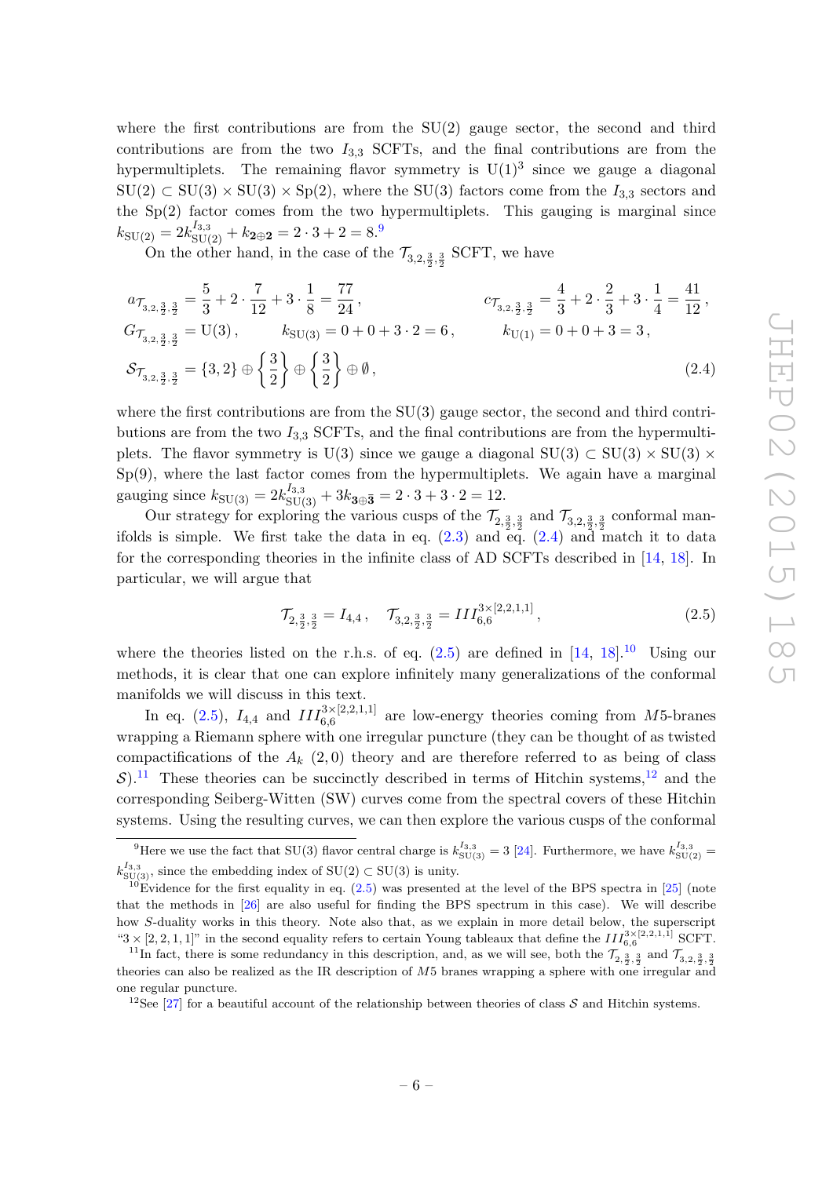where the first contributions are from the SU(2) gauge sector, the second and third contributions are from the two $I_{3,3}$ SCFTs, and the final contributions are from the hypermultiplets. The remaining flavor symmetry is $\mathrm{U}(1)^3$ since we gauge a diagonal $\mathrm{SU}(2) \subset \mathrm{SU}(3) \times \mathrm{SU}(3) \times \mathrm{Sp}(2)$, where the SU(3) factors come from the $I_{3,3}$ sectors and the Sp(2) factor comes from the two hypermultiplets. This gauging is marginal since $k_{\mathrm{SU}(2)} = 2k^{I_{3,3}}_{\mathrm{SU}(2)} + k_{\mathbf{2}\oplus\mathbf{2}} = 2 \cdot 3 + 2 = 8$.[9]

On the other hand, in the case of the $\mathcal{T}_{3,2,\frac{3}{2},\frac{3}{2}}$ SCFT, we have

$$
\begin{aligned}
&a_{\mathcal{T}_{3,2,\frac{3}{2},\frac{3}{2}}} = \frac{5}{3} + 2 \cdot \frac{7}{12} + 3 \cdot \frac{1}{8} = \frac{77}{24}\,, \qquad\qquad c_{\mathcal{T}_{3,2,\frac{3}{2},\frac{3}{2}}} = \frac{4}{3} + 2 \cdot \frac{2}{3} + 3 \cdot \frac{1}{4} = \frac{41}{12}\,, \\
&G_{\mathcal{T}_{3,2,\frac{3}{2},\frac{3}{2}}} = \mathrm{U}(3)\,, \qquad k_{\mathrm{SU}(3)} = 0 + 0 + 3 \cdot 2 = 6\,, \qquad k_{\mathrm{U}(1)} = 0 + 0 + 3 = 3\,, \\
&\mathcal{S}_{\mathcal{T}_{3,2,\frac{3}{2},\frac{3}{2}}} = \{3,2\} \oplus \left\{\frac{3}{2}\right\} \oplus \left\{\frac{3}{2}\right\} \oplus \emptyset\,,
\end{aligned}
\tag{2.4}
$$

where the first contributions are from the SU(3) gauge sector, the second and third contributions are from the two $I_{3,3}$ SCFTs, and the final contributions are from the hypermultiplets. The flavor symmetry is U(3) since we gauge a diagonal $\mathrm{SU}(3) \subset \mathrm{SU}(3) \times \mathrm{SU}(3) \times \mathrm{Sp}(9)$, where the last factor comes from the hypermultiplets. We again have a marginal gauging since $k_{\mathrm{SU}(3)} = 2k^{I_{3,3}}_{\mathrm{SU}(3)} + 3k_{\mathbf{3}\oplus\bar{\mathbf{3}}} = 2 \cdot 3 + 3 \cdot 2 = 12$.

Our strategy for exploring the various cusps of the $\mathcal{T}_{2,\frac{3}{2},\frac{3}{2}}$ and $\mathcal{T}_{3,2,\frac{3}{2},\frac{3}{2}}$ conformal manifolds is simple. We first take the data in eq. (2.3) and eq. (2.4) and match it to data for the corresponding theories in the infinite class of AD SCFTs described in [14, 18]. In particular, we will argue that

$$
\mathcal{T}_{2,\frac{3}{2},\frac{3}{2}} = I_{4,4}\,, \quad \mathcal{T}_{3,2,\frac{3}{2},\frac{3}{2}} = III^{3\times[2,2,1,1]}_{6,6}\,, \tag{2.5}
$$

where the theories listed on the r.h.s. of eq. (2.5) are defined in [14, 18].[10] Using our methods, it is clear that one can explore infinitely many generalizations of the conformal manifolds we will discuss in this text.

In eq. (2.5), $I_{4,4}$ and $III^{3\times[2,2,1,1]}_{6,6}$ are low-energy theories coming from $M5$-branes wrapping a Riemann sphere with one irregular puncture (they can be thought of as twisted compactifications of the $A_k$ (2,0) theory and are therefore referred to as being of class $\mathcal{S}$).[11] These theories can be succinctly described in terms of Hitchin systems,[12] and the corresponding Seiberg-Witten (SW) curves come from the spectral covers of these Hitchin systems. Using the resulting curves, we can then explore the various cusps of the conformal

---

[9] Here we use the fact that SU(3) flavor central charge is $k^{I_{3,3}}_{\mathrm{SU}(3)} = 3$ [24]. Furthermore, we have $k^{I_{3,3}}_{\mathrm{SU}(2)} = k^{I_{3,3}}_{\mathrm{SU}(3)}$, since the embedding index of $\mathrm{SU}(2) \subset \mathrm{SU}(3)$ is unity.

[10] Evidence for the first equality in eq. (2.5) was presented at the level of the BPS spectra in [25] (note that the methods in [26] are also useful for finding the BPS spectrum in this case). We will describe how $S$-duality works in this theory. Note also that, as we explain in more detail below, the superscript "$3 \times [2,2,1,1]$" in the second equality refers to certain Young tableaux that define the $III^{3\times[2,2,1,1]}_{6,6}$ SCFT.

[11] In fact, there is some redundancy in this description, and, as we will see, both the $\mathcal{T}_{2,\frac{3}{2},\frac{3}{2}}$ and $\mathcal{T}_{3,2,\frac{3}{2},\frac{3}{2}}$ theories can also be realized as the IR description of $M5$ branes wrapping a sphere with one irregular and one regular puncture.

[12] See [27] for a beautiful account of the relationship between theories of class $\mathcal{S}$ and Hitchin systems.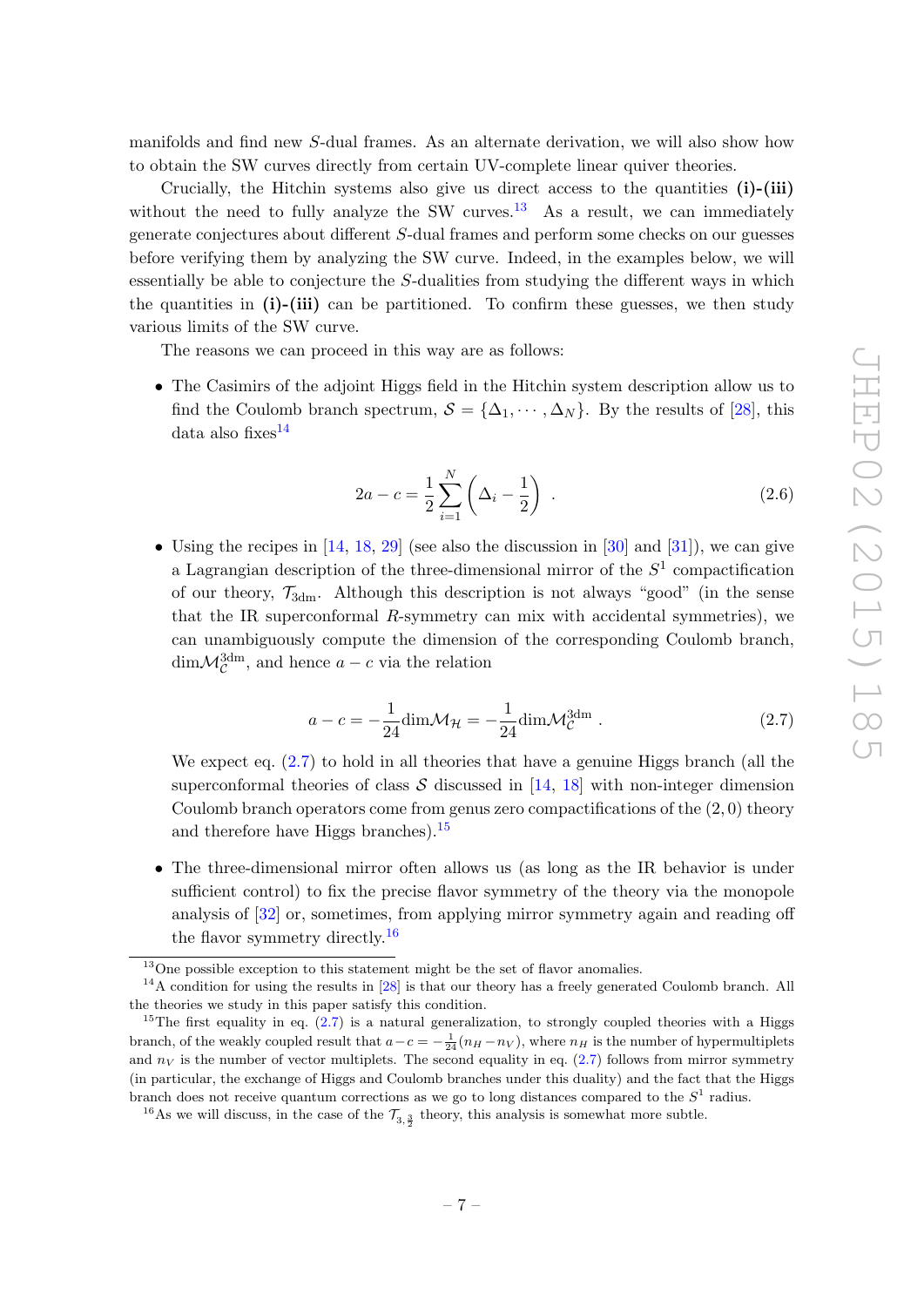manifolds and find new $S$-dual frames. As an alternate derivation, we will also show how to obtain the SW curves directly from certain UV-complete linear quiver theories.

Crucially, the Hitchin systems also give us direct access to the quantities **(i)-(iii)** without the need to fully analyze the SW curves.[13] As a result, we can immediately generate conjectures about different $S$-dual frames and perform some checks on our guesses before verifying them by analyzing the SW curve. Indeed, in the examples below, we will essentially be able to conjecture the $S$-dualities from studying the different ways in which the quantities in **(i)-(iii)** can be partitioned. To confirm these guesses, we then study various limits of the SW curve.

The reasons we can proceed in this way are as follows:

- The Casimirs of the adjoint Higgs field in the Hitchin system description allow us to find the Coulomb branch spectrum, $\mathcal{S} = \{\Delta_1, \cdots, \Delta_N\}$. By the results of [28], this data also fixes[14]

$$2a - c = \frac{1}{2}\sum_{i=1}^{N}\left(\Delta_i - \frac{1}{2}\right) . \tag{2.6}$$

- Using the recipes in [14, 18, 29] (see also the discussion in [30] and [31]), we can give a Lagrangian description of the three-dimensional mirror of the $S^1$ compactification of our theory, $\mathcal{T}_{\rm 3dm}$. Although this description is not always "good" (in the sense that the IR superconformal $R$-symmetry can mix with accidental symmetries), we can unambiguously compute the dimension of the corresponding Coulomb branch, $\dim\mathcal{M}_{\mathcal{C}}^{\rm 3dm}$, and hence $a - c$ via the relation

$$a - c = -\frac{1}{24}\dim\mathcal{M}_{\mathcal{H}} = -\frac{1}{24}\dim\mathcal{M}_{\mathcal{C}}^{\rm 3dm} . \tag{2.7}$$

  We expect eq. (2.7) to hold in all theories that have a genuine Higgs branch (all the superconformal theories of class $\mathcal{S}$ discussed in [14, 18] with non-integer dimension Coulomb branch operators come from genus zero compactifications of the $(2,0)$ theory and therefore have Higgs branches).[15]

- The three-dimensional mirror often allows us (as long as the IR behavior is under sufficient control) to fix the precise flavor symmetry of the theory via the monopole analysis of [32] or, sometimes, from applying mirror symmetry again and reading off the flavor symmetry directly.[16]

---

[13] One possible exception to this statement might be the set of flavor anomalies.

[14] A condition for using the results in [28] is that our theory has a freely generated Coulomb branch. All the theories we study in this paper satisfy this condition.

[15] The first equality in eq. (2.7) is a natural generalization, to strongly coupled theories with a Higgs branch, of the weakly coupled result that $a - c = -\frac{1}{24}(n_H - n_V)$, where $n_H$ is the number of hypermultiplets and $n_V$ is the number of vector multiplets. The second equality in eq. (2.7) follows from mirror symmetry (in particular, the exchange of Higgs and Coulomb branches under this duality) and the fact that the Higgs branch does not receive quantum corrections as we go to long distances compared to the $S^1$ radius.

[16] As we will discuss, in the case of the $\mathcal{T}_{3,\frac{3}{2}}$ theory, this analysis is somewhat more subtle.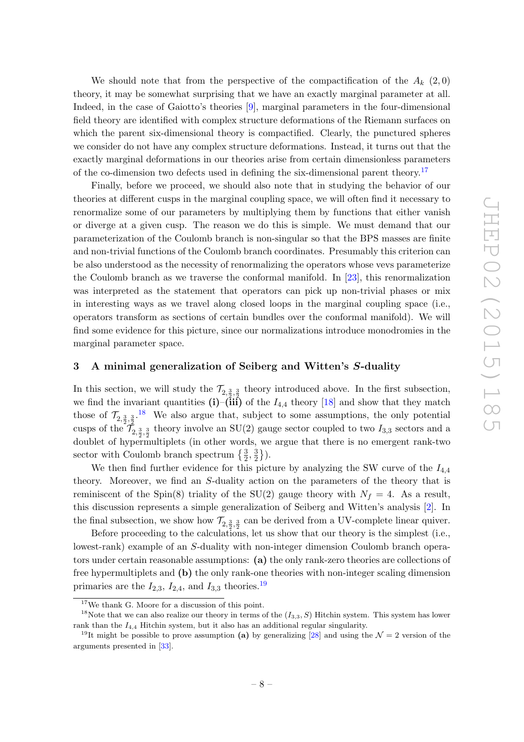We should note that from the perspective of the compactification of the $A_k$ $(2,0)$ theory, it may be somewhat surprising that we have an exactly marginal parameter at all. Indeed, in the case of Gaiotto's theories [9], marginal parameters in the four-dimensional field theory are identified with complex structure deformations of the Riemann surfaces on which the parent six-dimensional theory is compactified. Clearly, the punctured spheres we consider do not have any complex structure deformations. Instead, it turns out that the exactly marginal deformations in our theories arise from certain dimensionless parameters of the co-dimension two defects used in defining the six-dimensional parent theory.[17]

Finally, before we proceed, we should also note that in studying the behavior of our theories at different cusps in the marginal coupling space, we will often find it necessary to renormalize some of our parameters by multiplying them by functions that either vanish or diverge at a given cusp. The reason we do this is simple. We must demand that our parameterization of the Coulomb branch is non-singular so that the BPS masses are finite and non-trivial functions of the Coulomb branch coordinates. Presumably this criterion can be also understood as the necessity of renormalizing the operators whose vevs parameterize the Coulomb branch as we traverse the conformal manifold. In [23], this renormalization was interpreted as the statement that operators can pick up non-trivial phases or mix in interesting ways as we travel along closed loops in the marginal coupling space (i.e., operators transform as sections of certain bundles over the conformal manifold). We will find some evidence for this picture, since our normalizations introduce monodromies in the marginal parameter space.

## 3 A minimal generalization of Seiberg and Witten's $S$-duality

In this section, we will study the $\mathcal{T}_{2,\frac{3}{2},\frac{3}{2}}$ theory introduced above. In the first subsection, we find the invariant quantities **(i)**–**(iii)** of the $I_{4,4}$ theory [18] and show that they match those of $\mathcal{T}_{2,\frac{3}{2},\frac{3}{2}}$.[18] We also argue that, subject to some assumptions, the only potential cusps of the $\mathcal{T}_{2,\frac{3}{2},\frac{3}{2}}$ theory involve an SU(2) gauge sector coupled to two $I_{3,3}$ sectors and a doublet of hypermultiplets (in other words, we argue that there is no emergent rank-two sector with Coulomb branch spectrum $\left\{\frac{3}{2},\frac{3}{2}\right\}$).

We then find further evidence for this picture by analyzing the SW curve of the $I_{4,4}$ theory. Moreover, we find an $S$-duality action on the parameters of the theory that is reminiscent of the Spin(8) triality of the SU(2) gauge theory with $N_f=4$. As a result, this discussion represents a simple generalization of Seiberg and Witten's analysis [2]. In the final subsection, we show how $\mathcal{T}_{2,\frac{3}{2},\frac{3}{2}}$ can be derived from a UV-complete linear quiver.

Before proceeding to the calculations, let us show that our theory is the simplest (i.e., lowest-rank) example of an $S$-duality with non-integer dimension Coulomb branch operators under certain reasonable assumptions: **(a)** the only rank-zero theories are collections of free hypermultiplets and **(b)** the only rank-one theories with non-integer scaling dimension primaries are the $I_{2,3}$, $I_{2,4}$, and $I_{3,3}$ theories.[19]

---

[17] We thank G. Moore for a discussion of this point.

[18] Note that we can also realize our theory in terms of the $(I_{3,3}, S)$ Hitchin system. This system has lower rank than the $I_{4,4}$ Hitchin system, but it also has an additional regular singularity.

[19] It might be possible to prove assumption **(a)** by generalizing [28] and using the $\mathcal{N}=2$ version of the arguments presented in [33].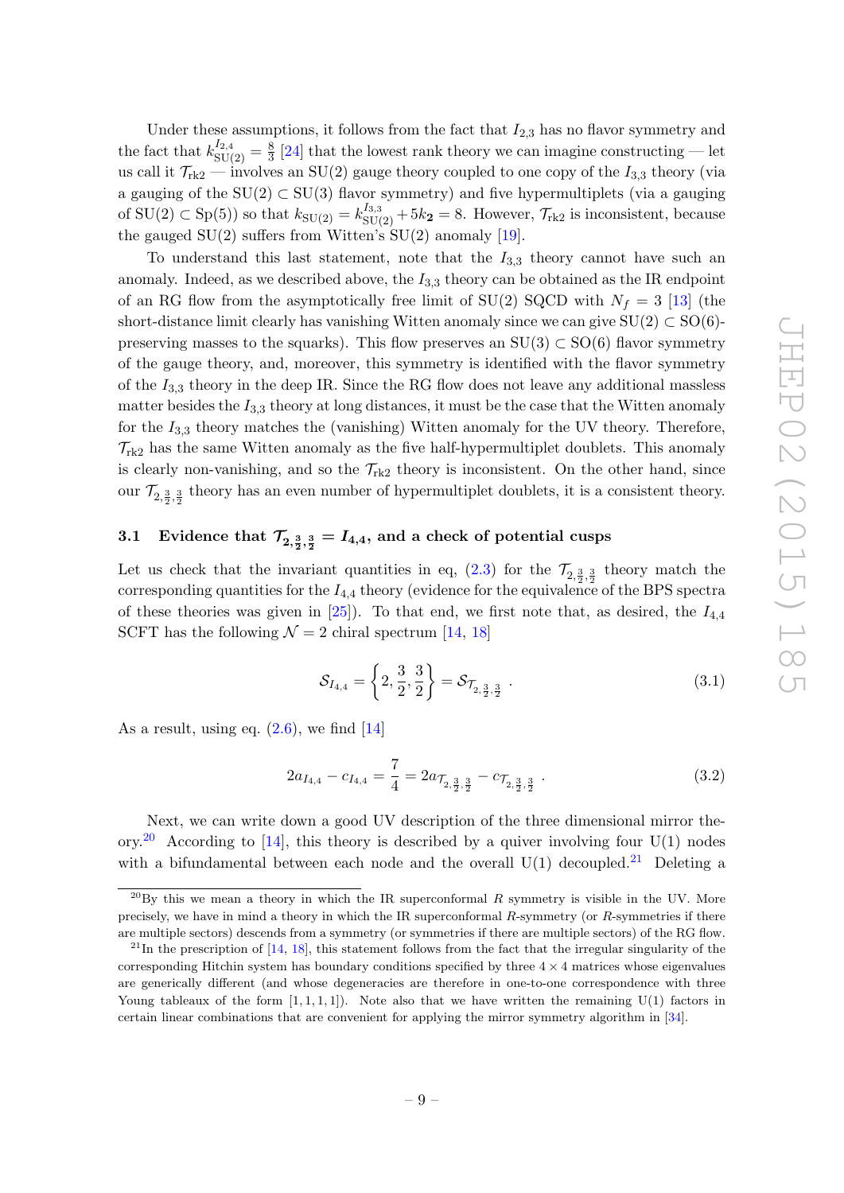Under these assumptions, it follows from the fact that $I_{2,3}$ has no flavor symmetry and the fact that $k_{\mathrm{SU}(2)}^{I_{2,4}} = \frac{8}{3}$ [24] that the lowest rank theory we can imagine constructing — let us call it $\mathcal{T}_{\mathrm{rk2}}$ — involves an SU(2) gauge theory coupled to one copy of the $I_{3,3}$ theory (via a gauging of the $\mathrm{SU}(2) \subset \mathrm{SU}(3)$ flavor symmetry) and five hypermultiplets (via a gauging of $\mathrm{SU}(2) \subset \mathrm{Sp}(5)$) so that $k_{\mathrm{SU}(2)} = k_{\mathrm{SU}(2)}^{I_{3,3}} + 5k_{\mathbf{2}} = 8$. However, $\mathcal{T}_{\mathrm{rk2}}$ is inconsistent, because the gauged SU(2) suffers from Witten's SU(2) anomaly [19].

To understand this last statement, note that the $I_{3,3}$ theory cannot have such an anomaly. Indeed, as we described above, the $I_{3,3}$ theory can be obtained as the IR endpoint of an RG flow from the asymptotically free limit of SU(2) SQCD with $N_f = 3$ [13] (the short-distance limit clearly has vanishing Witten anomaly since we can give $\mathrm{SU}(2) \subset \mathrm{SO}(6)$-preserving masses to the squarks). This flow preserves an $\mathrm{SU}(3) \subset \mathrm{SO}(6)$ flavor symmetry of the gauge theory, and, moreover, this symmetry is identified with the flavor symmetry of the $I_{3,3}$ theory in the deep IR. Since the RG flow does not leave any additional massless matter besides the $I_{3,3}$ theory at long distances, it must be the case that the Witten anomaly for the $I_{3,3}$ theory matches the (vanishing) Witten anomaly for the UV theory. Therefore, $\mathcal{T}_{\mathrm{rk2}}$ has the same Witten anomaly as the five half-hypermultiplet doublets. This anomaly is clearly non-vanishing, and so the $\mathcal{T}_{\mathrm{rk2}}$ theory is inconsistent. On the other hand, since our $\mathcal{T}_{2,\frac{3}{2},\frac{3}{2}}$ theory has an even number of hypermultiplet doublets, it is a consistent theory.

### 3.1 Evidence that $\mathcal{T}_{2,\frac{3}{2},\frac{3}{2}} = I_{4,4}$, and a check of potential cusps

Let us check that the invariant quantities in eq, (2.3) for the $\mathcal{T}_{2,\frac{3}{2},\frac{3}{2}}$ theory match the corresponding quantities for the $I_{4,4}$ theory (evidence for the equivalence of the BPS spectra of these theories was given in [25]). To that end, we first note that, as desired, the $I_{4,4}$ SCFT has the following $\mathcal{N}=2$ chiral spectrum [14, 18]

$$\mathcal{S}_{I_{4,4}} = \left\{2, \frac{3}{2}, \frac{3}{2}\right\} = \mathcal{S}_{\mathcal{T}_{2,\frac{3}{2},\frac{3}{2}}} . \tag{3.1}$$

As a result, using eq. (2.6), we find [14]

$$2a_{I_{4,4}} - c_{I_{4,4}} = \frac{7}{4} = 2a_{\mathcal{T}_{2,\frac{3}{2},\frac{3}{2}}} - c_{\mathcal{T}_{2,\frac{3}{2},\frac{3}{2}}} . \tag{3.2}$$

Next, we can write down a good UV description of the three dimensional mirror theory.[20] According to [14], this theory is described by a quiver involving four U(1) nodes with a bifundamental between each node and the overall U(1) decoupled.[21] Deleting a

[20] By this we mean a theory in which the IR superconformal $R$ symmetry is visible in the UV. More precisely, we have in mind a theory in which the IR superconformal $R$-symmetry (or $R$-symmetries if there are multiple sectors) descends from a symmetry (or symmetries if there are multiple sectors) of the RG flow.

[21] In the prescription of [14, 18], this statement follows from the fact that the irregular singularity of the corresponding Hitchin system has boundary conditions specified by three $4 \times 4$ matrices whose eigenvalues are generically different (and whose degeneracies are therefore in one-to-one correspondence with three Young tableaux of the form $[1, 1, 1, 1]$). Note also that we have written the remaining U(1) factors in certain linear combinations that are convenient for applying the mirror symmetry algorithm in [34].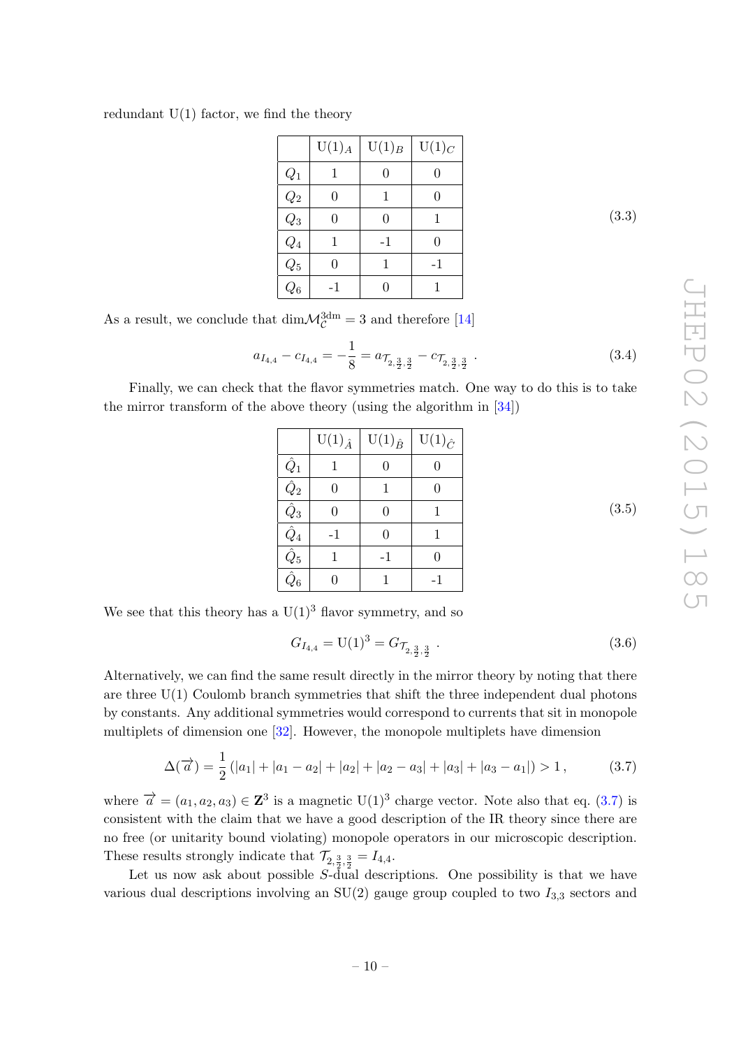redundant U(1) factor, we find the theory

|  | $\mathrm{U}(1)_A$ | $\mathrm{U}(1)_B$ | $\mathrm{U}(1)_C$ |
|---|---|---|---|
| $Q_1$ | 1 | 0 | 0 |
| $Q_2$ | 0 | 1 | 0 |
| $Q_3$ | 0 | 0 | 1 |
| $Q_4$ | 1 | -1 | 0 |
| $Q_5$ | 0 | 1 | -1 |
| $Q_6$ | -1 | 0 | 1 |

(3.3)

As a result, we conclude that $\dim\mathcal{M}_{\mathcal{C}}^{\rm 3dm} = 3$ and therefore [14]

$$a_{I_{4,4}} - c_{I_{4,4}} = -\frac{1}{8} = a_{\mathcal{T}_{2,\frac{3}{2},\frac{3}{2}}} - c_{\mathcal{T}_{2,\frac{3}{2},\frac{3}{2}}} \ . \tag{3.4}$$

Finally, we can check that the flavor symmetries match. One way to do this is to take the mirror transform of the above theory (using the algorithm in [34])

|  | $\mathrm{U}(1)_{\hat{A}}$ | $\mathrm{U}(1)_{\hat{B}}$ | $\mathrm{U}(1)_{\hat{C}}$ |
|---|---|---|---|
| $\hat{Q}_1$ | 1 | 0 | 0 |
| $\hat{Q}_2$ | 0 | 1 | 0 |
| $\hat{Q}_3$ | 0 | 0 | 1 |
| $\hat{Q}_4$ | -1 | 0 | 1 |
| $\hat{Q}_5$ | 1 | -1 | 0 |
| $\hat{Q}_6$ | 0 | 1 | -1 |

(3.5)

We see that this theory has a $\mathrm{U}(1)^3$ flavor symmetry, and so

$$G_{I_{4,4}} = \mathrm{U}(1)^3 = G_{\mathcal{T}_{2,\frac{3}{2},\frac{3}{2}}} \ . \tag{3.6}$$

Alternatively, we can find the same result directly in the mirror theory by noting that there are three U(1) Coulomb branch symmetries that shift the three independent dual photons by constants. Any additional symmetries would correspond to currents that sit in monopole multiplets of dimension one [32]. However, the monopole multiplets have dimension

$$\Delta(\vec{a}) = \frac{1}{2}\left(|a_1| + |a_1 - a_2| + |a_2| + |a_2 - a_3| + |a_3| + |a_3 - a_1|\right) > 1 \,, \tag{3.7}$$

where $\vec{a} = (a_1, a_2, a_3) \in \mathbf{Z}^3$ is a magnetic $\mathrm{U}(1)^3$ charge vector. Note also that eq. (3.7) is consistent with the claim that we have a good description of the IR theory since there are no free (or unitarity bound violating) monopole operators in our microscopic description. These results strongly indicate that $\mathcal{T}_{2,\frac{3}{2},\frac{3}{2}} = I_{4,4}$.

Let us now ask about possible $S$-dual descriptions. One possibility is that we have various dual descriptions involving an SU(2) gauge group coupled to two $I_{3,3}$ sectors and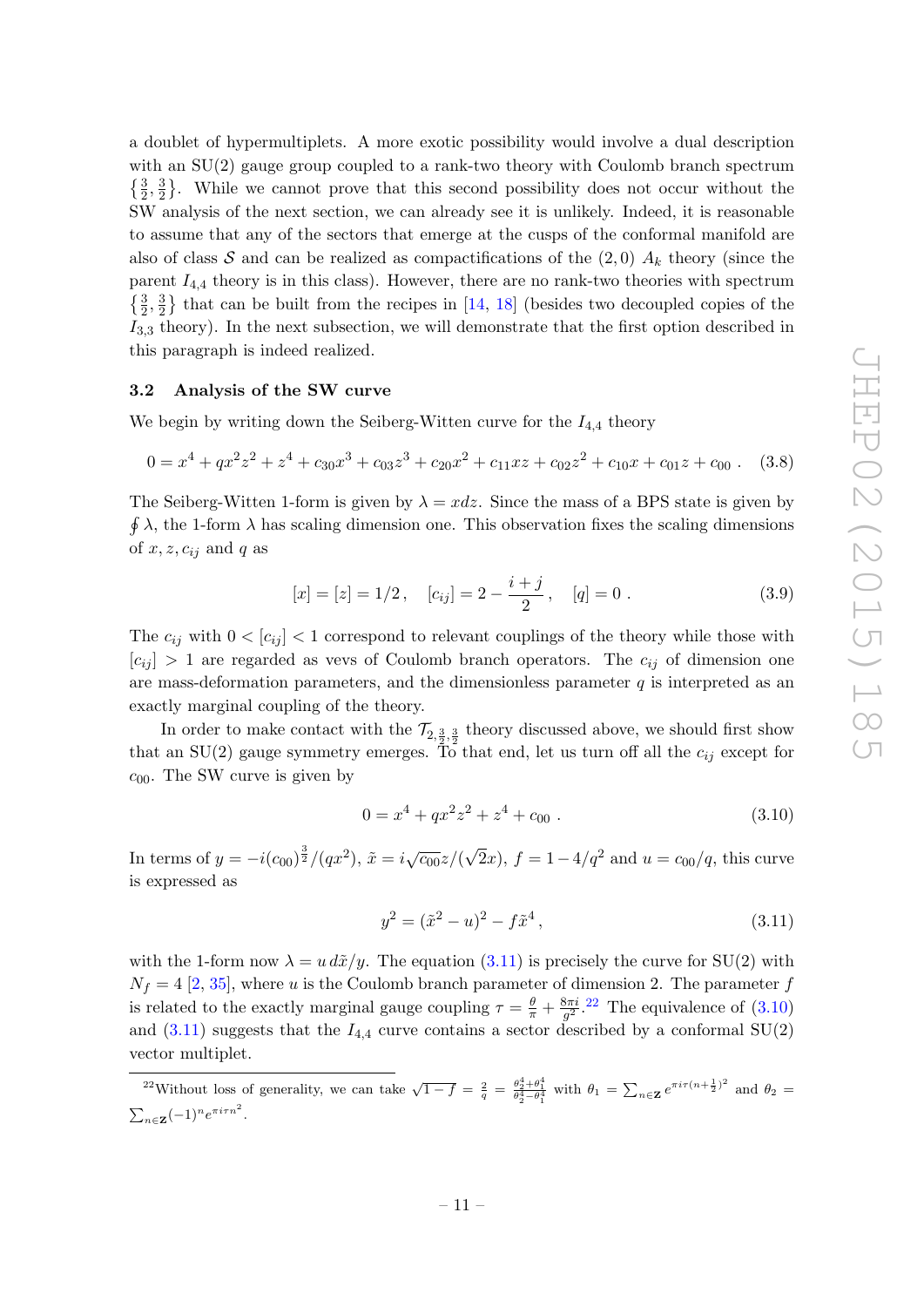a doublet of hypermultiplets. A more exotic possibility would involve a dual description with an SU(2) gauge group coupled to a rank-two theory with Coulomb branch spectrum $\{\frac{3}{2}, \frac{3}{2}\}$. While we cannot prove that this second possibility does not occur without the SW analysis of the next section, we can already see it is unlikely. Indeed, it is reasonable to assume that any of the sectors that emerge at the cusps of the conformal manifold are also of class $\mathcal{S}$ and can be realized as compactifications of the $(2,0)$ $A_k$ theory (since the parent $I_{4,4}$ theory is in this class). However, there are no rank-two theories with spectrum $\{\frac{3}{2}, \frac{3}{2}\}$ that can be built from the recipes in [14, 18] (besides two decoupled copies of the $I_{3,3}$ theory). In the next subsection, we will demonstrate that the first option described in this paragraph is indeed realized.

### 3.2 Analysis of the SW curve

We begin by writing down the Seiberg-Witten curve for the $I_{4,4}$ theory

$$0 = x^4 + qx^2z^2 + z^4 + c_{30}x^3 + c_{03}z^3 + c_{20}x^2 + c_{11}xz + c_{02}z^2 + c_{10}x + c_{01}z + c_{00}\ . \tag{3.8}$$

The Seiberg-Witten 1-form is given by $\lambda = xdz$. Since the mass of a BPS state is given by $\oint \lambda$, the 1-form $\lambda$ has scaling dimension one. This observation fixes the scaling dimensions of $x, z, c_{ij}$ and $q$ as

$$[x] = [z] = 1/2\,, \quad [c_{ij}] = 2 - \frac{i+j}{2}\,, \quad [q] = 0\ . \tag{3.9}$$

The $c_{ij}$ with $0 < [c_{ij}] < 1$ correspond to relevant couplings of the theory while those with $[c_{ij}] > 1$ are regarded as vevs of Coulomb branch operators. The $c_{ij}$ of dimension one are mass-deformation parameters, and the dimensionless parameter $q$ is interpreted as an exactly marginal coupling of the theory.

In order to make contact with the $\mathcal{T}_{2,\frac{3}{2},\frac{3}{2}}$ theory discussed above, we should first show that an SU(2) gauge symmetry emerges. To that end, let us turn off all the $c_{ij}$ except for $c_{00}$. The SW curve is given by

$$0 = x^4 + qx^2z^2 + z^4 + c_{00}\ . \tag{3.10}$$

In terms of $y = -i(c_{00})^{\frac{3}{2}}/(qx^2)$, $\tilde{x} = i\sqrt{c_{00}}z/(\sqrt{2}x)$, $f = 1 - 4/q^2$ and $u = c_{00}/q$, this curve is expressed as

$$y^2 = (\tilde{x}^2 - u)^2 - f\tilde{x}^4\,, \tag{3.11}$$

with the 1-form now $\lambda = u\, d\tilde{x}/y$. The equation (3.11) is precisely the curve for SU(2) with $N_f = 4$ [2, 35], where $u$ is the Coulomb branch parameter of dimension 2. The parameter $f$ is related to the exactly marginal gauge coupling $\tau = \frac{\theta}{\pi} + \frac{8\pi i}{g^2}$.[22] The equivalence of (3.10) and (3.11) suggests that the $I_{4,4}$ curve contains a sector described by a conformal SU(2) vector multiplet.

---

[22] Without loss of generality, we can take $\sqrt{1-f} = \frac{2}{q} = \frac{\theta_2^4 + \theta_1^4}{\theta_2^4 - \theta_1^4}$ with $\theta_1 = \sum_{n\in\mathbf{Z}} e^{\pi i\tau(n+\frac{1}{2})^2}$ and $\theta_2 = \sum_{n\in\mathbf{Z}}(-1)^n e^{\pi i\tau n^2}$.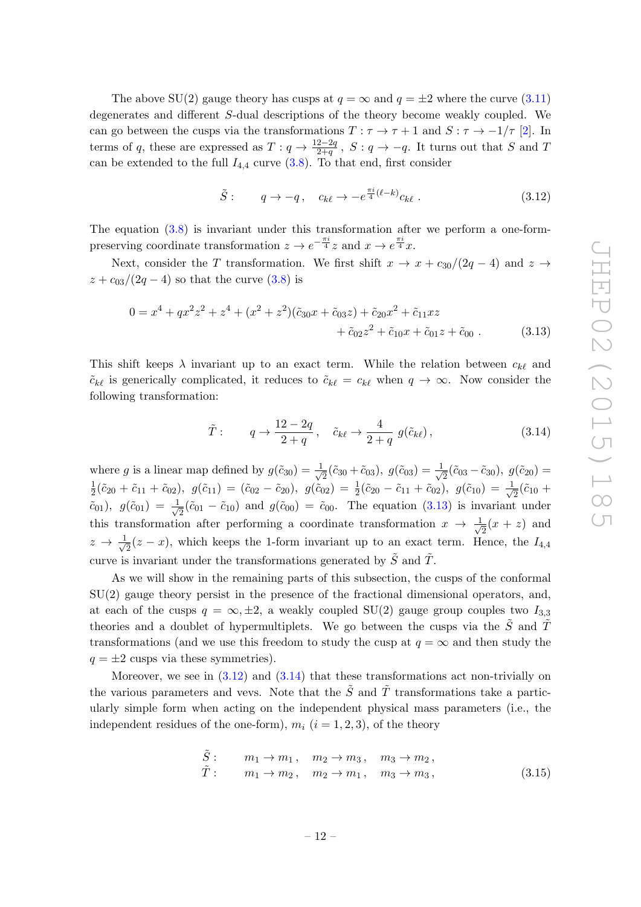The above SU(2) gauge theory has cusps at $q = \infty$ and $q = \pm 2$ where the curve (3.11) degenerates and different $S$-dual descriptions of the theory become weakly coupled. We can go between the cusps via the transformations $T : \tau \to \tau + 1$ and $S : \tau \to -1/\tau$ [2]. In terms of $q$, these are expressed as $T : q \to \frac{12-2q}{2+q}$, $S : q \to -q$. It turns out that $S$ and $T$ can be extended to the full $I_{4,4}$ curve (3.8). To that end, first consider

$$\tilde{S} : \qquad q \to -q \,, \quad c_{k\ell} \to -e^{\frac{\pi i}{4}(\ell - k)} c_{k\ell} \,. \tag{3.12}$$

The equation (3.8) is invariant under this transformation after we perform a one-form-preserving coordinate transformation $z \to e^{-\frac{\pi i}{4}} z$ and $x \to e^{\frac{\pi i}{4}} x$.

Next, consider the $T$ transformation. We first shift $x \to x + c_{30}/(2q - 4)$ and $z \to z + c_{03}/(2q - 4)$ so that the curve (3.8) is

$$\begin{aligned} 0 = x^4 + qx^2z^2 + z^4 + (x^2 + z^2)(\tilde{c}_{30}x + \tilde{c}_{03}z) + \tilde{c}_{20}x^2 + \tilde{c}_{11}xz \\ + \tilde{c}_{02}z^2 + \tilde{c}_{10}x + \tilde{c}_{01}z + \tilde{c}_{00} \,. \end{aligned} \tag{3.13}$$

This shift keeps $\lambda$ invariant up to an exact term. While the relation between $c_{k\ell}$ and $\tilde{c}_{k\ell}$ is generically complicated, it reduces to $\tilde{c}_{k\ell} = c_{k\ell}$ when $q \to \infty$. Now consider the following transformation:

$$\tilde{T} : \qquad q \to \frac{12 - 2q}{2 + q} \,, \quad \tilde{c}_{k\ell} \to \frac{4}{2 + q} \, g(\tilde{c}_{k\ell}) \,, \tag{3.14}$$

where $g$ is a linear map defined by $g(\tilde{c}_{30}) = \frac{1}{\sqrt{2}}(\tilde{c}_{30} + \tilde{c}_{03})$, $g(\tilde{c}_{03}) = \frac{1}{\sqrt{2}}(\tilde{c}_{03} - \tilde{c}_{30})$, $g(\tilde{c}_{20}) = \frac{1}{2}(\tilde{c}_{20} + \tilde{c}_{11} + \tilde{c}_{02})$, $g(\tilde{c}_{11}) = (\tilde{c}_{02} - \tilde{c}_{20})$, $g(\tilde{c}_{02}) = \frac{1}{2}(\tilde{c}_{20} - \tilde{c}_{11} + \tilde{c}_{02})$, $g(\tilde{c}_{10}) = \frac{1}{\sqrt{2}}(\tilde{c}_{10} + \tilde{c}_{01})$, $g(\tilde{c}_{01}) = \frac{1}{\sqrt{2}}(\tilde{c}_{01} - \tilde{c}_{10})$ and $g(\tilde{c}_{00}) = \tilde{c}_{00}$. The equation (3.13) is invariant under this transformation after performing a coordinate transformation $x \to \frac{1}{\sqrt{2}}(x + z)$ and $z \to \frac{1}{\sqrt{2}}(z - x)$, which keeps the 1-form invariant up to an exact term. Hence, the $I_{4,4}$ curve is invariant under the transformations generated by $\tilde{S}$ and $\tilde{T}$.

As we will show in the remaining parts of this subsection, the cusps of the conformal SU(2) gauge theory persist in the presence of the fractional dimensional operators, and, at each of the cusps $q = \infty, \pm 2$, a weakly coupled SU(2) gauge group couples two $I_{3,3}$ theories and a doublet of hypermultiplets. We go between the cusps via the $\tilde{S}$ and $\tilde{T}$ transformations (and we use this freedom to study the cusp at $q = \infty$ and then study the $q = \pm 2$ cusps via these symmetries).

Moreover, we see in (3.12) and (3.14) that these transformations act non-trivially on the various parameters and vevs. Note that the $\tilde{S}$ and $\tilde{T}$ transformations take a particularly simple form when acting on the independent physical mass parameters (i.e., the independent residues of the one-form), $m_i$ $(i = 1, 2, 3)$, of the theory

$$\begin{aligned} \tilde{S} : \qquad & m_1 \to m_1 \,, \quad m_2 \to m_3 \,, \quad m_3 \to m_2 \,, \\ \tilde{T} : \qquad & m_1 \to m_2 \,, \quad m_2 \to m_1 \,, \quad m_3 \to m_3 \,, \end{aligned} \tag{3.15}$$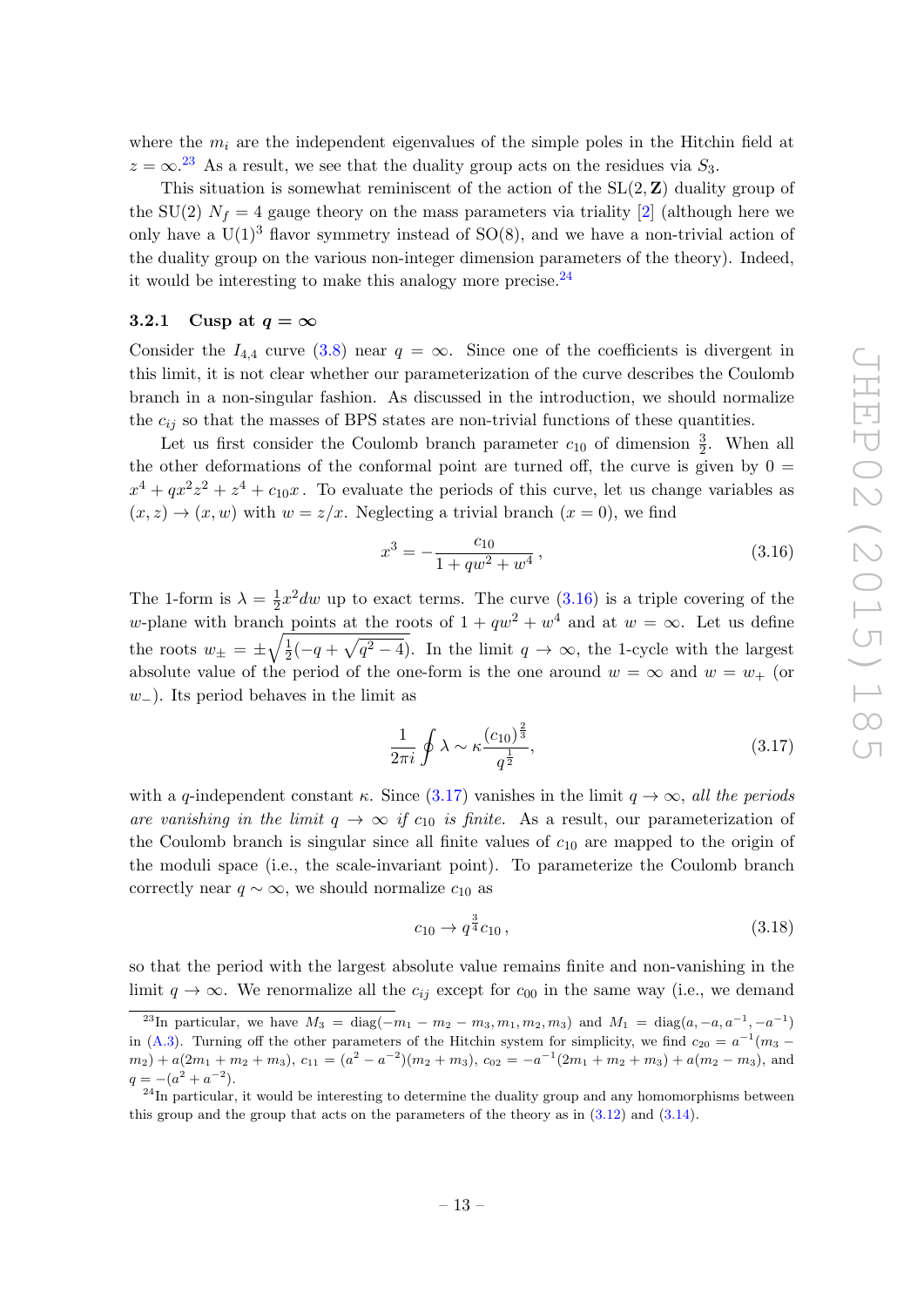where the $m_i$ are the independent eigenvalues of the simple poles in the Hitchin field at $z = \infty$.[23] As a result, we see that the duality group acts on the residues via $S_3$.

This situation is somewhat reminiscent of the action of the $\mathrm{SL}(2, \mathbf{Z})$ duality group of the SU(2) $N_f = 4$ gauge theory on the mass parameters via triality [2] (although here we only have a $\mathrm{U}(1)^3$ flavor symmetry instead of SO(8), and we have a non-trivial action of the duality group on the various non-integer dimension parameters of the theory). Indeed, it would be interesting to make this analogy more precise.[24]

### 3.2.1 Cusp at $q = \infty$

Consider the $I_{4,4}$ curve (3.8) near $q = \infty$. Since one of the coefficients is divergent in this limit, it is not clear whether our parameterization of the curve describes the Coulomb branch in a non-singular fashion. As discussed in the introduction, we should normalize the $c_{ij}$ so that the masses of BPS states are non-trivial functions of these quantities.

Let us first consider the Coulomb branch parameter $c_{10}$ of dimension $\frac{3}{2}$. When all the other deformations of the conformal point are turned off, the curve is given by $0 = x^4 + qx^2z^2 + z^4 + c_{10}x$. To evaluate the periods of this curve, let us change variables as $(x, z) \to (x, w)$ with $w = z/x$. Neglecting a trivial branch ($x = 0$), we find

$$x^3 = -\frac{c_{10}}{1 + qw^2 + w^4}\,, \tag{3.16}$$

The 1-form is $\lambda = \frac{1}{2}x^2 dw$ up to exact terms. The curve (3.16) is a triple covering of the $w$-plane with branch points at the roots of $1 + qw^2 + w^4$ and at $w = \infty$. Let us define the roots $w_\pm = \pm\sqrt{\frac{1}{2}(-q + \sqrt{q^2 - 4})}$. In the limit $q \to \infty$, the 1-cycle with the largest absolute value of the period of the one-form is the one around $w = \infty$ and $w = w_+$ (or $w_-$). Its period behaves in the limit as

$$\frac{1}{2\pi i}\oint \lambda \sim \kappa \frac{(c_{10})^{\frac{2}{3}}}{q^{\frac{1}{2}}}, \tag{3.17}$$

with a $q$-independent constant $\kappa$. Since (3.17) vanishes in the limit $q \to \infty$, *all the periods are vanishing in the limit $q \to \infty$ if $c_{10}$ is finite.* As a result, our parameterization of the Coulomb branch is singular since all finite values of $c_{10}$ are mapped to the origin of the moduli space (i.e., the scale-invariant point). To parameterize the Coulomb branch correctly near $q \sim \infty$, we should normalize $c_{10}$ as

$$c_{10} \to q^{\frac{3}{4}} c_{10}\,, \tag{3.18}$$

so that the period with the largest absolute value remains finite and non-vanishing in the limit $q \to \infty$. We renormalize all the $c_{ij}$ except for $c_{00}$ in the same way (i.e., we demand

[23] In particular, we have $M_3 = \mathrm{diag}(-m_1 - m_2 - m_3, m_1, m_2, m_3)$ and $M_1 = \mathrm{diag}(a, -a, a^{-1}, -a^{-1})$ in (A.3). Turning off the other parameters of the Hitchin system for simplicity, we find $c_{20} = a^{-1}(m_3 - m_2) + a(2m_1 + m_2 + m_3)$, $c_{11} = (a^2 - a^{-2})(m_2 + m_3)$, $c_{02} = -a^{-1}(2m_1 + m_2 + m_3) + a(m_2 - m_3)$, and $q = -(a^2 + a^{-2})$.

[24] In particular, it would be interesting to determine the duality group and any homomorphisms between this group and the group that acts on the parameters of the theory as in (3.12) and (3.14).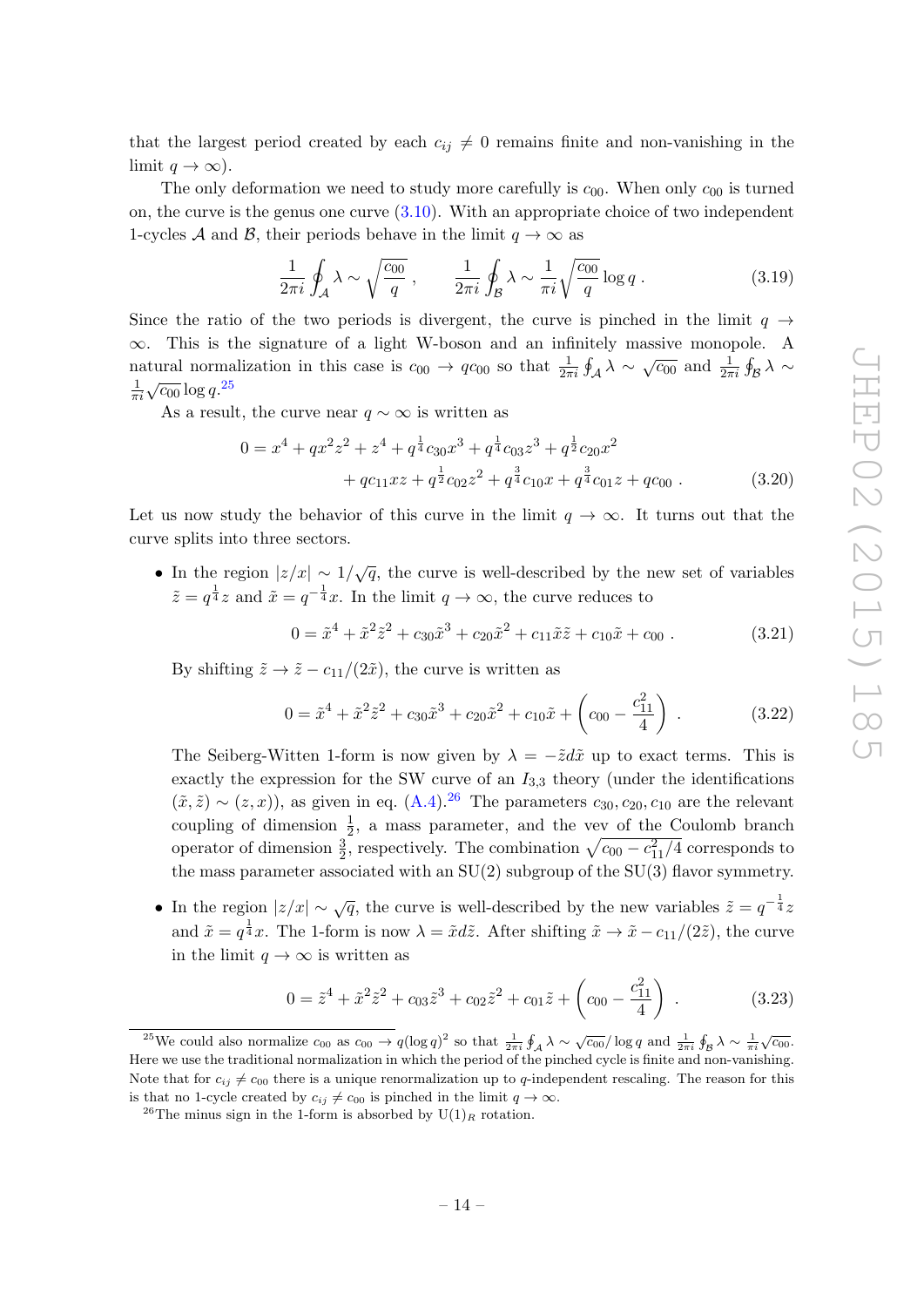that the largest period created by each $c_{ij} \neq 0$ remains finite and non-vanishing in the limit $q \to \infty$).

The only deformation we need to study more carefully is $c_{00}$. When only $c_{00}$ is turned on, the curve is the genus one curve (3.10). With an appropriate choice of two independent 1-cycles $\mathcal{A}$ and $\mathcal{B}$, their periods behave in the limit $q \to \infty$ as

$$\frac{1}{2\pi i}\oint_{\mathcal{A}} \lambda \sim \sqrt{\frac{c_{00}}{q}}\,, \qquad \frac{1}{2\pi i}\oint_{\mathcal{B}} \lambda \sim \frac{1}{\pi i}\sqrt{\frac{c_{00}}{q}}\log q\,. \tag{3.19}$$

Since the ratio of the two periods is divergent, the curve is pinched in the limit $q \to \infty$. This is the signature of a light W-boson and an infinitely massive monopole. A natural normalization in this case is $c_{00} \to q c_{00}$ so that $\frac{1}{2\pi i}\oint_{\mathcal{A}}\lambda \sim \sqrt{c_{00}}$ and $\frac{1}{2\pi i}\oint_{\mathcal{B}}\lambda \sim \frac{1}{\pi i}\sqrt{c_{00}}\log q$.[25]

As a result, the curve near $q \sim \infty$ is written as

$$\begin{aligned} 0 = x^4 + q x^2 z^2 + z^4 + q^{\frac{1}{4}} c_{30} x^3 + q^{\frac{1}{4}} c_{03} z^3 + q^{\frac{1}{2}} c_{20} x^2 \\ + q c_{11} x z + q^{\frac{1}{2}} c_{02} z^2 + q^{\frac{3}{4}} c_{10} x + q^{\frac{3}{4}} c_{01} z + q c_{00}\,. \end{aligned} \tag{3.20}$$

Let us now study the behavior of this curve in the limit $q \to \infty$. It turns out that the curve splits into three sectors.

- In the region $|z/x| \sim 1/\sqrt{q}$, the curve is well-described by the new set of variables $\tilde{z} = q^{\frac{1}{4}} z$ and $\tilde{x} = q^{-\frac{1}{4}} x$. In the limit $q \to \infty$, the curve reduces to

$$0 = \tilde{x}^4 + \tilde{x}^2\tilde{z}^2 + c_{30}\tilde{x}^3 + c_{20}\tilde{x}^2 + c_{11}\tilde{x}\tilde{z} + c_{10}\tilde{x} + c_{00}\,. \tag{3.21}$$

  By shifting $\tilde{z} \to \tilde{z} - c_{11}/(2\tilde{x})$, the curve is written as

$$0 = \tilde{x}^4 + \tilde{x}^2\tilde{z}^2 + c_{30}\tilde{x}^3 + c_{20}\tilde{x}^2 + c_{10}\tilde{x} + \left(c_{00} - \frac{c_{11}^2}{4}\right)\,. \tag{3.22}$$

  The Seiberg-Witten 1-form is now given by $\lambda = -\tilde{z}d\tilde{x}$ up to exact terms. This is exactly the expression for the SW curve of an $I_{3,3}$ theory (under the identifications $(\tilde{x},\tilde{z}) \sim (z,x)$), as given in eq. (A.4).[26] The parameters $c_{30}, c_{20}, c_{10}$ are the relevant coupling of dimension $\frac{1}{2}$, a mass parameter, and the vev of the Coulomb branch operator of dimension $\frac{3}{2}$, respectively. The combination $\sqrt{c_{00} - c_{11}^2/4}$ corresponds to the mass parameter associated with an SU(2) subgroup of the SU(3) flavor symmetry.

- In the region $|z/x| \sim \sqrt{q}$, the curve is well-described by the new variables $\tilde{z} = q^{-\frac{1}{4}} z$ and $\tilde{x} = q^{\frac{1}{4}} x$. The 1-form is now $\lambda = \tilde{x}d\tilde{z}$. After shifting $\tilde{x} \to \tilde{x} - c_{11}/(2\tilde{z})$, the curve in the limit $q \to \infty$ is written as

$$0 = \tilde{z}^4 + \tilde{x}^2\tilde{z}^2 + c_{03}\tilde{z}^3 + c_{02}\tilde{z}^2 + c_{01}\tilde{z} + \left(c_{00} - \frac{c_{11}^2}{4}\right)\,. \tag{3.23}$$

---

[25] We could also normalize $c_{00}$ as $c_{00} \to q(\log q)^2$ so that $\frac{1}{2\pi i}\oint_{\mathcal{A}}\lambda \sim \sqrt{c_{00}}/\log q$ and $\frac{1}{2\pi i}\oint_{\mathcal{B}}\lambda \sim \frac{1}{\pi i}\sqrt{c_{00}}$. Here we use the traditional normalization in which the period of the pinched cycle is finite and non-vanishing. Note that for $c_{ij} \neq c_{00}$ there is a unique renormalization up to $q$-independent rescaling. The reason for this is that no 1-cycle created by $c_{ij} \neq c_{00}$ is pinched in the limit $q \to \infty$.

[26] The minus sign in the 1-form is absorbed by $\mathrm{U}(1)_R$ rotation.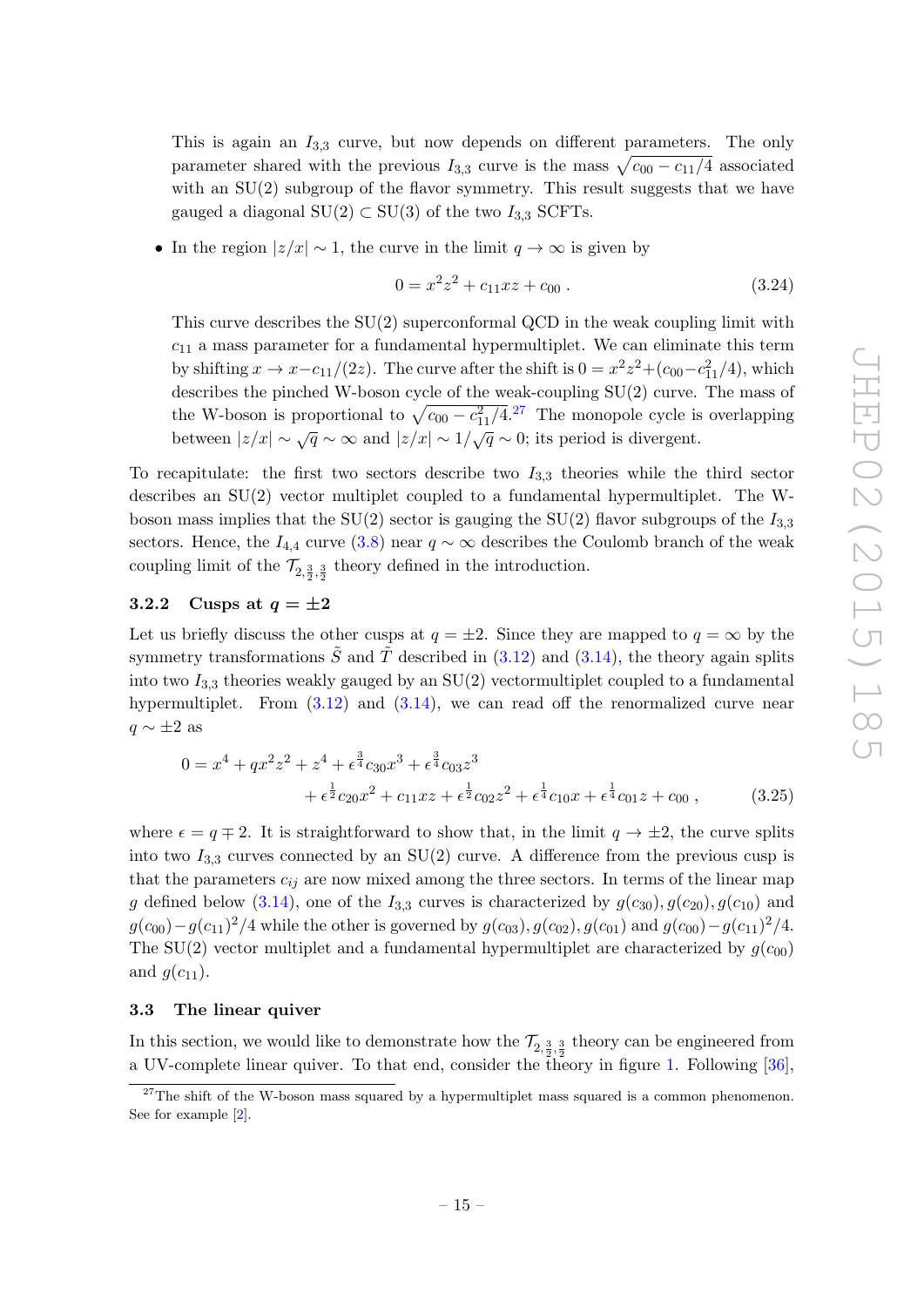This is again an $I_{3,3}$ curve, but now depends on different parameters. The only parameter shared with the previous $I_{3,3}$ curve is the mass $\sqrt{c_{00} - c_{11}/4}$ associated with an SU(2) subgroup of the flavor symmetry. This result suggests that we have gauged a diagonal $\mathrm{SU}(2) \subset \mathrm{SU}(3)$ of the two $I_{3,3}$ SCFTs.

- In the region $|z/x| \sim 1$, the curve in the limit $q \to \infty$ is given by

$$0 = x^2 z^2 + c_{11} x z + c_{00} \,. \tag{3.24}$$

  This curve describes the SU(2) superconformal QCD in the weak coupling limit with $c_{11}$ a mass parameter for a fundamental hypermultiplet. We can eliminate this term by shifting $x \to x - c_{11}/(2z)$. The curve after the shift is $0 = x^2 z^2 + (c_{00} - c_{11}^2/4)$, which describes the pinched W-boson cycle of the weak-coupling SU(2) curve. The mass of the W-boson is proportional to $\sqrt{c_{00} - c_{11}^2/4}$.[27] The monopole cycle is overlapping between $|z/x| \sim \sqrt{q} \sim \infty$ and $|z/x| \sim 1/\sqrt{q} \sim 0$; its period is divergent.

To recapitulate: the first two sectors describe two $I_{3,3}$ theories while the third sector describes an SU(2) vector multiplet coupled to a fundamental hypermultiplet. The W-boson mass implies that the SU(2) sector is gauging the SU(2) flavor subgroups of the $I_{3,3}$ sectors. Hence, the $I_{4,4}$ curve (3.8) near $q \sim \infty$ describes the Coulomb branch of the weak coupling limit of the $\mathcal{T}_{2,\frac{3}{2},\frac{3}{2}}$ theory defined in the introduction.

### 3.2.2 Cusps at $q = \pm 2$

Let us briefly discuss the other cusps at $q = \pm 2$. Since they are mapped to $q = \infty$ by the symmetry transformations $\tilde{S}$ and $\tilde{T}$ described in (3.12) and (3.14), the theory again splits into two $I_{3,3}$ theories weakly gauged by an SU(2) vectormultiplet coupled to a fundamental hypermultiplet. From (3.12) and (3.14), we can read off the renormalized curve near $q \sim \pm 2$ as

$$\begin{aligned}0 = x^4 + q x^2 z^2 + z^4 &+ \epsilon^{\frac{3}{4}} c_{30} x^3 + \epsilon^{\frac{3}{4}} c_{03} z^3 \\ &+ \epsilon^{\frac{1}{2}} c_{20} x^2 + c_{11} x z + \epsilon^{\frac{1}{2}} c_{02} z^2 + \epsilon^{\frac{1}{4}} c_{10} x + \epsilon^{\frac{1}{4}} c_{01} z + c_{00} \,,\end{aligned} \tag{3.25}$$

where $\epsilon = q \mp 2$. It is straightforward to show that, in the limit $q \to \pm 2$, the curve splits into two $I_{3,3}$ curves connected by an SU(2) curve. A difference from the previous cusp is that the parameters $c_{ij}$ are now mixed among the three sectors. In terms of the linear map $g$ defined below (3.14), one of the $I_{3,3}$ curves is characterized by $g(c_{30}), g(c_{20}), g(c_{10})$ and $g(c_{00}) - g(c_{11})^2/4$ while the other is governed by $g(c_{03}), g(c_{02}), g(c_{01})$ and $g(c_{00}) - g(c_{11})^2/4$. The SU(2) vector multiplet and a fundamental hypermultiplet are characterized by $g(c_{00})$ and $g(c_{11})$.

## 3.3 The linear quiver

In this section, we would like to demonstrate how the $\mathcal{T}_{2,\frac{3}{2},\frac{3}{2}}$ theory can be engineered from a UV-complete linear quiver. To that end, consider the theory in figure 1. Following [36],

[27] The shift of the W-boson mass squared by a hypermultiplet mass squared is a common phenomenon. See for example [2].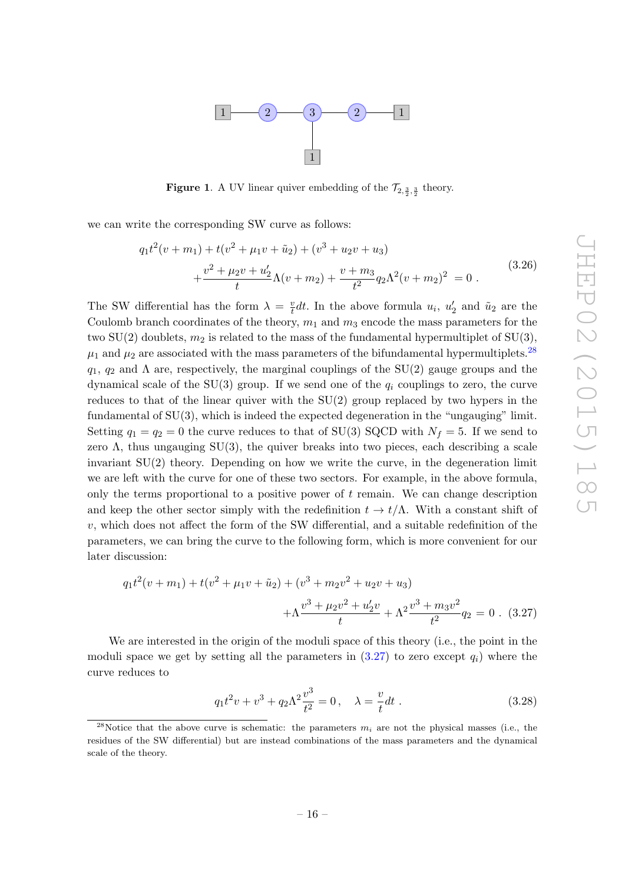**Figure 1**. A UV linear quiver embedding of the $\mathcal{T}_{2,\frac{3}{2},\frac{3}{2}}$ theory.

we can write the corresponding SW curve as follows:

$$
\begin{aligned}
&q_1 t^2(v+m_1) + t(v^2+\mu_1 v+\tilde{u}_2) + (v^3+u_2 v+u_3) \\
&\qquad + \frac{v^2+\mu_2 v+u_2'}{t}\Lambda(v+m_2) + \frac{v+m_3}{t^2} q_2 \Lambda^2 (v+m_2)^2 \;= 0 \,.
\end{aligned}
\tag{3.26}
$$

The SW differential has the form $\lambda = \frac{v}{t}dt$. In the above formula $u_i$, $u_2'$ and $\tilde{u}_2$ are the Coulomb branch coordinates of the theory, $m_1$ and $m_3$ encode the mass parameters for the two SU(2) doublets, $m_2$ is related to the mass of the fundamental hypermultiplet of SU(3), $\mu_1$ and $\mu_2$ are associated with the mass parameters of the bifundamental hypermultiplets.[28] $q_1$, $q_2$ and $\Lambda$ are, respectively, the marginal couplings of the SU(2) gauge groups and the dynamical scale of the SU(3) group. If we send one of the $q_i$ couplings to zero, the curve reduces to that of the linear quiver with the SU(2) group replaced by two hypers in the fundamental of SU(3), which is indeed the expected degeneration in the "ungauging" limit. Setting $q_1 = q_2 = 0$ the curve reduces to that of SU(3) SQCD with $N_f = 5$. If we send to zero $\Lambda$, thus ungauging SU(3), the quiver breaks into two pieces, each describing a scale invariant SU(2) theory. Depending on how we write the curve, in the degeneration limit we are left with the curve for one of these two sectors. For example, in the above formula, only the terms proportional to a positive power of $t$ remain. We can change description and keep the other sector simply with the redefinition $t \to t/\Lambda$. With a constant shift of $v$, which does not affect the form of the SW differential, and a suitable redefinition of the parameters, we can bring the curve to the following form, which is more convenient for our later discussion:

$$
\begin{aligned}
&q_1 t^2(v+m_1) + t(v^2+\mu_1 v+\tilde{u}_2) + (v^3+m_2 v^2+u_2 v+u_3) \\
&\qquad\qquad + \Lambda\frac{v^3+\mu_2 v^2+u_2' v}{t} + \Lambda^2\frac{v^3+m_3 v^2}{t^2} q_2 = 0 \,.
\end{aligned}
\tag{3.27}
$$

We are interested in the origin of the moduli space of this theory (i.e., the point in the moduli space we get by setting all the parameters in (3.27) to zero except $q_i$) where the curve reduces to

$$
q_1 t^2 v + v^3 + q_2 \Lambda^2 \frac{v^3}{t^2} = 0 \,, \quad \lambda = \frac{v}{t}dt \,. \tag{3.28}
$$

[28] Notice that the above curve is schematic: the parameters $m_i$ are not the physical masses (i.e., the residues of the SW differential) but are instead combinations of the mass parameters and the dynamical scale of the theory.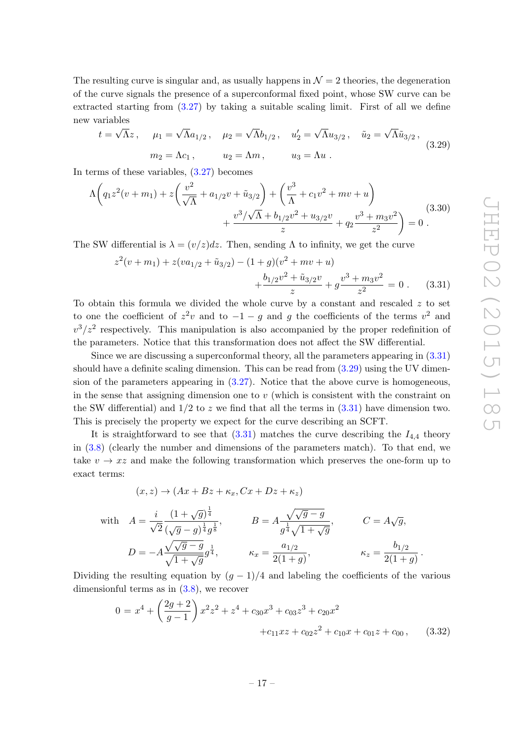The resulting curve is singular and, as usually happens in $\mathcal{N}=2$ theories, the degeneration of the curve signals the presence of a superconformal fixed point, whose SW curve can be extracted starting from (3.27) by taking a suitable scaling limit. First of all we define new variables

$$
\begin{gathered}
t=\sqrt{\Lambda}z\,, \quad \mu_1=\sqrt{\Lambda}a_{1/2}\,, \quad \mu_2=\sqrt{\Lambda}b_{1/2}\,, \quad u_2'=\sqrt{\Lambda}u_{3/2}\,, \quad \tilde{u}_2=\sqrt{\Lambda}\tilde{u}_{3/2}\,, \\
m_2=\Lambda c_1\,, \qquad u_2=\Lambda m\,, \qquad u_3=\Lambda u\,.
\end{gathered}
\tag{3.29}
$$

In terms of these variables, (3.27) becomes

$$
\begin{aligned}
\Lambda\bigg(q_1z^2(v+m_1)+z\left(\frac{v^2}{\sqrt{\Lambda}}+a_{1/2}v+\tilde{u}_{3/2}\right)+\left(\frac{v^3}{\Lambda}+c_1v^2+mv+u\right)& \\
+\frac{v^3/\sqrt{\Lambda}+b_{1/2}v^2+u_{3/2}v}{z}+q_2\frac{v^3+m_3v^2}{z^2}\bigg)&=0\,.
\end{aligned}
\tag{3.30}
$$

The SW differential is $\lambda=(v/z)dz$. Then, sending $\Lambda$ to infinity, we get the curve

$$
\begin{aligned}
z^2(v+m_1)+z(va_{1/2}+\tilde{u}_{3/2})-(1+g)(v^2+mv+u)& \\
+\frac{b_{1/2}v^2+\tilde{u}_{3/2}v}{z}+g\frac{v^3+m_3v^2}{z^2}&=0\,.
\end{aligned}
\tag{3.31}
$$

To obtain this formula we divided the whole curve by a constant and rescaled $z$ to set to one the coefficient of $z^2v$ and to $-1-g$ and $g$ the coefficients of the terms $v^2$ and $v^3/z^2$ respectively. This manipulation is also accompanied by the proper redefinition of the parameters. Notice that this transformation does not affect the SW differential.

Since we are discussing a superconformal theory, all the parameters appearing in (3.31) should have a definite scaling dimension. This can be read from (3.29) using the UV dimension of the parameters appearing in (3.27). Notice that the above curve is homogeneous, in the sense that assigning dimension one to $v$ (which is consistent with the constraint on the SW differential) and $1/2$ to $z$ we find that all the terms in (3.31) have dimension two. This is precisely the property we expect for the curve describing an SCFT.

It is straightforward to see that (3.31) matches the curve describing the $I_{4,4}$ theory in (3.8) (clearly the number and dimensions of the parameters match). To that end, we take $v\to xz$ and make the following transformation which preserves the one-form up to exact terms:

$$
(x,z)\to(Ax+Bz+\kappa_x, Cx+Dz+\kappa_z)
$$

$$
\begin{aligned}
\text{with}\quad A&=\frac{i}{\sqrt{2}}\frac{(1+\sqrt{g})^{\frac{1}{4}}}{(\sqrt{g}-g)^{\frac{1}{4}}g^{\frac{1}{8}}}, \qquad B=A\frac{\sqrt{\sqrt{g}-g}}{g^{\frac{1}{4}}\sqrt{1+\sqrt{g}}}, \qquad C=A\sqrt{g}, \\
D&=-A\frac{\sqrt{\sqrt{g}-g}}{\sqrt{1+\sqrt{g}}}g^{\frac{1}{4}}, \qquad \kappa_x=\frac{a_{1/2}}{2(1+g)}, \qquad \kappa_z=\frac{b_{1/2}}{2(1+g)}\,.
\end{aligned}
$$

Dividing the resulting equation by $(g-1)/4$ and labeling the coefficients of the various dimensionful terms as in (3.8), we recover

$$
\begin{aligned}
0=x^4+\left(\frac{2g+2}{g-1}\right)x^2z^2+z^4+c_{30}x^3+c_{03}z^3+c_{20}x^2& \\
+c_{11}xz+c_{02}z^2+c_{10}x+c_{01}z+c_{00}\,,&
\end{aligned}
\tag{3.32}
$$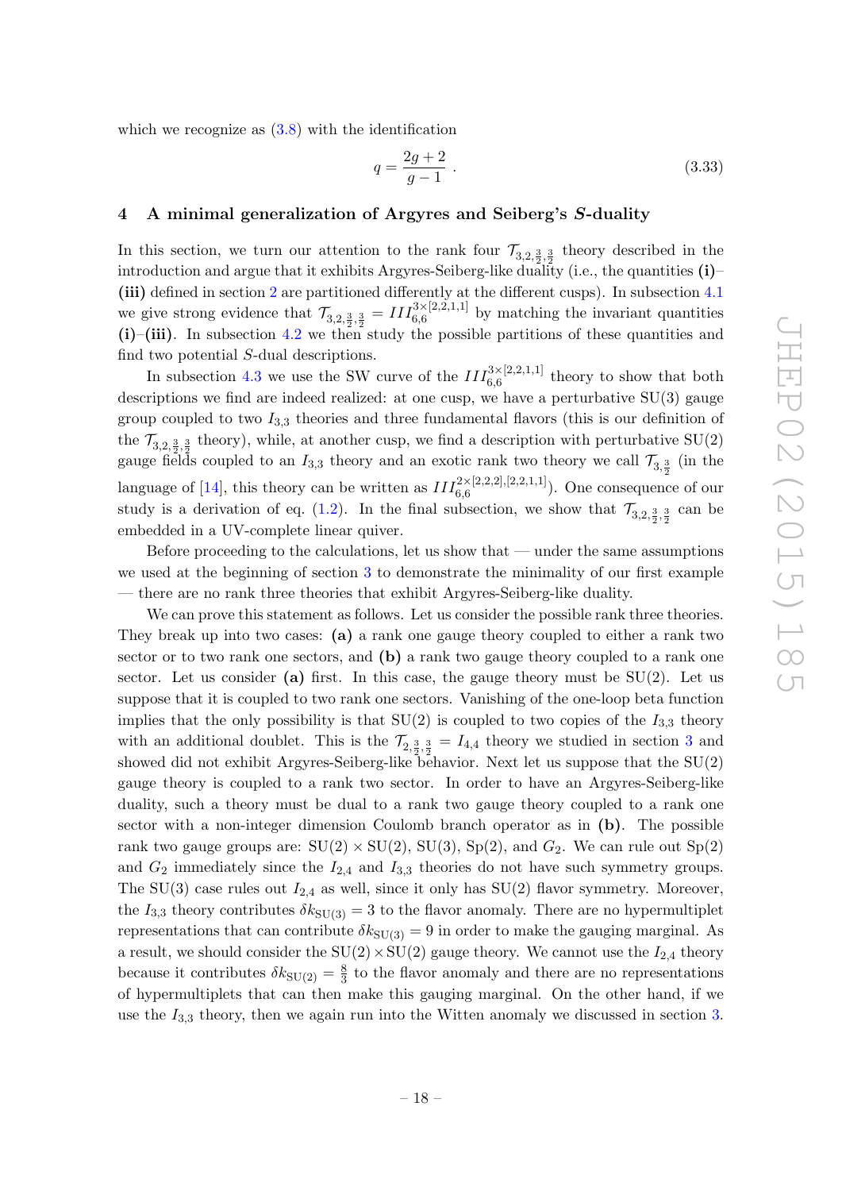which we recognize as (3.8) with the identification

$$q = \frac{2g+2}{g-1} \ . \tag{3.33}$$

## 4 A minimal generalization of Argyres and Seiberg's $S$-duality

In this section, we turn our attention to the rank four $\mathcal{T}_{3,2,\frac{3}{2},\frac{3}{2}}$ theory described in the introduction and argue that it exhibits Argyres-Seiberg-like duality (i.e., the quantities **(i)**–**(iii)** defined in section 2 are partitioned differently at the different cusps). In subsection 4.1 we give strong evidence that $\mathcal{T}_{3,2,\frac{3}{2},\frac{3}{2}} = III^{3\times[2,2,1,1]}_{6,6}$ by matching the invariant quantities **(i)**–**(iii)**. In subsection 4.2 we then study the possible partitions of these quantities and find two potential $S$-dual descriptions.

In subsection 4.3 we use the SW curve of the $III^{3\times[2,2,1,1]}_{6,6}$ theory to show that both descriptions we find are indeed realized: at one cusp, we have a perturbative SU(3) gauge group coupled to two $I_{3,3}$ theories and three fundamental flavors (this is our definition of the $\mathcal{T}_{3,2,\frac{3}{2},\frac{3}{2}}$ theory), while, at another cusp, we find a description with perturbative SU(2) gauge fields coupled to an $I_{3,3}$ theory and an exotic rank two theory we call $\mathcal{T}_{3,\frac{3}{2}}$ (in the language of [14], this theory can be written as $III^{2\times[2,2,2],[2,2,1,1]}_{6,6}$). One consequence of our study is a derivation of eq. (1.2). In the final subsection, we show that $\mathcal{T}_{3,2,\frac{3}{2},\frac{3}{2}}$ can be embedded in a UV-complete linear quiver.

Before proceeding to the calculations, let us show that — under the same assumptions we used at the beginning of section 3 to demonstrate the minimality of our first example — there are no rank three theories that exhibit Argyres-Seiberg-like duality.

We can prove this statement as follows. Let us consider the possible rank three theories. They break up into two cases: **(a)** a rank one gauge theory coupled to either a rank two sector or to two rank one sectors, and **(b)** a rank two gauge theory coupled to a rank one sector. Let us consider **(a)** first. In this case, the gauge theory must be SU(2). Let us suppose that it is coupled to two rank one sectors. Vanishing of the one-loop beta function implies that the only possibility is that SU(2) is coupled to two copies of the $I_{3,3}$ theory with an additional doublet. This is the $\mathcal{T}_{2,\frac{3}{2},\frac{3}{2}} = I_{4,4}$ theory we studied in section 3 and showed did not exhibit Argyres-Seiberg-like behavior. Next let us suppose that the SU(2) gauge theory is coupled to a rank two sector. In order to have an Argyres-Seiberg-like duality, such a theory must be dual to a rank two gauge theory coupled to a rank one sector with a non-integer dimension Coulomb branch operator as in **(b)**. The possible rank two gauge groups are: SU(2) $\times$ SU(2), SU(3), Sp(2), and $G_2$. We can rule out Sp(2) and $G_2$ immediately since the $I_{2,4}$ and $I_{3,3}$ theories do not have such symmetry groups. The SU(3) case rules out $I_{2,4}$ as well, since it only has SU(2) flavor symmetry. Moreover, the $I_{3,3}$ theory contributes $\delta k_{\mathrm{SU}(3)} = 3$ to the flavor anomaly. There are no hypermultiplet representations that can contribute $\delta k_{\mathrm{SU}(3)} = 9$ in order to make the gauging marginal. As a result, we should consider the SU(2) $\times$ SU(2) gauge theory. We cannot use the $I_{2,4}$ theory because it contributes $\delta k_{\mathrm{SU}(2)} = \frac{8}{3}$ to the flavor anomaly and there are no representations of hypermultiplets that can then make this gauging marginal. On the other hand, if we use the $I_{3,3}$ theory, then we again run into the Witten anomaly we discussed in section 3.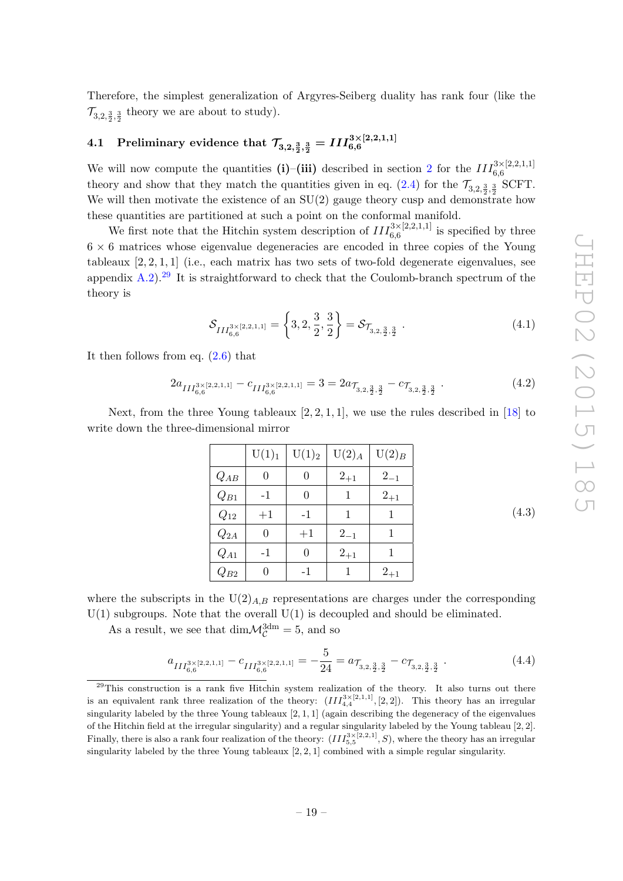Therefore, the simplest generalization of Argyres-Seiberg duality has rank four (like the $\mathcal{T}_{3,2,\frac{3}{2},\frac{3}{2}}$ theory we are about to study).

### 4.1 Preliminary evidence that $\mathcal{T}_{3,2,\frac{3}{2},\frac{3}{2}} = III^{3\times[2,2,1,1]}_{6,6}$

We will now compute the quantities **(i)**–**(iii)** described in section 2 for the $III^{3\times[2,2,1,1]}_{6,6}$ theory and show that they match the quantities given in eq. (2.4) for the $\mathcal{T}_{3,2,\frac{3}{2},\frac{3}{2}}$ SCFT. We will then motivate the existence of an SU(2) gauge theory cusp and demonstrate how these quantities are partitioned at such a point on the conformal manifold.

We first note that the Hitchin system description of $III^{3\times[2,2,1,1]}_{6,6}$ is specified by three $6\times6$ matrices whose eigenvalue degeneracies are encoded in three copies of the Young tableaux $[2,2,1,1]$ (i.e., each matrix has two sets of two-fold degenerate eigenvalues, see appendix A.2).[29] It is straightforward to check that the Coulomb-branch spectrum of the theory is

$$\mathcal{S}_{III^{3\times[2,2,1,1]}_{6,6}} = \left\{3,2,\frac{3}{2},\frac{3}{2}\right\} = \mathcal{S}_{\mathcal{T}_{3,2,\frac{3}{2},\frac{3}{2}}} . \tag{4.1}$$

It then follows from eq. (2.6) that

$$2a_{III^{3\times[2,2,1,1]}_{6,6}} - c_{III^{3\times[2,2,1,1]}_{6,6}} = 3 = 2a_{\mathcal{T}_{3,2,\frac{3}{2},\frac{3}{2}}} - c_{\mathcal{T}_{3,2,\frac{3}{2},\frac{3}{2}}} . \tag{4.2}$$

Next, from the three Young tableaux $[2,2,1,1]$, we use the rules described in [18] to write down the three-dimensional mirror

| | $\mathrm{U}(1)_1$ | $\mathrm{U}(1)_2$ | $\mathrm{U}(2)_A$ | $\mathrm{U}(2)_B$ |
|---|---|---|---|---|
| $Q_{AB}$ | 0 | 0 | $2_{+1}$ | $2_{-1}$ |
| $Q_{B1}$ | -1 | 0 | 1 | $2_{+1}$ |
| $Q_{12}$ | +1 | -1 | 1 | 1 |
| $Q_{2A}$ | 0 | +1 | $2_{-1}$ | 1 |
| $Q_{A1}$ | -1 | 0 | $2_{+1}$ | 1 |
| $Q_{B2}$ | 0 | -1 | 1 | $2_{+1}$ |

(4.3)

where the subscripts in the $\mathrm{U}(2)_{A,B}$ representations are charges under the corresponding U(1) subgroups. Note that the overall U(1) is decoupled and should be eliminated.

As a result, we see that $\dim\mathcal{M}^{3\mathrm{dm}}_{\mathcal{C}} = 5$, and so

$$a_{III^{3\times[2,2,1,1]}_{6,6}} - c_{III^{3\times[2,2,1,1]}_{6,6}} = -\frac{5}{24} = a_{\mathcal{T}_{3,2,\frac{3}{2},\frac{3}{2}}} - c_{\mathcal{T}_{3,2,\frac{3}{2},\frac{3}{2}}} . \tag{4.4}$$

[29] This construction is a rank five Hitchin system realization of the theory. It also turns out there is an equivalent rank three realization of the theory: $(III^{3\times[2,1,1]}_{4,4},[2,2])$. This theory has an irregular singularity labeled by the three Young tableaux $[2,1,1]$ (again describing the degeneracy of the eigenvalues of the Hitchin field at the irregular singularity) and a regular singularity labeled by the Young tableau $[2,2]$. Finally, there is also a rank four realization of the theory: $(III^{3\times[2,2,1]}_{5,5},S)$, where the theory has an irregular singularity labeled by the three Young tableaux $[2,2,1]$ combined with a simple regular singularity.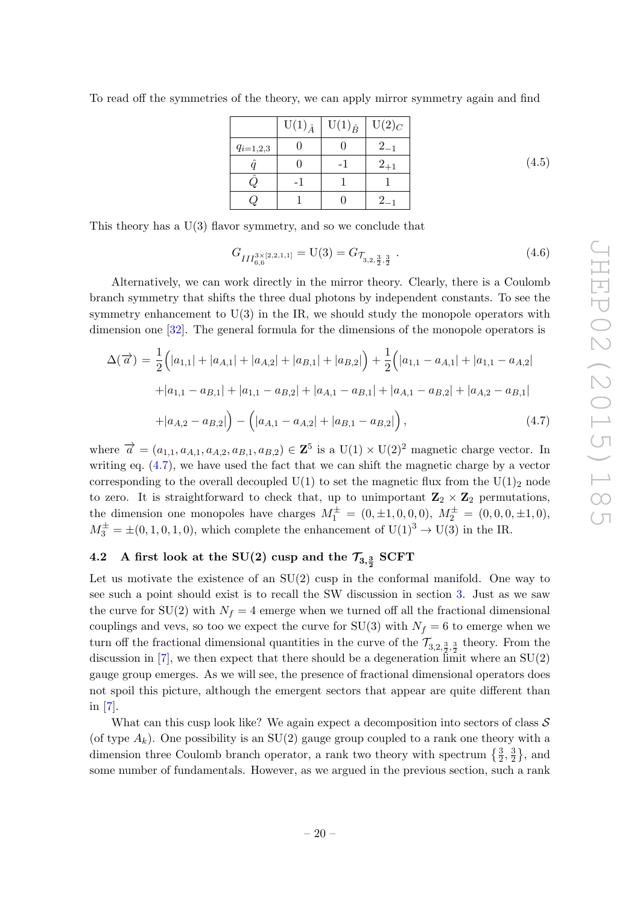To read off the symmetries of the theory, we can apply mirror symmetry again and find

|  | $\mathrm{U}(1)_{\hat{A}}$ | $\mathrm{U}(1)_{\hat{B}}$ | $\mathrm{U}(2)_C$ |
|---|---|---|---|
| $q_{i=1,2,3}$ | 0 | 0 | $2_{-1}$ |
| $\hat{q}$ | 0 | -1 | $2_{+1}$ |
| $\hat{Q}$ | -1 | 1 | 1 |
| $Q$ | 1 | 0 | $2_{-1}$ |

(4.5)

This theory has a U(3) flavor symmetry, and so we conclude that

$$G_{III_{6,6}^{3\times[2,2,1,1]}} = \mathrm{U}(3) = G_{\mathcal{T}_{3,2,\frac{3}{2},\frac{3}{2}}} . \tag{4.6}$$

Alternatively, we can work directly in the mirror theory. Clearly, there is a Coulomb branch symmetry that shifts the three dual photons by independent constants. To see the symmetry enhancement to U(3) in the IR, we should study the monopole operators with dimension one [32]. The general formula for the dimensions of the monopole operators is

$$\begin{aligned}\Delta(\vec{a}) = &\frac{1}{2}\Big(|a_{1,1}| + |a_{A,1}| + |a_{A,2}| + |a_{B,1}| + |a_{B,2}|\Big) + \frac{1}{2}\Big(|a_{1,1} - a_{A,1}| + |a_{1,1} - a_{A,2}| \\ &+ |a_{1,1} - a_{B,1}| + |a_{1,1} - a_{B,2}| + |a_{A,1} - a_{B,1}| + |a_{A,1} - a_{B,2}| + |a_{A,2} - a_{B,1}| \\ &+ |a_{A,2} - a_{B,2}|\Big) - \Big(|a_{A,1} - a_{A,2}| + |a_{B,1} - a_{B,2}|\Big),\end{aligned} \tag{4.7}$$

where $\vec{a} = (a_{1,1}, a_{A,1}, a_{A,2}, a_{B,1}, a_{B,2}) \in \mathbf{Z}^5$ is a $\mathrm{U}(1) \times \mathrm{U}(2)^2$ magnetic charge vector. In writing eq. (4.7), we have used the fact that we can shift the magnetic charge by a vector corresponding to the overall decoupled U(1) to set the magnetic flux from the $\mathrm{U}(1)_2$ node to zero. It is straightforward to check that, up to unimportant $\mathbf{Z}_2 \times \mathbf{Z}_2$ permutations, the dimension one monopoles have charges $M_1^{\pm} = (0, \pm 1, 0, 0, 0)$, $M_2^{\pm} = (0, 0, 0, \pm 1, 0)$, $M_3^{\pm} = \pm(0, 1, 0, 1, 0)$, which complete the enhancement of $\mathrm{U}(1)^3 \to \mathrm{U}(3)$ in the IR.

### 4.2 A first look at the SU(2) cusp and the $\mathcal{T}_{3,\frac{3}{2}}$ SCFT

Let us motivate the existence of an SU(2) cusp in the conformal manifold. One way to see such a point should exist is to recall the SW discussion in section 3. Just as we saw the curve for SU(2) with $N_f = 4$ emerge when we turned off all the fractional dimensional couplings and vevs, so too we expect the curve for SU(3) with $N_f = 6$ to emerge when we turn off the fractional dimensional quantities in the curve of the $\mathcal{T}_{3,2,\frac{3}{2},\frac{3}{2}}$ theory. From the discussion in [7], we then expect that there should be a degeneration limit where an SU(2) gauge group emerges. As we will see, the presence of fractional dimensional operators does not spoil this picture, although the emergent sectors that appear are quite different than in [7].

What can this cusp look like? We again expect a decomposition into sectors of class $\mathcal{S}$ (of type $A_k$). One possibility is an SU(2) gauge group coupled to a rank one theory with a dimension three Coulomb branch operator, a rank two theory with spectrum $\{\frac{3}{2}, \frac{3}{2}\}$, and some number of fundamentals. However, as we argued in the previous section, such a rank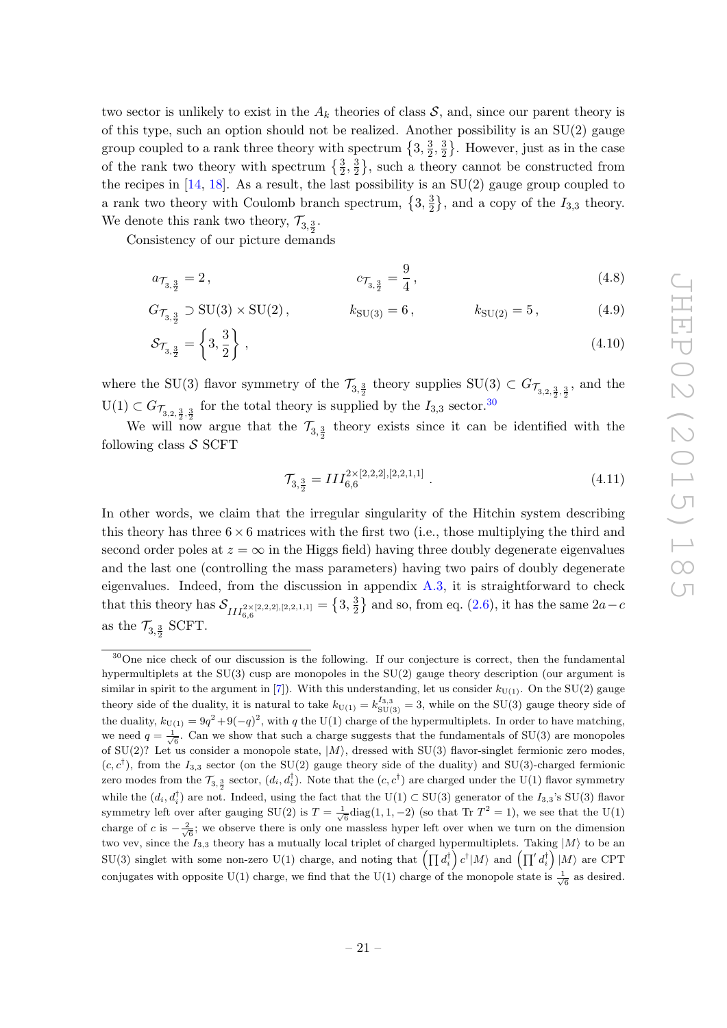two sector is unlikely to exist in the $A_k$ theories of class $\mathcal{S}$, and, since our parent theory is of this type, such an option should not be realized. Another possibility is an SU(2) gauge group coupled to a rank three theory with spectrum $\left\{3, \frac{3}{2}, \frac{3}{2}\right\}$. However, just as in the case of the rank two theory with spectrum $\left\{\frac{3}{2}, \frac{3}{2}\right\}$, such a theory cannot be constructed from the recipes in [14, 18]. As a result, the last possibility is an SU(2) gauge group coupled to a rank two theory with Coulomb branch spectrum, $\left\{3, \frac{3}{2}\right\}$, and a copy of the $I_{3,3}$ theory. We denote this rank two theory, $\mathcal{T}_{3,\frac{3}{2}}$.

Consistency of our picture demands

$$a_{\mathcal{T}_{3,\frac{3}{2}}} = 2\,, \qquad\qquad c_{\mathcal{T}_{3,\frac{3}{2}}} = \frac{9}{4}\,, \tag{4.8}$$

$$G_{\mathcal{T}_{3,\frac{3}{2}}} \supset \mathrm{SU}(3) \times \mathrm{SU}(2)\,, \qquad k_{\mathrm{SU}(3)} = 6\,, \qquad k_{\mathrm{SU}(2)} = 5\,, \tag{4.9}$$

$$\mathcal{S}_{\mathcal{T}_{3,\frac{3}{2}}} = \left\{3, \frac{3}{2}\right\}\,, \tag{4.10}$$

where the SU(3) flavor symmetry of the $\mathcal{T}_{3,\frac{3}{2}}$ theory supplies $\mathrm{SU}(3) \subset G_{\mathcal{T}_{3,2,\frac{3}{2},\frac{3}{2}}}$, and the $\mathrm{U}(1) \subset G_{\mathcal{T}_{3,2,\frac{3}{2},\frac{3}{2}}}$ for the total theory is supplied by the $I_{3,3}$ sector.[30]

We will now argue that the $\mathcal{T}_{3,\frac{3}{2}}$ theory exists since it can be identified with the following class $\mathcal{S}$ SCFT

$$\mathcal{T}_{3,\frac{3}{2}} = III_{6,6}^{2\times[2,2,2],[2,2,1,1]}\,. \tag{4.11}$$

In other words, we claim that the irregular singularity of the Hitchin system describing this theory has three $6\times 6$ matrices with the first two (i.e., those multiplying the third and second order poles at $z = \infty$ in the Higgs field) having three doubly degenerate eigenvalues and the last one (controlling the mass parameters) having two pairs of doubly degenerate eigenvalues. Indeed, from the discussion in appendix A.3, it is straightforward to check that this theory has $\mathcal{S}_{III_{6,6}^{2\times[2,2,2],[2,2,1,1]}} = \left\{3, \frac{3}{2}\right\}$ and so, from eq. (2.6), it has the same $2a - c$ as the $\mathcal{T}_{3,\frac{3}{2}}$ SCFT.

---

[30] One nice check of our discussion is the following. If our conjecture is correct, then the fundamental hypermultiplets at the SU(3) cusp are monopoles in the SU(2) gauge theory description (our argument is similar in spirit to the argument in [7]). With this understanding, let us consider $k_{\mathrm{U}(1)}$. On the SU(2) gauge theory side of the duality, it is natural to take $k_{\mathrm{U}(1)} = k_{\mathrm{SU}(3)}^{I_{3,3}} = 3$, while on the SU(3) gauge theory side of the duality, $k_{\mathrm{U}(1)} = 9q^2 + 9(-q)^2$, with $q$ the U(1) charge of the hypermultiplets. In order to have matching, we need $q = \frac{1}{\sqrt{6}}$. Can we show that such a charge suggests that the fundamentals of SU(3) are monopoles of SU(2)? Let us consider a monopole state, $|M\rangle$, dressed with SU(3) flavor-singlet fermionic zero modes, $(c, c^\dagger)$, from the $I_{3,3}$ sector (on the SU(2) gauge theory side of the duality) and SU(3)-charged fermionic zero modes from the $\mathcal{T}_{3,\frac{3}{2}}$ sector, $(d_i, d_i^\dagger)$. Note that the $(c, c^\dagger)$ are charged under the U(1) flavor symmetry while the $(d_i, d_i^\dagger)$ are not. Indeed, using the fact that the $\mathrm{U}(1) \subset \mathrm{SU}(3)$ generator of the $I_{3,3}$'s SU(3) flavor symmetry left over after gauging SU(2) is $T = \frac{1}{\sqrt{6}}\mathrm{diag}(1, 1, -2)$ (so that Tr $T^2 = 1$), we see that the U(1) charge of $c$ is $-\frac{2}{\sqrt{6}}$; we observe there is only one massless hyper left over when we turn on the dimension two vev, since the $I_{3,3}$ theory has a mutually local triplet of charged hypermultiplets. Taking $|M\rangle$ to be an SU(3) singlet with some non-zero U(1) charge, and noting that $\left(\prod d_i^\dagger\right) c^\dagger |M\rangle$ and $\left(\prod' d_i^\dagger\right) |M\rangle$ are CPT conjugates with opposite U(1) charge, we find that the U(1) charge of the monopole state is $\frac{1}{\sqrt{6}}$ as desired.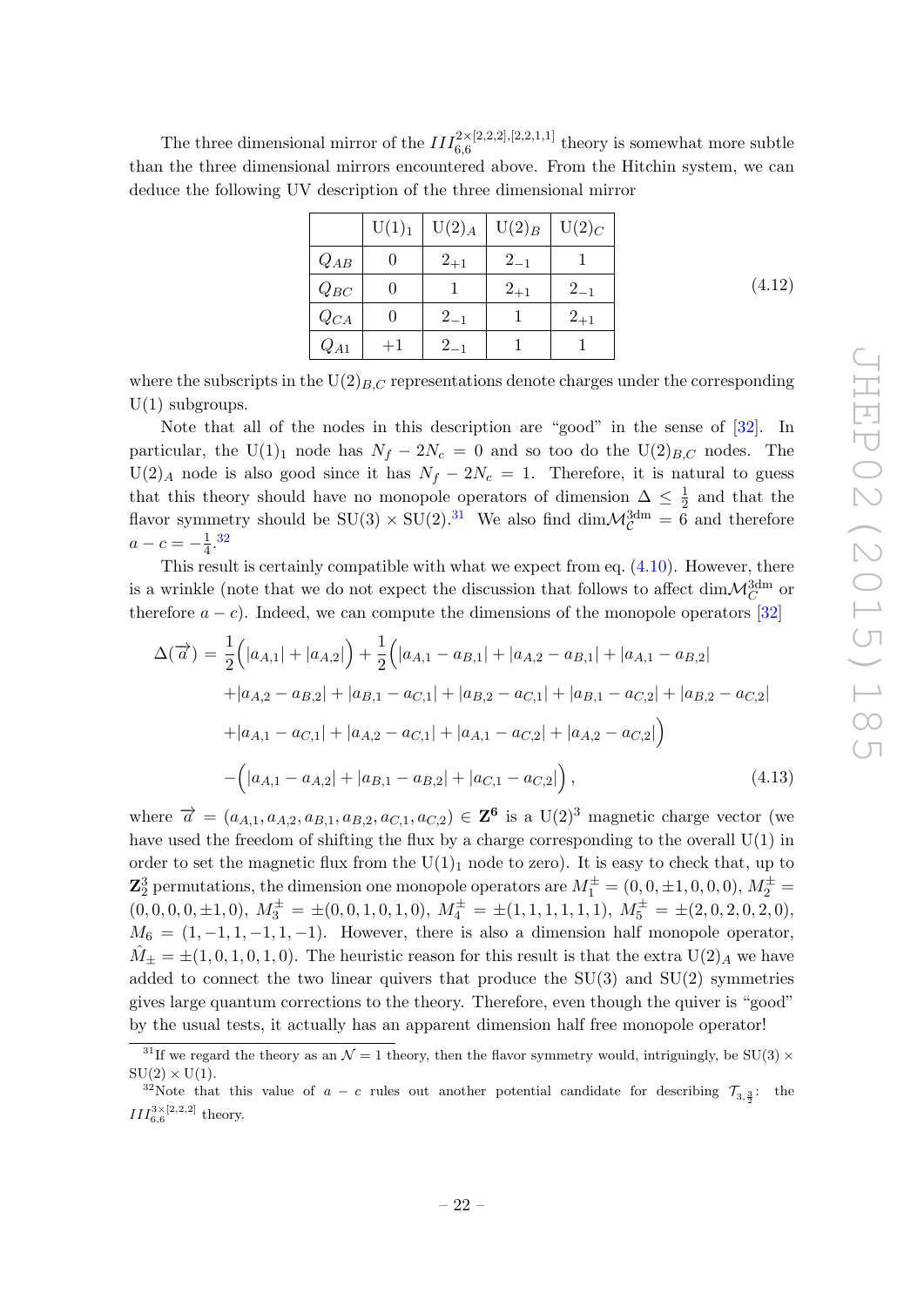The three dimensional mirror of the $III_{6,6}^{2\times[2,2,2],[2,2,1,1]}$ theory is somewhat more subtle than the three dimensional mirrors encountered above. From the Hitchin system, we can deduce the following UV description of the three dimensional mirror

|  | $\mathrm{U}(1)_1$ | $\mathrm{U}(2)_A$ | $\mathrm{U}(2)_B$ | $\mathrm{U}(2)_C$ |
|---|---|---|---|---|
| $Q_{AB}$ | 0 | $2_{+1}$ | $2_{-1}$ | 1 |
| $Q_{BC}$ | 0 | 1 | $2_{+1}$ | $2_{-1}$ |
| $Q_{CA}$ | 0 | $2_{-1}$ | 1 | $2_{+1}$ |
| $Q_{A1}$ | $+1$ | $2_{-1}$ | 1 | 1 |

(4.12)

where the subscripts in the $\mathrm{U}(2)_{B,C}$ representations denote charges under the corresponding $\mathrm{U}(1)$ subgroups.

Note that all of the nodes in this description are "good" in the sense of [32]. In particular, the $\mathrm{U}(1)_1$ node has $N_f - 2N_c = 0$ and so too do the $\mathrm{U}(2)_{B,C}$ nodes. The $\mathrm{U}(2)_A$ node is also good since it has $N_f - 2N_c = 1$. Therefore, it is natural to guess that this theory should have no monopole operators of dimension $\Delta \leq \frac{1}{2}$ and that the flavor symmetry should be $\mathrm{SU}(3) \times \mathrm{SU}(2)$.[31] We also find $\dim\mathcal{M}_{\mathcal{C}}^{3\mathrm{dm}} = 6$ and therefore $a - c = -\frac{1}{4}$.[32]

This result is certainly compatible with what we expect from eq. (4.10). However, there is a wrinkle (note that we do not expect the discussion that follows to affect $\dim\mathcal{M}_{\mathcal{C}}^{3\mathrm{dm}}$ or therefore $a-c$). Indeed, we can compute the dimensions of the monopole operators [32]

$$
\begin{aligned}
\Delta(\vec{a}) = &\frac{1}{2}\Big(|a_{A,1}| + |a_{A,2}|\Big) + \frac{1}{2}\Big(|a_{A,1} - a_{B,1}| + |a_{A,2} - a_{B,1}| + |a_{A,1} - a_{B,2}| \\
&+ |a_{A,2} - a_{B,2}| + |a_{B,1} - a_{C,1}| + |a_{B,2} - a_{C,1}| + |a_{B,1} - a_{C,2}| + |a_{B,2} - a_{C,2}| \\
&+ |a_{A,1} - a_{C,1}| + |a_{A,2} - a_{C,1}| + |a_{A,1} - a_{C,2}| + |a_{A,2} - a_{C,2}|\Big) \\
&- \Big(|a_{A,1} - a_{A,2}| + |a_{B,1} - a_{B,2}| + |a_{C,1} - a_{C,2}|\Big), \qquad (4.13)
\end{aligned}
$$

where $\vec{a} = (a_{A,1}, a_{A,2}, a_{B,1}, a_{B,2}, a_{C,1}, a_{C,2}) \in \mathbf{Z}^{\mathbf{6}}$ is a $\mathrm{U}(2)^3$ magnetic charge vector (we have used the freedom of shifting the flux by a charge corresponding to the overall $\mathrm{U}(1)$ in order to set the magnetic flux from the $\mathrm{U}(1)_1$ node to zero). It is easy to check that, up to $\mathbf{Z}_2^3$ permutations, the dimension one monopole operators are $M_1^{\pm} = (0, 0, \pm1, 0, 0, 0)$, $M_2^{\pm} = (0, 0, 0, 0, \pm1, 0)$, $M_3^{\pm} = \pm(0, 0, 1, 0, 1, 0)$, $M_4^{\pm} = \pm(1, 1, 1, 1, 1, 1)$, $M_5^{\pm} = \pm(2, 0, 2, 0, 2, 0)$, $M_6 = (1, -1, 1, -1, 1, -1)$. However, there is also a dimension half monopole operator, $\hat{M}_{\pm} = \pm(1, 0, 1, 0, 1, 0)$. The heuristic reason for this result is that the extra $\mathrm{U}(2)_A$ we have added to connect the two linear quivers that produce the $\mathrm{SU}(3)$ and $\mathrm{SU}(2)$ symmetries gives large quantum corrections to the theory. Therefore, even though the quiver is "good" by the usual tests, it actually has an apparent dimension half free monopole operator!

[31] If we regard the theory as an $\mathcal{N} = 1$ theory, then the flavor symmetry would, intriguingly, be $\mathrm{SU}(3) \times \mathrm{SU}(2) \times \mathrm{U}(1)$.

[32] Note that this value of $a - c$ rules out another potential candidate for describing $\mathcal{T}_{3,\frac{3}{2}}$: the $III_{6,6}^{3\times[2,2,2]}$ theory.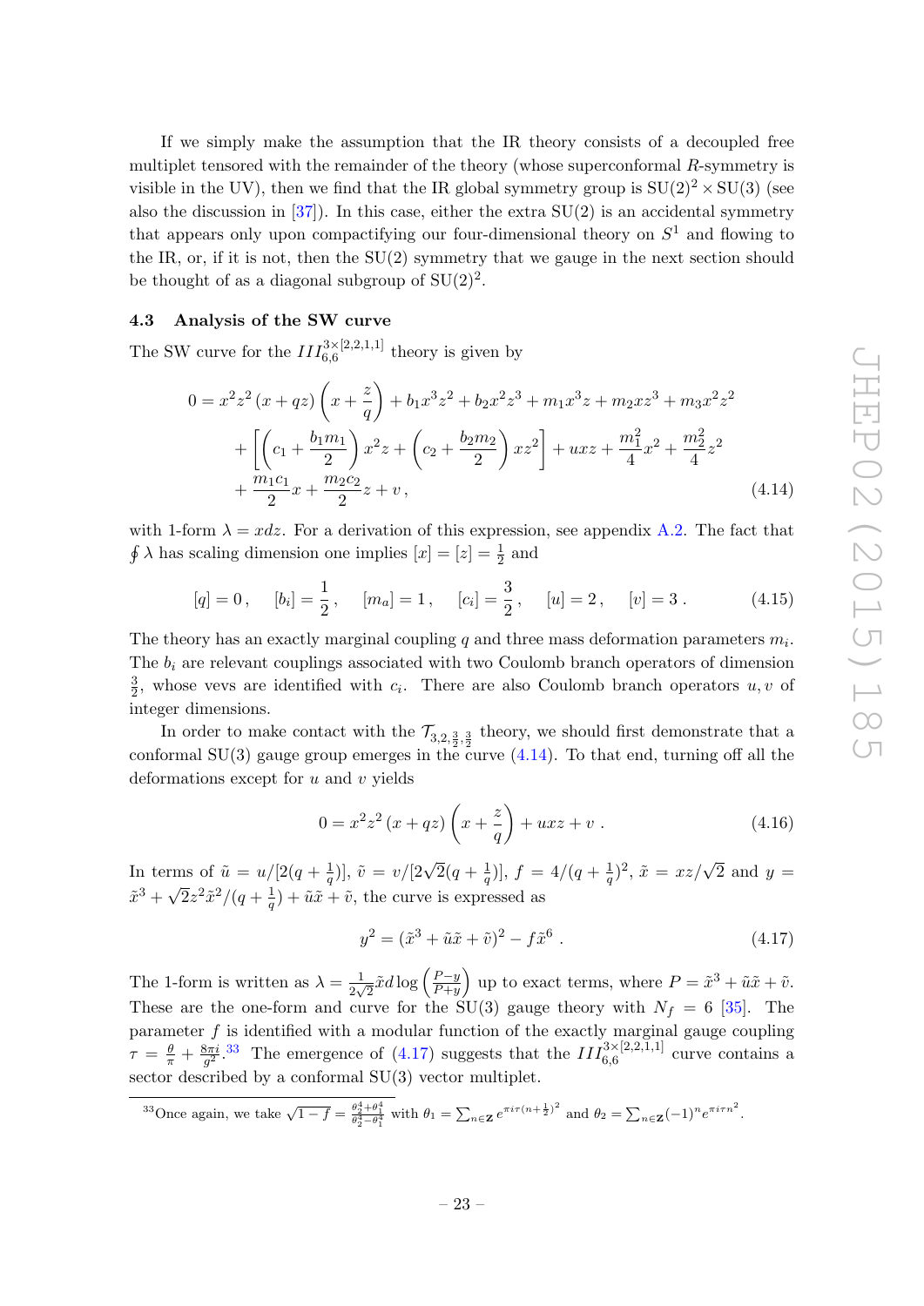If we simply make the assumption that the IR theory consists of a decoupled free multiplet tensored with the remainder of the theory (whose superconformal $R$-symmetry is visible in the UV), then we find that the IR global symmetry group is $\mathrm{SU}(2)^2 \times \mathrm{SU}(3)$ (see also the discussion in [37]). In this case, either the extra SU(2) is an accidental symmetry that appears only upon compactifying our four-dimensional theory on $S^1$ and flowing to the IR, or, if it is not, then the SU(2) symmetry that we gauge in the next section should be thought of as a diagonal subgroup of $\mathrm{SU}(2)^2$.

### 4.3 Analysis of the SW curve

The SW curve for the $III^{3\times[2,2,1,1]}_{6,6}$ theory is given by

$$
\begin{aligned}
0 =\, & x^2 z^2 \left(x + qz\right)\left(x + \frac{z}{q}\right) + b_1 x^3 z^2 + b_2 x^2 z^3 + m_1 x^3 z + m_2 x z^3 + m_3 x^2 z^2 \\
& + \left[\left(c_1 + \frac{b_1 m_1}{2}\right) x^2 z + \left(c_2 + \frac{b_2 m_2}{2}\right) x z^2\right] + uxz + \frac{m_1^2}{4} x^2 + \frac{m_2^2}{4} z^2 \\
& + \frac{m_1 c_1}{2} x + \frac{m_2 c_2}{2} z + v\,,
\end{aligned}
\tag{4.14}
$$

with 1-form $\lambda = x dz$. For a derivation of this expression, see appendix A.2. The fact that $\oint \lambda$ has scaling dimension one implies $[x] = [z] = \frac{1}{2}$ and

$$
[q] = 0\,, \quad [b_i] = \frac{1}{2}\,, \quad [m_a] = 1\,, \quad [c_i] = \frac{3}{2}\,, \quad [u] = 2\,, \quad [v] = 3\,. \tag{4.15}
$$

The theory has an exactly marginal coupling $q$ and three mass deformation parameters $m_i$. The $b_i$ are relevant couplings associated with two Coulomb branch operators of dimension $\frac{3}{2}$, whose vevs are identified with $c_i$. There are also Coulomb branch operators $u, v$ of integer dimensions.

In order to make contact with the $\mathcal{T}_{3,2,\frac{3}{2},\frac{3}{2}}$ theory, we should first demonstrate that a conformal SU(3) gauge group emerges in the curve (4.14). To that end, turning off all the deformations except for $u$ and $v$ yields

$$
0 = x^2 z^2 \left(x + qz\right)\left(x + \frac{z}{q}\right) + uxz + v\,. \tag{4.16}
$$

In terms of $\tilde{u} = u/[2(q + \frac{1}{q})]$, $\tilde{v} = v/[2\sqrt{2}(q + \frac{1}{q})]$, $f = 4/(q + \frac{1}{q})^2$, $\tilde{x} = xz/\sqrt{2}$ and $y = \tilde{x}^3 + \sqrt{2} z^2 \tilde{x}^2/(q + \frac{1}{q}) + \tilde{u}\tilde{x} + \tilde{v}$, the curve is expressed as

$$
y^2 = (\tilde{x}^3 + \tilde{u}\tilde{x} + \tilde{v})^2 - f\tilde{x}^6\,. \tag{4.17}
$$

The 1-form is written as $\lambda = \frac{1}{2\sqrt{2}} \tilde{x} d \log\left(\frac{P-y}{P+y}\right)$ up to exact terms, where $P = \tilde{x}^3 + \tilde{u}\tilde{x} + \tilde{v}$. These are the one-form and curve for the SU(3) gauge theory with $N_f = 6$ [35]. The parameter $f$ is identified with a modular function of the exactly marginal gauge coupling $\tau = \frac{\theta}{\pi} + \frac{8\pi i}{g^2}$.[33] The emergence of (4.17) suggests that the $III^{3\times[2,2,1,1]}_{6,6}$ curve contains a sector described by a conformal SU(3) vector multiplet.

[33] Once again, we take $\sqrt{1-f} = \frac{\theta_2^4 + \theta_1^4}{\theta_2^4 - \theta_1^4}$ with $\theta_1 = \sum_{n\in\mathbf{Z}} e^{\pi i \tau (n+\frac{1}{2})^2}$ and $\theta_2 = \sum_{n\in\mathbf{Z}} (-1)^n e^{\pi i \tau n^2}$.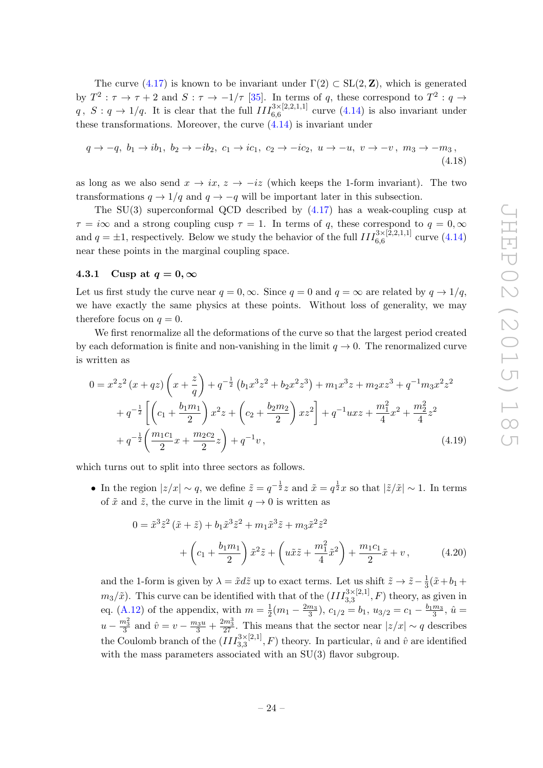The curve (4.17) is known to be invariant under $\Gamma(2) \subset \mathrm{SL}(2,\mathbf{Z})$, which is generated by $T^2 : \tau \to \tau + 2$ and $S : \tau \to -1/\tau$ [35]. In terms of $q$, these correspond to $T^2 : q \to q$, $S : q \to 1/q$. It is clear that the full $III^{3\times[2,2,1,1]}_{6,6}$ curve (4.14) is also invariant under these transformations. Moreover, the curve (4.14) is invariant under

$$q \to -q,\ b_1 \to ib_1,\ b_2 \to -ib_2,\ c_1 \to ic_1,\ c_2 \to -ic_2,\ u \to -u,\ v \to -v\,,\ m_3 \to -m_3\,, \tag{4.18}$$

as long as we also send $x \to ix$, $z \to -iz$ (which keeps the 1-form invariant). The two transformations $q \to 1/q$ and $q \to -q$ will be important later in this subsection.

The SU(3) superconformal QCD described by (4.17) has a weak-coupling cusp at $\tau = i\infty$ and a strong coupling cusp $\tau = 1$. In terms of $q$, these correspond to $q = 0, \infty$ and $q = \pm 1$, respectively. Below we study the behavior of the full $III^{3\times[2,2,1,1]}_{6,6}$ curve (4.14) near these points in the marginal coupling space.

### 4.3.1 Cusp at $q = 0, \infty$

Let us first study the curve near $q = 0, \infty$. Since $q = 0$ and $q = \infty$ are related by $q \to 1/q$, we have exactly the same physics at these points. Without loss of generality, we may therefore focus on $q = 0$.

We first renormalize all the deformations of the curve so that the largest period created by each deformation is finite and non-vanishing in the limit $q \to 0$. The renormalized curve is written as

$$\begin{aligned}
0 = {} & x^2 z^2 (x + qz)\left(x + \frac{z}{q}\right) + q^{-\frac{1}{2}}\left(b_1 x^3 z^2 + b_2 x^2 z^3\right) + m_1 x^3 z + m_2 x z^3 + q^{-1} m_3 x^2 z^2 \\
& + q^{-\frac{1}{2}}\left[\left(c_1 + \frac{b_1 m_1}{2}\right) x^2 z + \left(c_2 + \frac{b_2 m_2}{2}\right) x z^2\right] + q^{-1} u x z + \frac{m_1^2}{4} x^2 + \frac{m_2^2}{4} z^2 \\
& + q^{-\frac{1}{2}}\left(\frac{m_1 c_1}{2} x + \frac{m_2 c_2}{2} z\right) + q^{-1} v\,,
\end{aligned} \tag{4.19}$$

which turns out to split into three sectors as follows.

- In the region $|z/x| \sim q$, we define $\tilde{z} = q^{-\frac{1}{2}} z$ and $\tilde{x} = q^{\frac{1}{2}} x$ so that $|\tilde{z}/\tilde{x}| \sim 1$. In terms of $\tilde{x}$ and $\tilde{z}$, the curve in the limit $q \to 0$ is written as

$$\begin{aligned}
0 = {} & \tilde{x}^3 \tilde{z}^2 (\tilde{x} + \tilde{z}) + b_1 \tilde{x}^3 \tilde{z}^2 + m_1 \tilde{x}^3 \tilde{z} + m_3 \tilde{x}^2 \tilde{z}^2 \\
& + \left(c_1 + \frac{b_1 m_1}{2}\right) \tilde{x}^2 \tilde{z} + \left(u \tilde{x} \tilde{z} + \frac{m_1^2}{4} \tilde{x}^2\right) + \frac{m_1 c_1}{2} \tilde{x} + v\,,
\end{aligned} \tag{4.20}$$

  and the 1-form is given by $\lambda = \tilde{x} d\tilde{z}$ up to exact terms. Let us shift $\tilde{z} \to \tilde{z} - \frac{1}{3}(\tilde{x} + b_1 + m_3/\tilde{x})$. This curve can be identified with that of the $(III^{3\times[2,1]}_{3,3}, F)$ theory, as given in eq. (A.12) of the appendix, with $m = \frac{1}{2}(m_1 - \frac{2m_3}{3})$, $c_{1/2} = b_1$, $u_{3/2} = c_1 - \frac{b_1 m_3}{3}$, $\hat{u} = u - \frac{m_3^2}{3}$ and $\hat{v} = v - \frac{m_3 u}{3} + \frac{2m_3^3}{27}$. This means that the sector near $|z/x| \sim q$ describes the Coulomb branch of the $(III^{3\times[2,1]}_{3,3}, F)$ theory. In particular, $\hat{u}$ and $\hat{v}$ are identified with the mass parameters associated with an SU(3) flavor subgroup.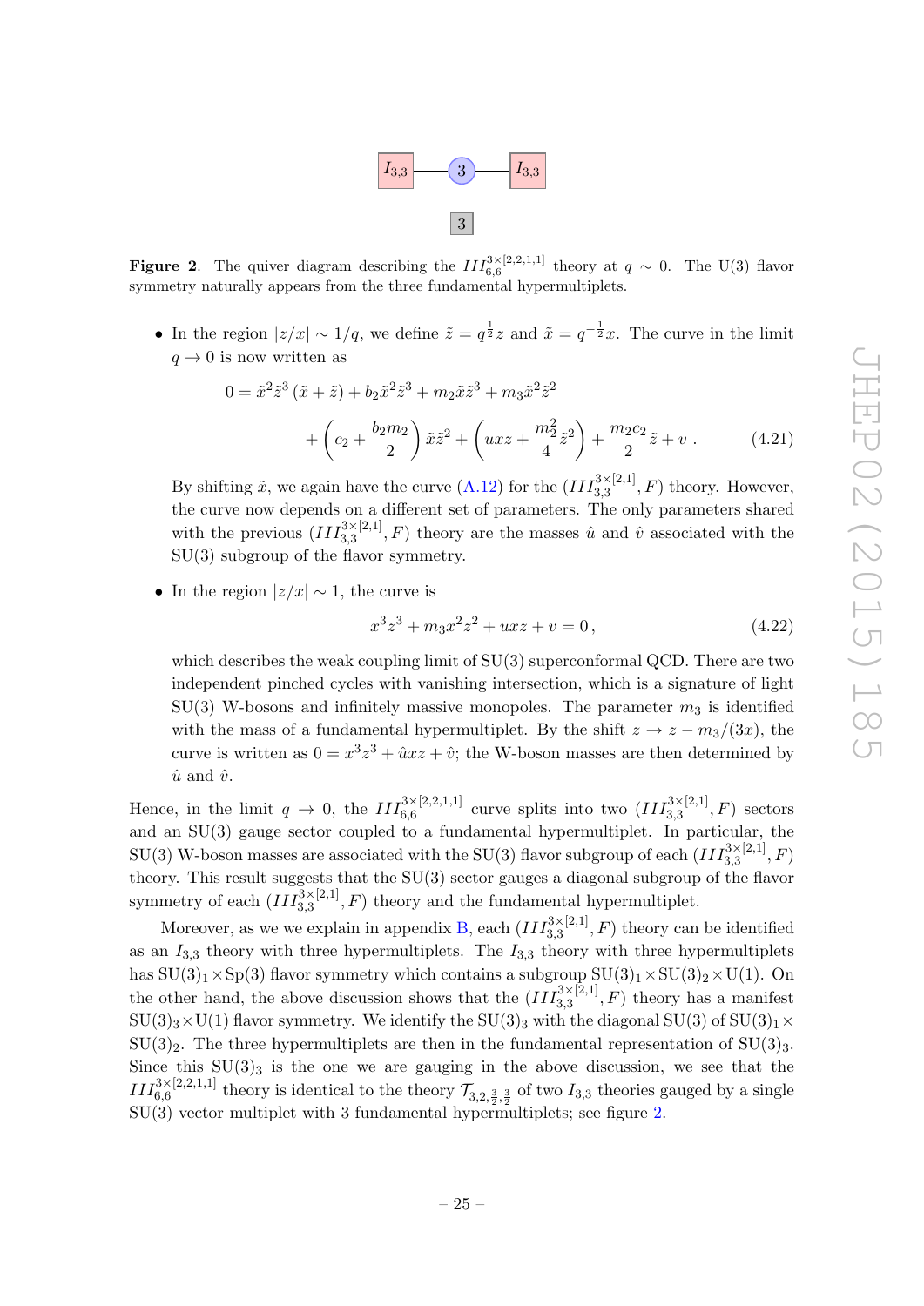**Figure 2**. The quiver diagram describing the $III^{3\times[2,2,1,1]}_{6,6}$ theory at $q \sim 0$. The U(3) flavor symmetry naturally appears from the three fundamental hypermultiplets.

- In the region $|z/x| \sim 1/q$, we define $\tilde{z} = q^{\frac{1}{2}} z$ and $\tilde{x} = q^{-\frac{1}{2}} x$. The curve in the limit $q \to 0$ is now written as

$$
\begin{aligned}
0 = \tilde{x}^2\tilde{z}^3\left(\tilde{x} + \tilde{z}\right) + b_2\tilde{x}^2\tilde{z}^3 + m_2\tilde{x}\tilde{z}^3 + m_3\tilde{x}^2\tilde{z}^2 \\
+ \left(c_2 + \frac{b_2 m_2}{2}\right)\tilde{x}\tilde{z}^2 + \left(uxz + \frac{m_2^2}{4}\tilde{z}^2\right) + \frac{m_2 c_2}{2}\tilde{z} + v\,. \qquad (4.21)
\end{aligned}
$$

  By shifting $\tilde{x}$, we again have the curve (A.12) for the $(III^{3\times[2,1]}_{3,3}, F)$ theory. However, the curve now depends on a different set of parameters. The only parameters shared with the previous $(III^{3\times[2,1]}_{3,3}, F)$ theory are the masses $\hat{u}$ and $\hat{v}$ associated with the SU(3) subgroup of the flavor symmetry.

- In the region $|z/x| \sim 1$, the curve is

$$
x^3z^3 + m_3x^2z^2 + uxz + v = 0\,, \qquad (4.22)
$$

  which describes the weak coupling limit of SU(3) superconformal QCD. There are two independent pinched cycles with vanishing intersection, which is a signature of light SU(3) W-bosons and infinitely massive monopoles. The parameter $m_3$ is identified with the mass of a fundamental hypermultiplet. By the shift $z \to z - m_3/(3x)$, the curve is written as $0 = x^3z^3 + \hat{u}xz + \hat{v}$; the W-boson masses are then determined by $\hat{u}$ and $\hat{v}$.

Hence, in the limit $q \to 0$, the $III^{3\times[2,2,1,1]}_{6,6}$ curve splits into two $(III^{3\times[2,1]}_{3,3}, F)$ sectors and an SU(3) gauge sector coupled to a fundamental hypermultiplet. In particular, the SU(3) W-boson masses are associated with the SU(3) flavor subgroup of each $(III^{3\times[2,1]}_{3,3}, F)$ theory. This result suggests that the SU(3) sector gauges a diagonal subgroup of the flavor symmetry of each $(III^{3\times[2,1]}_{3,3}, F)$ theory and the fundamental hypermultiplet.

Moreover, as we we explain in appendix B, each $(III^{3\times[2,1]}_{3,3}, F)$ theory can be identified as an $I_{3,3}$ theory with three hypermultiplets. The $I_{3,3}$ theory with three hypermultiplets has $\mathrm{SU}(3)_1 \times \mathrm{Sp}(3)$ flavor symmetry which contains a subgroup $\mathrm{SU}(3)_1 \times \mathrm{SU}(3)_2 \times \mathrm{U}(1)$. On the other hand, the above discussion shows that the $(III^{3\times[2,1]}_{3,3}, F)$ theory has a manifest $\mathrm{SU}(3)_3 \times \mathrm{U}(1)$ flavor symmetry. We identify the $\mathrm{SU}(3)_3$ with the diagonal SU(3) of $\mathrm{SU}(3)_1 \times \mathrm{SU}(3)_2$. The three hypermultiplets are then in the fundamental representation of $\mathrm{SU}(3)_3$. Since this $\mathrm{SU}(3)_3$ is the one we are gauging in the above discussion, we see that the $III^{3\times[2,2,1,1]}_{6,6}$ theory is identical to the theory $\mathcal{T}_{3,2,\frac{3}{2},\frac{3}{2}}$ of two $I_{3,3}$ theories gauged by a single SU(3) vector multiplet with 3 fundamental hypermultiplets; see figure 2.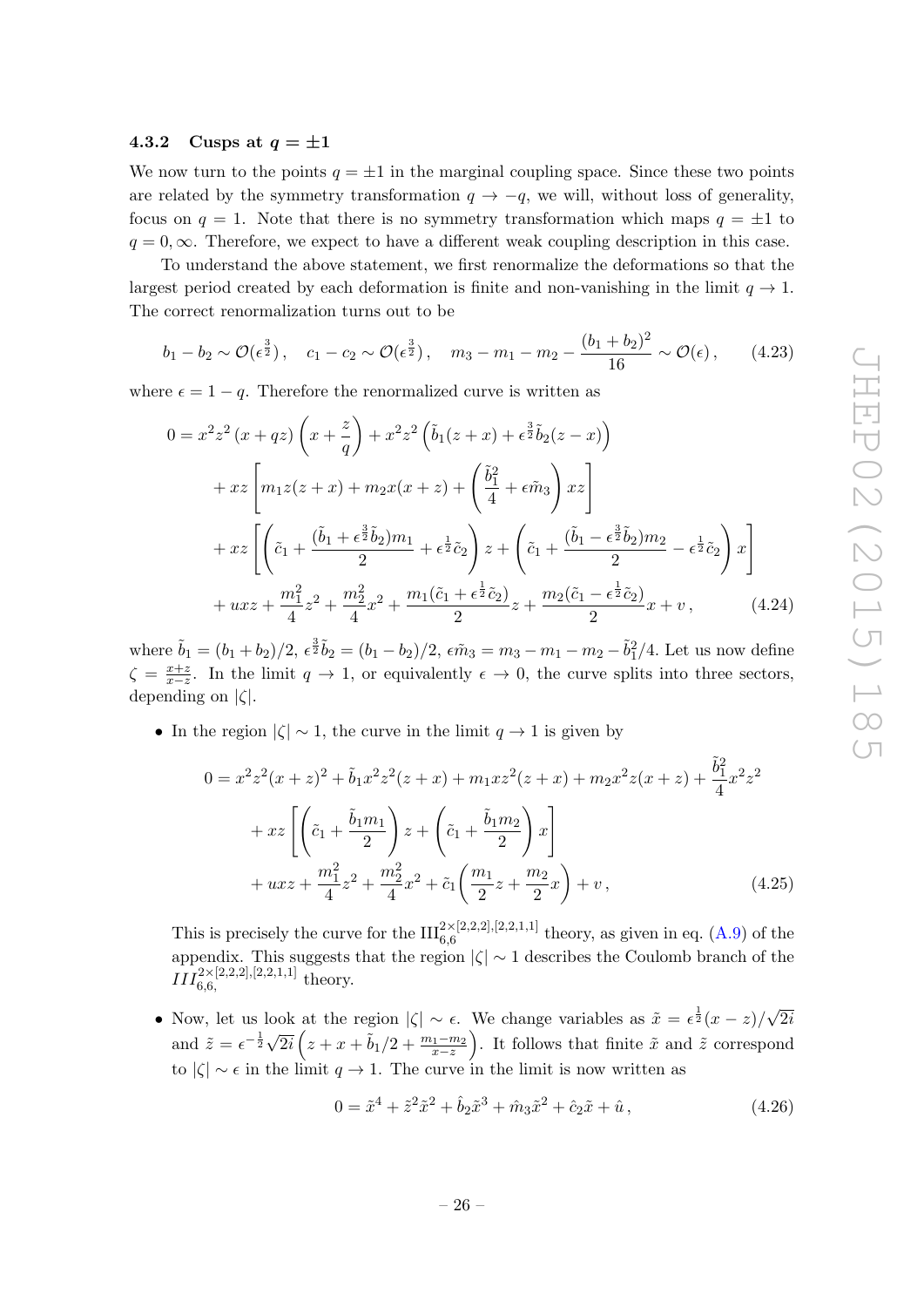### 4.3.2 Cusps at $q = \pm 1$

We now turn to the points $q = \pm 1$ in the marginal coupling space. Since these two points are related by the symmetry transformation $q \to -q$, we will, without loss of generality, focus on $q = 1$. Note that there is no symmetry transformation which maps $q = \pm 1$ to $q = 0, \infty$. Therefore, we expect to have a different weak coupling description in this case.

To understand the above statement, we first renormalize the deformations so that the largest period created by each deformation is finite and non-vanishing in the limit $q \to 1$. The correct renormalization turns out to be

$$b_1 - b_2 \sim \mathcal{O}(\epsilon^{\frac{3}{2}})\,, \quad c_1 - c_2 \sim \mathcal{O}(\epsilon^{\frac{3}{2}})\,, \quad m_3 - m_1 - m_2 - \frac{(b_1 + b_2)^2}{16} \sim \mathcal{O}(\epsilon)\,, \tag{4.23}$$

where $\epsilon = 1 - q$. Therefore the renormalized curve is written as

$$\begin{aligned}
0 &= x^2 z^2 \left(x + qz\right)\left(x + \frac{z}{q}\right) + x^2 z^2 \left(\tilde{b}_1 (z + x) + \epsilon^{\frac{3}{2}} \tilde{b}_2 (z - x)\right) \\
&\quad + xz \left[ m_1 z (z + x) + m_2 x (x + z) + \left(\frac{\tilde{b}_1^2}{4} + \epsilon \tilde{m}_3\right) xz \right] \\
&\quad + xz \left[ \left( \tilde{c}_1 + \frac{(\tilde{b}_1 + \epsilon^{\frac{3}{2}} \tilde{b}_2) m_1}{2} + \epsilon^{\frac{1}{2}} \tilde{c}_2 \right) z + \left( \tilde{c}_1 + \frac{(\tilde{b}_1 - \epsilon^{\frac{3}{2}} \tilde{b}_2) m_2}{2} - \epsilon^{\frac{1}{2}} \tilde{c}_2 \right) x \right] \\
&\quad + uxz + \frac{m_1^2}{4} z^2 + \frac{m_2^2}{4} x^2 + \frac{m_1 (\tilde{c}_1 + \epsilon^{\frac{1}{2}} \tilde{c}_2)}{2} z + \frac{m_2 (\tilde{c}_1 - \epsilon^{\frac{1}{2}} \tilde{c}_2)}{2} x + v\,,
\end{aligned} \tag{4.24}$$

where $\tilde{b}_1 = (b_1 + b_2)/2$, $\epsilon^{\frac{3}{2}} \tilde{b}_2 = (b_1 - b_2)/2$, $\epsilon \tilde{m}_3 = m_3 - m_1 - m_2 - \tilde{b}_1^2/4$. Let us now define $\zeta = \frac{x+z}{x-z}$. In the limit $q \to 1$, or equivalently $\epsilon \to 0$, the curve splits into three sectors, depending on $|\zeta|$.

- In the region $|\zeta| \sim 1$, the curve in the limit $q \to 1$ is given by

$$\begin{aligned}
0 &= x^2 z^2 (x + z)^2 + \tilde{b}_1 x^2 z^2 (z + x) + m_1 x z^2 (z + x) + m_2 x^2 z (x + z) + \frac{\tilde{b}_1^2}{4} x^2 z^2 \\
&\quad + xz \left[ \left( \tilde{c}_1 + \frac{\tilde{b}_1 m_1}{2} \right) z + \left( \tilde{c}_1 + \frac{\tilde{b}_1 m_2}{2} \right) x \right] \\
&\quad + uxz + \frac{m_1^2}{4} z^2 + \frac{m_2^2}{4} x^2 + \tilde{c}_1 \left( \frac{m_1}{2} z + \frac{m_2}{2} x \right) + v\,,
\end{aligned} \tag{4.25}$$

  This is precisely the curve for the $\mathrm{III}_{6,6}^{2\times[2,2,2],[2,2,1,1]}$ theory, as given in eq. (A.9) of the appendix. This suggests that the region $|\zeta| \sim 1$ describes the Coulomb branch of the $III_{6,6,}^{2\times[2,2,2],[2,2,1,1]}$ theory.

- Now, let us look at the region $|\zeta| \sim \epsilon$. We change variables as $\tilde{x} = \epsilon^{\frac{1}{2}} (x - z)/\sqrt{2i}$ and $\tilde{z} = \epsilon^{-\frac{1}{2}} \sqrt{2i} \left( z + x + \tilde{b}_1/2 + \frac{m_1 - m_2}{x - z} \right)$. It follows that finite $\tilde{x}$ and $\tilde{z}$ correspond to $|\zeta| \sim \epsilon$ in the limit $q \to 1$. The curve in the limit is now written as

$$0 = \tilde{x}^4 + \tilde{z}^2 \tilde{x}^2 + \hat{b}_2 \tilde{x}^3 + \hat{m}_3 \tilde{x}^2 + \hat{c}_2 \tilde{x} + \hat{u}\,, \tag{4.26}$$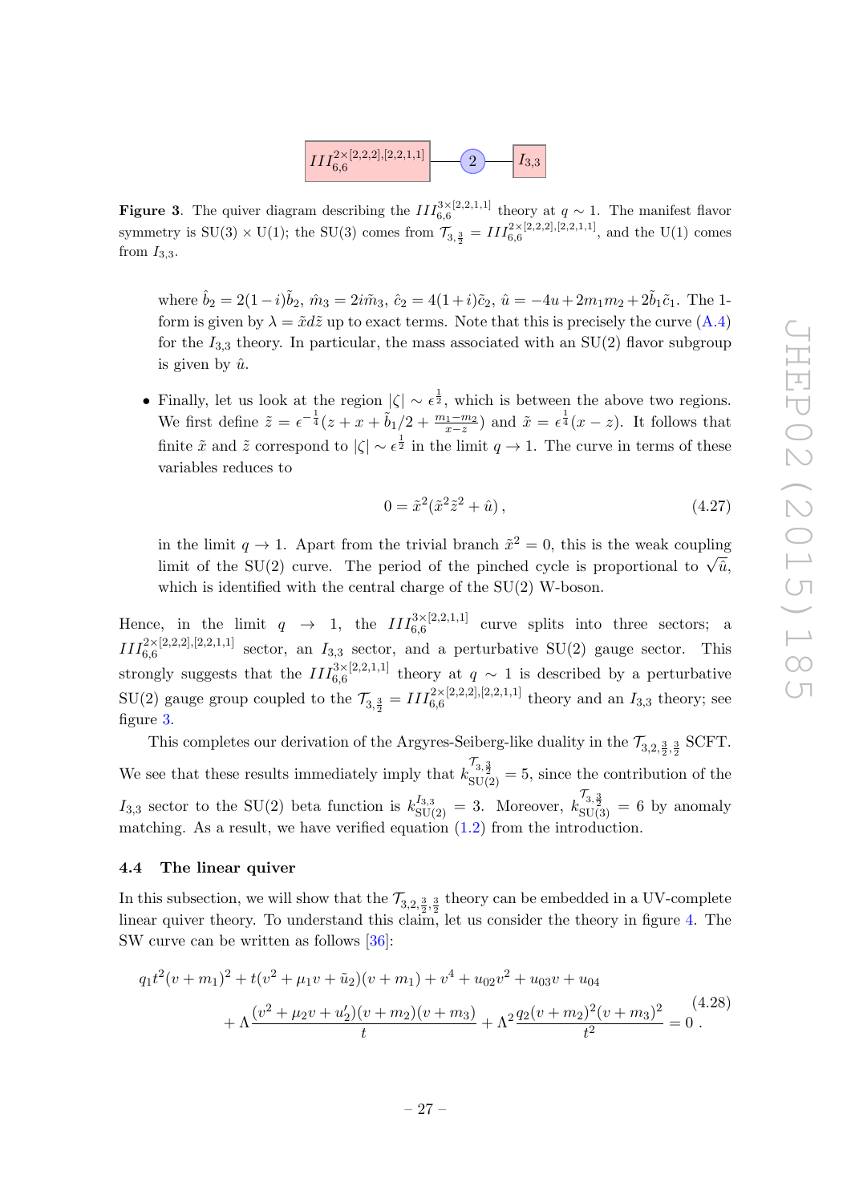$$III_{6,6}^{2\times[2,2,2],[2,2,1,1]} \text{ — } (2) \text{ — } I_{3,3}$$

**Figure 3**. The quiver diagram describing the $III_{6,6}^{3\times[2,2,1,1]}$ theory at $q \sim 1$. The manifest flavor symmetry is $SU(3) \times U(1)$; the SU(3) comes from $\mathcal{T}_{3,\frac{3}{2}} = III_{6,6}^{2\times[2,2,2],[2,2,1,1]}$, and the U(1) comes from $I_{3,3}$.

where $\hat{b}_2 = 2(1-i)\tilde{b}_2$, $\hat{m}_3 = 2i\tilde{m}_3$, $\hat{c}_2 = 4(1+i)\tilde{c}_2$, $\hat{u} = -4u + 2m_1 m_2 + 2\tilde{b}_1\tilde{c}_1$. The 1-form is given by $\lambda = \tilde{x}d\tilde{z}$ up to exact terms. Note that this is precisely the curve (A.4) for the $I_{3,3}$ theory. In particular, the mass associated with an SU(2) flavor subgroup is given by $\hat{u}$.

- Finally, let us look at the region $|\zeta| \sim \epsilon^{\frac{1}{2}}$, which is between the above two regions. We first define $\tilde{z} = \epsilon^{-\frac{1}{4}}(z + x + \tilde{b}_1/2 + \frac{m_1 - m_2}{x - z})$ and $\tilde{x} = \epsilon^{\frac{1}{4}}(x - z)$. It follows that finite $\tilde{x}$ and $\tilde{z}$ correspond to $|\zeta| \sim \epsilon^{\frac{1}{2}}$ in the limit $q \to 1$. The curve in terms of these variables reduces to

$$0 = \tilde{x}^2(\tilde{x}^2\tilde{z}^2 + \hat{u}), \tag{4.27}$$

in the limit $q \to 1$. Apart from the trivial branch $\tilde{x}^2 = 0$, this is the weak coupling limit of the SU(2) curve. The period of the pinched cycle is proportional to $\sqrt{\hat{u}}$, which is identified with the central charge of the SU(2) W-boson.

Hence, in the limit $q \to 1$, the $III_{6,6}^{3\times[2,2,1,1]}$ curve splits into three sectors; a $III_{6,6}^{2\times[2,2,2],[2,2,1,1]}$ sector, an $I_{3,3}$ sector, and a perturbative SU(2) gauge sector. This strongly suggests that the $III_{6,6}^{3\times[2,2,1,1]}$ theory at $q \sim 1$ is described by a perturbative SU(2) gauge group coupled to the $\mathcal{T}_{3,\frac{3}{2}} = III_{6,6}^{2\times[2,2,2],[2,2,1,1]}$ theory and an $I_{3,3}$ theory; see figure 3.

This completes our derivation of the Argyres-Seiberg-like duality in the $\mathcal{T}_{3,2,\frac{3}{2},\frac{3}{2}}$ SCFT. We see that these results immediately imply that $k_{SU(2)}^{\mathcal{T}_{3,\frac{3}{2}}} = 5$, since the contribution of the $I_{3,3}$ sector to the SU(2) beta function is $k_{SU(2)}^{I_{3,3}} = 3$. Moreover, $k_{SU(3)}^{\mathcal{T}_{3,\frac{3}{2}}} = 6$ by anomaly matching. As a result, we have verified equation (1.2) from the introduction.

### 4.4 The linear quiver

In this subsection, we will show that the $\mathcal{T}_{3,2,\frac{3}{2},\frac{3}{2}}$ theory can be embedded in a UV-complete linear quiver theory. To understand this claim, let us consider the theory in figure 4. The SW curve can be written as follows [36]:

$$\begin{aligned} q_1 t^2(v+m_1)^2 + t(v^2 + \mu_1 v + \tilde{u}_2)(v+m_1) + v^4 + u_{02}v^2 + u_{03}v + u_{04} \\ + \Lambda\frac{(v^2 + \mu_2 v + u_2')(v+m_2)(v+m_3)}{t} + \Lambda^2\frac{q_2(v+m_2)^2(v+m_3)^2}{t^2} = 0\,. \end{aligned} \tag{4.28}$$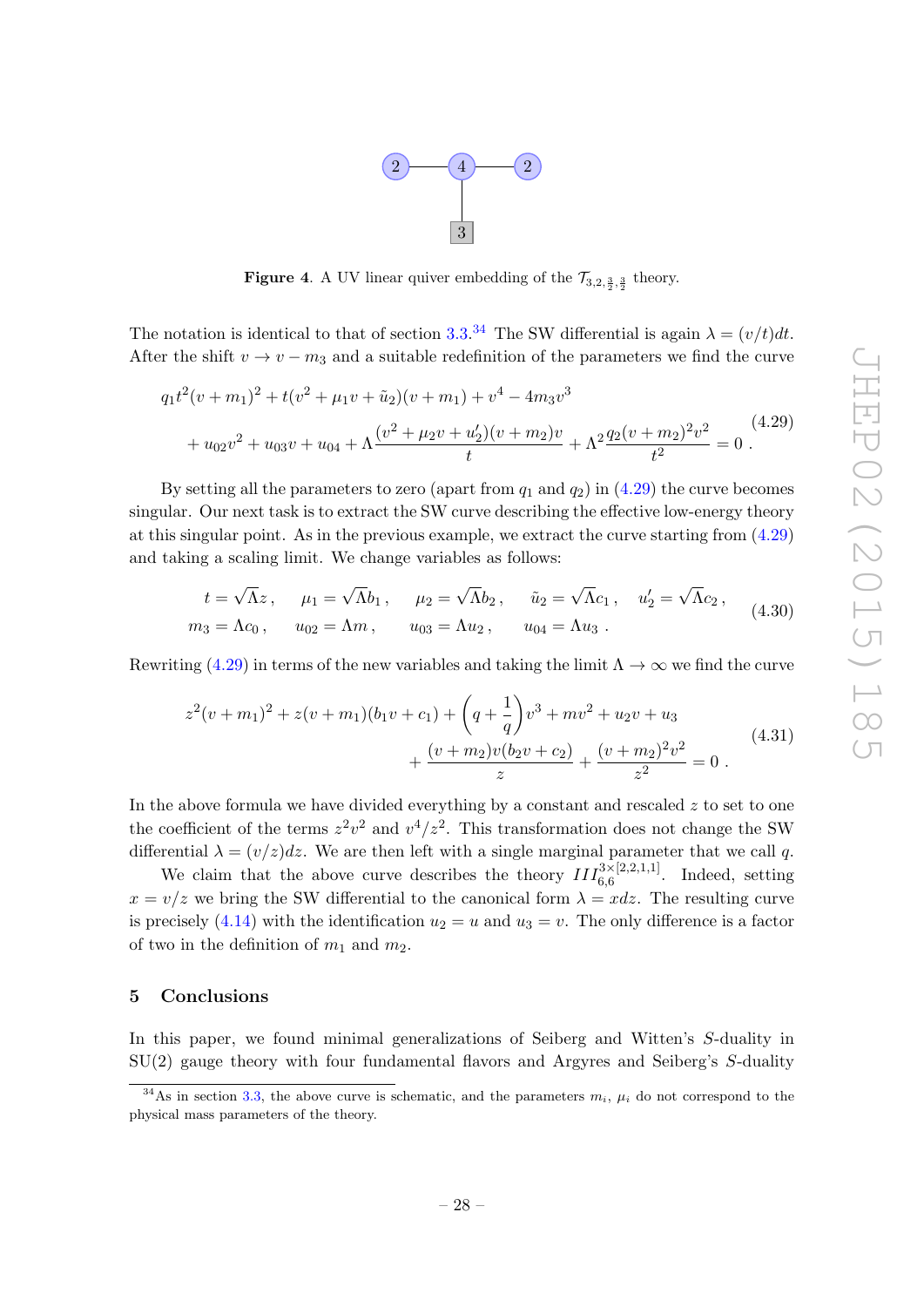**Figure 4**. A UV linear quiver embedding of the $\mathcal{T}_{3,2,\frac{3}{2},\frac{3}{2}}$ theory.

The notation is identical to that of section 3.3.[34] The SW differential is again $\lambda = (v/t)dt$. After the shift $v \to v - m_3$ and a suitable redefinition of the parameters we find the curve

$$\begin{aligned} q_1 t^2 (v+m_1)^2 + t(v^2 + \mu_1 v + \tilde{u}_2)(v+m_1) + v^4 - 4m_3 v^3 \\ + u_{02} v^2 + u_{03} v + u_{04} + \Lambda \frac{(v^2 + \mu_2 v + u_2')(v+m_2)v}{t} + \Lambda^2 \frac{q_2 (v+m_2)^2 v^2}{t^2} = 0 \, . \end{aligned} \tag{4.29}$$

By setting all the parameters to zero (apart from $q_1$ and $q_2$) in (4.29) the curve becomes singular. Our next task is to extract the SW curve describing the effective low-energy theory at this singular point. As in the previous example, we extract the curve starting from (4.29) and taking a scaling limit. We change variables as follows:

$$\begin{aligned} t = \sqrt{\Lambda} z \, , \quad \mu_1 = \sqrt{\Lambda} b_1 \, , \quad \mu_2 = \sqrt{\Lambda} b_2 \, , \quad \tilde{u}_2 = \sqrt{\Lambda} c_1 \, , \quad u_2' = \sqrt{\Lambda} c_2 \, , \\ m_3 = \Lambda c_0 \, , \quad u_{02} = \Lambda m \, , \quad u_{03} = \Lambda u_2 \, , \quad u_{04} = \Lambda u_3 \, . \end{aligned} \tag{4.30}$$

Rewriting (4.29) in terms of the new variables and taking the limit $\Lambda \to \infty$ we find the curve

$$\begin{aligned} z^2 (v+m_1)^2 + z(v+m_1)(b_1 v + c_1) + \left( q + \frac{1}{q} \right) v^3 + m v^2 + u_2 v + u_3 \\ + \frac{(v+m_2) v (b_2 v + c_2)}{z} + \frac{(v+m_2)^2 v^2}{z^2} = 0 \, . \end{aligned} \tag{4.31}$$

In the above formula we have divided everything by a constant and rescaled $z$ to set to one the coefficient of the terms $z^2 v^2$ and $v^4/z^2$. This transformation does not change the SW differential $\lambda = (v/z)dz$. We are then left with a single marginal parameter that we call $q$.

We claim that the above curve describes the theory $III^{3\times[2,2,1,1]}_{6,6}$. Indeed, setting $x = v/z$ we bring the SW differential to the canonical form $\lambda = x dz$. The resulting curve is precisely (4.14) with the identification $u_2 = u$ and $u_3 = v$. The only difference is a factor of two in the definition of $m_1$ and $m_2$.

## 5 Conclusions

In this paper, we found minimal generalizations of Seiberg and Witten's $S$-duality in SU(2) gauge theory with four fundamental flavors and Argyres and Seiberg's $S$-duality

[34] As in section 3.3, the above curve is schematic, and the parameters $m_i$, $\mu_i$ do not correspond to the physical mass parameters of the theory.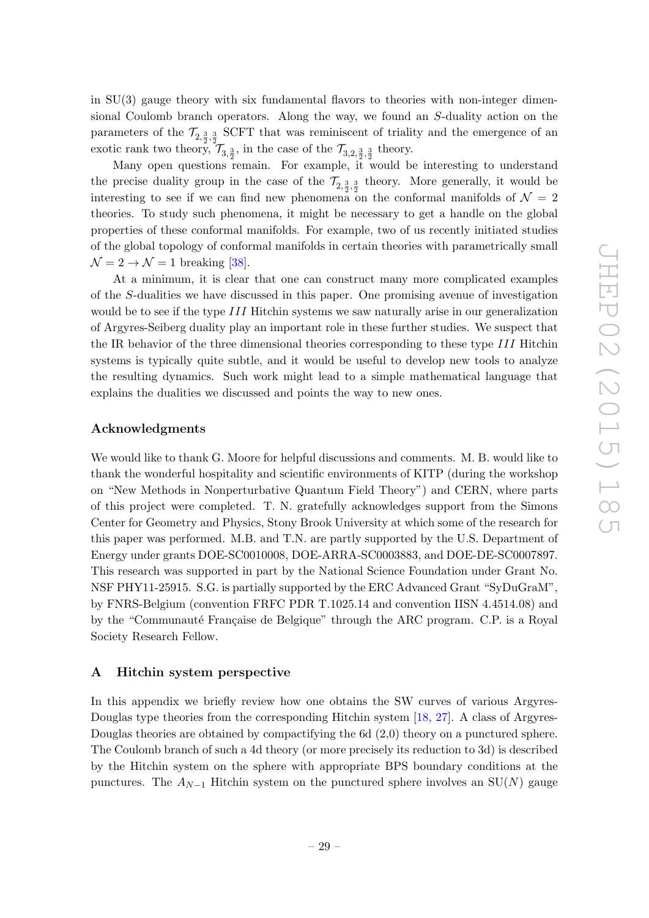in SU(3) gauge theory with six fundamental flavors to theories with non-integer dimensional Coulomb branch operators. Along the way, we found an $S$-duality action on the parameters of the $\mathcal{T}_{2,\frac{3}{2},\frac{3}{2}}$ SCFT that was reminiscent of triality and the emergence of an exotic rank two theory, $\mathcal{T}_{3,\frac{3}{2}}$, in the case of the $\mathcal{T}_{3,2,\frac{3}{2},\frac{3}{2}}$ theory.

Many open questions remain. For example, it would be interesting to understand the precise duality group in the case of the $\mathcal{T}_{2,\frac{3}{2},\frac{3}{2}}$ theory. More generally, it would be interesting to see if we can find new phenomena on the conformal manifolds of $\mathcal{N}=2$ theories. To study such phenomena, it might be necessary to get a handle on the global properties of these conformal manifolds. For example, two of us recently initiated studies of the global topology of conformal manifolds in certain theories with parametrically small $\mathcal{N}=2 \to \mathcal{N}=1$ breaking [38].

At a minimum, it is clear that one can construct many more complicated examples of the $S$-dualities we have discussed in this paper. One promising avenue of investigation would be to see if the type $III$ Hitchin systems we saw naturally arise in our generalization of Argyres-Seiberg duality play an important role in these further studies. We suspect that the IR behavior of the three dimensional theories corresponding to these type $III$ Hitchin systems is typically quite subtle, and it would be useful to develop new tools to analyze the resulting dynamics. Such work might lead to a simple mathematical language that explains the dualities we discussed and points the way to new ones.

## Acknowledgments

We would like to thank G. Moore for helpful discussions and comments. M. B. would like to thank the wonderful hospitality and scientific environments of KITP (during the workshop on "New Methods in Nonperturbative Quantum Field Theory") and CERN, where parts of this project were completed. T. N. gratefully acknowledges support from the Simons Center for Geometry and Physics, Stony Brook University at which some of the research for this paper was performed. M.B. and T.N. are partly supported by the U.S. Department of Energy under grants DOE-SC0010008, DOE-ARRA-SC0003883, and DOE-DE-SC0007897. This research was supported in part by the National Science Foundation under Grant No. NSF PHY11-25915. S.G. is partially supported by the ERC Advanced Grant "SyDuGraM", by FNRS-Belgium (convention FRFC PDR T.1025.14 and convention IISN 4.4514.08) and by the "Communauté Française de Belgique" through the ARC program. C.P. is a Royal Society Research Fellow.

## A Hitchin system perspective

In this appendix we briefly review how one obtains the SW curves of various Argyres-Douglas type theories from the corresponding Hitchin system [18, 27]. A class of Argyres-Douglas theories are obtained by compactifying the 6d (2,0) theory on a punctured sphere. The Coulomb branch of such a 4d theory (or more precisely its reduction to 3d) is described by the Hitchin system on the sphere with appropriate BPS boundary conditions at the punctures. The $A_{N-1}$ Hitchin system on the punctured sphere involves an SU($N$) gauge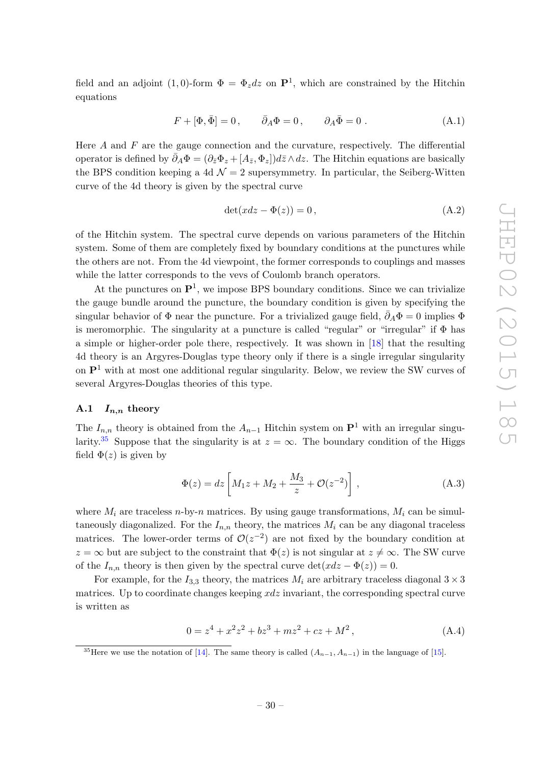field and an adjoint $(1,0)$-form $\Phi = \Phi_z dz$ on $\mathbf{P}^1$, which are constrained by the Hitchin equations

$$F + [\Phi, \bar{\Phi}] = 0\,, \qquad \bar{\partial}_A \Phi = 0\,, \qquad \partial_A \bar{\Phi} = 0\,. \tag{A.1}$$

Here $A$ and $F$ are the gauge connection and the curvature, respectively. The differential operator is defined by $\bar{\partial}_A \Phi = (\partial_{\bar{z}} \Phi_z + [A_{\bar{z}}, \Phi_z]) d\bar{z} \wedge dz$. The Hitchin equations are basically the BPS condition keeping a 4d $\mathcal{N} = 2$ supersymmetry. In particular, the Seiberg-Witten curve of the 4d theory is given by the spectral curve

$$\det(x dz - \Phi(z)) = 0\,, \tag{A.2}$$

of the Hitchin system. The spectral curve depends on various parameters of the Hitchin system. Some of them are completely fixed by boundary conditions at the punctures while the others are not. From the 4d viewpoint, the former corresponds to couplings and masses while the latter corresponds to the vevs of Coulomb branch operators.

At the punctures on $\mathbf{P}^1$, we impose BPS boundary conditions. Since we can trivialize the gauge bundle around the puncture, the boundary condition is given by specifying the singular behavior of $\Phi$ near the puncture. For a trivialized gauge field, $\bar{\partial}_A \Phi = 0$ implies $\Phi$ is meromorphic. The singularity at a puncture is called "regular" or "irregular" if $\Phi$ has a simple or higher-order pole there, respectively. It was shown in [18] that the resulting 4d theory is an Argyres-Douglas type theory only if there is a single irregular singularity on $\mathbf{P}^1$ with at most one additional regular singularity. Below, we review the SW curves of several Argyres-Douglas theories of this type.

### A.1 $I_{n,n}$ theory

The $I_{n,n}$ theory is obtained from the $A_{n-1}$ Hitchin system on $\mathbf{P}^1$ with an irregular singularity.[35] Suppose that the singularity is at $z = \infty$. The boundary condition of the Higgs field $\Phi(z)$ is given by

$$\Phi(z) = dz \left[ M_1 z + M_2 + \frac{M_3}{z} + \mathcal{O}(z^{-2}) \right]\,, \tag{A.3}$$

where $M_i$ are traceless $n$-by-$n$ matrices. By using gauge transformations, $M_i$ can be simultaneously diagonalized. For the $I_{n,n}$ theory, the matrices $M_i$ can be any diagonal traceless matrices. The lower-order terms of $\mathcal{O}(z^{-2})$ are not fixed by the boundary condition at $z = \infty$ but are subject to the constraint that $\Phi(z)$ is not singular at $z \neq \infty$. The SW curve of the $I_{n,n}$ theory is then given by the spectral curve $\det(xdz - \Phi(z)) = 0$.

For example, for the $I_{3,3}$ theory, the matrices $M_i$ are arbitrary traceless diagonal $3 \times 3$ matrices. Up to coordinate changes keeping $xdz$ invariant, the corresponding spectral curve is written as

$$0 = z^4 + x^2 z^2 + bz^3 + mz^2 + cz + M^2\,, \tag{A.4}$$

[35] Here we use the notation of [14]. The same theory is called $(A_{n-1}, A_{n-1})$ in the language of [15].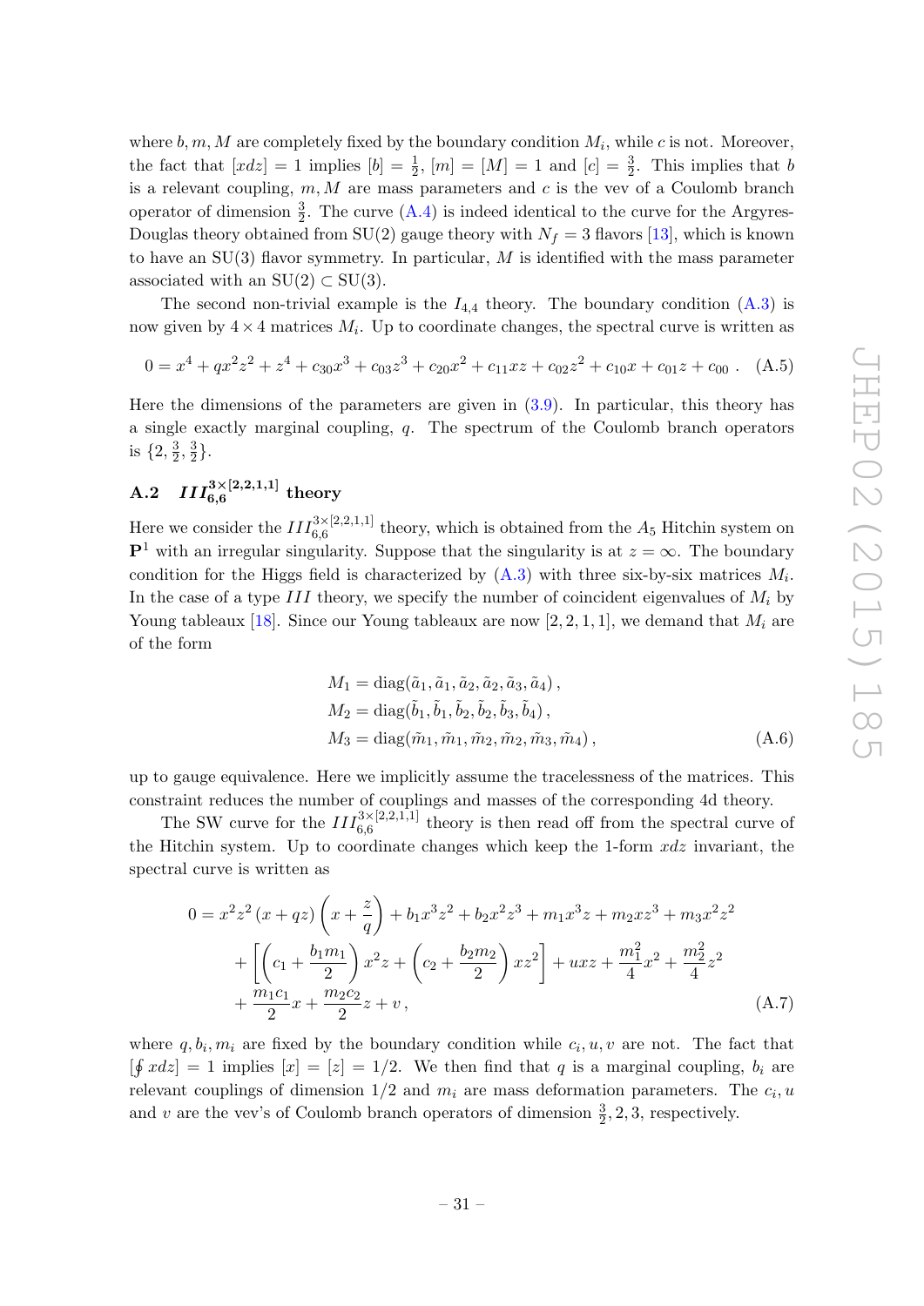where $b, m, M$ are completely fixed by the boundary condition $M_i$, while $c$ is not. Moreover, the fact that $[xdz] = 1$ implies $[b] = \frac{1}{2}$, $[m] = [M] = 1$ and $[c] = \frac{3}{2}$. This implies that $b$ is a relevant coupling, $m, M$ are mass parameters and $c$ is the vev of a Coulomb branch operator of dimension $\frac{3}{2}$. The curve (A.4) is indeed identical to the curve for the Argyres-Douglas theory obtained from SU(2) gauge theory with $N_f = 3$ flavors [13], which is known to have an SU(3) flavor symmetry. In particular, $M$ is identified with the mass parameter associated with an $\mathrm{SU}(2) \subset \mathrm{SU}(3)$.

The second non-trivial example is the $I_{4,4}$ theory. The boundary condition (A.3) is now given by $4 \times 4$ matrices $M_i$. Up to coordinate changes, the spectral curve is written as

$$0 = x^4 + qx^2z^2 + z^4 + c_{30}x^3 + c_{03}z^3 + c_{20}x^2 + c_{11}xz + c_{02}z^2 + c_{10}x + c_{01}z + c_{00}\,. \quad \text{(A.5)}$$

Here the dimensions of the parameters are given in (3.9). In particular, this theory has a single exactly marginal coupling, $q$. The spectrum of the Coulomb branch operators is $\{2, \frac{3}{2}, \frac{3}{2}\}$.

## A.2 $III_{6,6}^{3\times[2,2,1,1]}$ theory

Here we consider the $III_{6,6}^{3\times[2,2,1,1]}$ theory, which is obtained from the $A_5$ Hitchin system on $\mathbf{P}^1$ with an irregular singularity. Suppose that the singularity is at $z = \infty$. The boundary condition for the Higgs field is characterized by (A.3) with three six-by-six matrices $M_i$. In the case of a type $III$ theory, we specify the number of coincident eigenvalues of $M_i$ by Young tableaux [18]. Since our Young tableaux are now $[2, 2, 1, 1]$, we demand that $M_i$ are of the form

$$\begin{aligned}
M_1 &= \mathrm{diag}(\tilde{a}_1, \tilde{a}_1, \tilde{a}_2, \tilde{a}_2, \tilde{a}_3, \tilde{a}_4)\,, \\
M_2 &= \mathrm{diag}(\tilde{b}_1, \tilde{b}_1, \tilde{b}_2, \tilde{b}_2, \tilde{b}_3, \tilde{b}_4)\,, \\
M_3 &= \mathrm{diag}(\tilde{m}_1, \tilde{m}_1, \tilde{m}_2, \tilde{m}_2, \tilde{m}_3, \tilde{m}_4)\,,
\end{aligned} \quad \text{(A.6)}$$

up to gauge equivalence. Here we implicitly assume the tracelessness of the matrices. This constraint reduces the number of couplings and masses of the corresponding 4d theory.

The SW curve for the $III_{6,6}^{3\times[2,2,1,1]}$ theory is then read off from the spectral curve of the Hitchin system. Up to coordinate changes which keep the 1-form $xdz$ invariant, the spectral curve is written as

$$\begin{aligned}
0 = {} & x^2z^2\,(x + qz)\left(x + \frac{z}{q}\right) + b_1x^3z^2 + b_2x^2z^3 + m_1x^3z + m_2xz^3 + m_3x^2z^2 \\
& + \left[\left(c_1 + \frac{b_1m_1}{2}\right)x^2z + \left(c_2 + \frac{b_2m_2}{2}\right)xz^2\right] + uxz + \frac{m_1^2}{4}x^2 + \frac{m_2^2}{4}z^2 \\
& + \frac{m_1c_1}{2}x + \frac{m_2c_2}{2}z + v\,,
\end{aligned} \quad \text{(A.7)}$$

where $q, b_i, m_i$ are fixed by the boundary condition while $c_i, u, v$ are not. The fact that $[\oint xdz] = 1$ implies $[x] = [z] = 1/2$. We then find that $q$ is a marginal coupling, $b_i$ are relevant couplings of dimension $1/2$ and $m_i$ are mass deformation parameters. The $c_i, u$ and $v$ are the vev's of Coulomb branch operators of dimension $\frac{3}{2}, 2, 3$, respectively.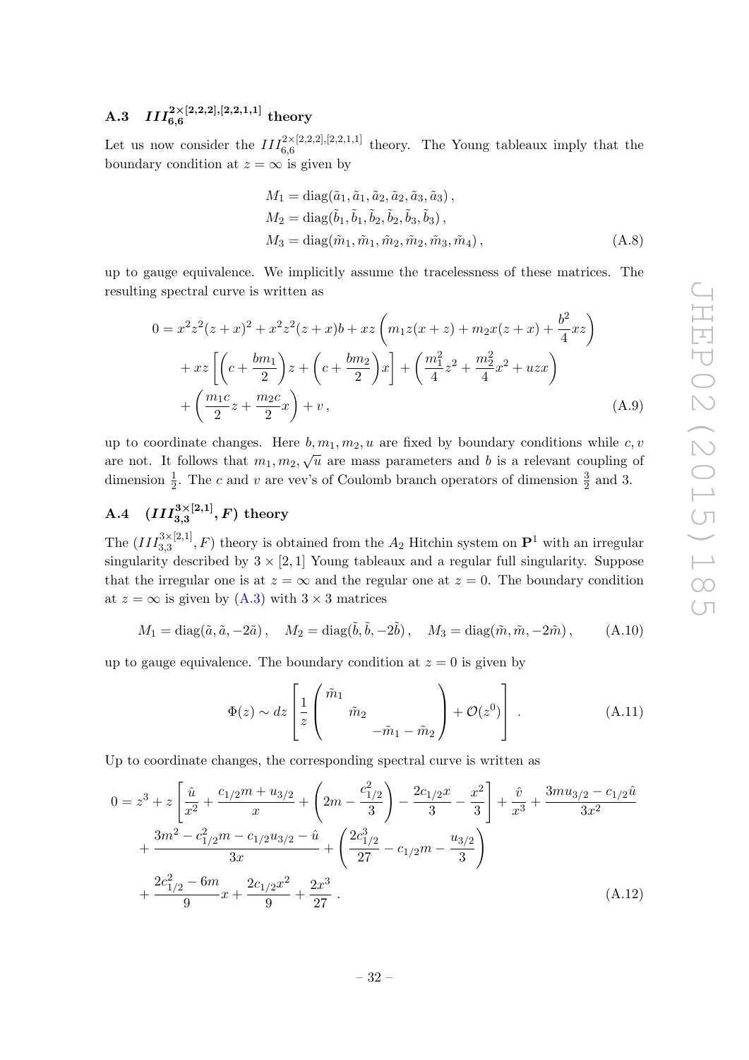### A.3 $III_{6,6}^{2\times[2,2,2],[2,2,1,1]}$ theory

Let us now consider the $III_{6,6}^{2\times[2,2,2],[2,2,1,1]}$ theory. The Young tableaux imply that the boundary condition at $z=\infty$ is given by

$$
\begin{aligned}
M_1 &= \mathrm{diag}(\tilde{a}_1, \tilde{a}_1, \tilde{a}_2, \tilde{a}_2, \tilde{a}_3, \tilde{a}_3)\,, \\
M_2 &= \mathrm{diag}(\tilde{b}_1, \tilde{b}_1, \tilde{b}_2, \tilde{b}_2, \tilde{b}_3, \tilde{b}_3)\,, \\
M_3 &= \mathrm{diag}(\tilde{m}_1, \tilde{m}_1, \tilde{m}_2, \tilde{m}_2, \tilde{m}_3, \tilde{m}_4)\,,
\end{aligned}
\tag{A.8}
$$

up to gauge equivalence. We implicitly assume the tracelessness of these matrices. The resulting spectral curve is written as

$$
\begin{aligned}
0 &= x^2z^2(z+x)^2 + x^2z^2(z+x)b + xz\left(m_1 z(x+z) + m_2 x(z+x) + \frac{b^2}{4}xz\right) \\
&\quad + xz\left[\left(c + \frac{bm_1}{2}\right)z + \left(c + \frac{bm_2}{2}\right)x\right] + \left(\frac{m_1^2}{4}z^2 + \frac{m_2^2}{4}x^2 + uzx\right) \\
&\quad + \left(\frac{m_1 c}{2}z + \frac{m_2 c}{2}x\right) + v\,,
\end{aligned}
\tag{A.9}
$$

up to coordinate changes. Here $b, m_1, m_2, u$ are fixed by boundary conditions while $c, v$ are not. It follows that $m_1, m_2, \sqrt{u}$ are mass parameters and $b$ is a relevant coupling of dimension $\frac{1}{2}$. The $c$ and $v$ are vev's of Coulomb branch operators of dimension $\frac{3}{2}$ and 3.

### A.4 $(III_{3,3}^{3\times[2,1]}, F)$ theory

The $(III_{3,3}^{3\times[2,1]}, F)$ theory is obtained from the $A_2$ Hitchin system on $\mathbf{P}^1$ with an irregular singularity described by $3\times[2,1]$ Young tableaux and a regular full singularity. Suppose that the irregular one is at $z=\infty$ and the regular one at $z=0$. The boundary condition at $z=\infty$ is given by (A.3) with $3\times 3$ matrices

$$
M_1 = \mathrm{diag}(\tilde{a}, \tilde{a}, -2\tilde{a})\,, \quad M_2 = \mathrm{diag}(\tilde{b}, \tilde{b}, -2\tilde{b})\,, \quad M_3 = \mathrm{diag}(\tilde{m}, \tilde{m}, -2\tilde{m})\,, \tag{A.10}
$$

up to gauge equivalence. The boundary condition at $z=0$ is given by

$$
\Phi(z) \sim dz\left[\frac{1}{z}\begin{pmatrix} \tilde{m}_1 & & \\ & \tilde{m}_2 & \\ & & -\tilde{m}_1 - \tilde{m}_2 \end{pmatrix} + \mathcal{O}(z^0)\right]\,. \tag{A.11}
$$

Up to coordinate changes, the corresponding spectral curve is written as

$$
\begin{aligned}
0 &= z^3 + z\left[\frac{\hat{u}}{x^2} + \frac{c_{1/2}m + u_{3/2}}{x} + \left(2m - \frac{c_{1/2}^2}{3}\right) - \frac{2c_{1/2}x}{3} - \frac{x^2}{3}\right] + \frac{\hat{v}}{x^3} + \frac{3mu_{3/2} - c_{1/2}\hat{u}}{3x^2} \\
&\quad + \frac{3m^2 - c_{1/2}^2 m - c_{1/2}u_{3/2} - \hat{u}}{3x} + \left(\frac{2c_{1/2}^3}{27} - c_{1/2}m - \frac{u_{3/2}}{3}\right) \\
&\quad + \frac{2c_{1/2}^2 - 6m}{9}x + \frac{2c_{1/2}x^2}{9} + \frac{2x^3}{27}\,.
\end{aligned}
\tag{A.12}
$$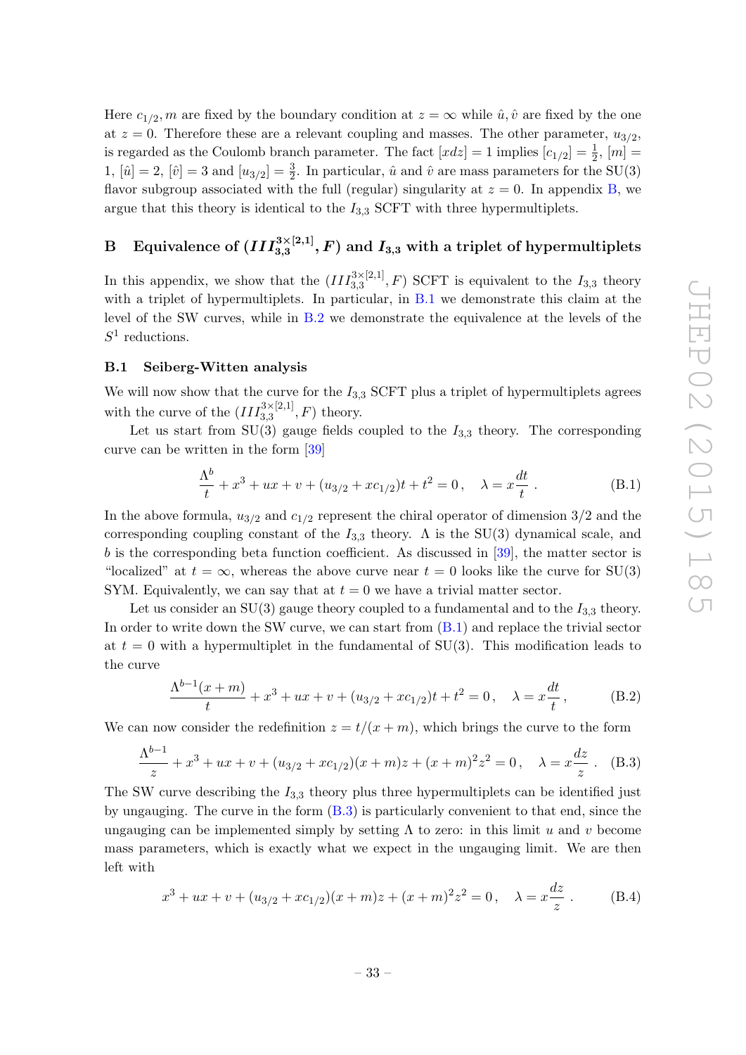Here $c_{1/2}, m$ are fixed by the boundary condition at $z = \infty$ while $\hat{u}, \hat{v}$ are fixed by the one at $z = 0$. Therefore these are a relevant coupling and masses. The other parameter, $u_{3/2}$, is regarded as the Coulomb branch parameter. The fact $[xdz] = 1$ implies $[c_{1/2}] = \frac{1}{2}$, $[m] = 1$, $[\hat{u}] = 2$, $[\hat{v}] = 3$ and $[u_{3/2}] = \frac{3}{2}$. In particular, $\hat{u}$ and $\hat{v}$ are mass parameters for the SU(3) flavor subgroup associated with the full (regular) singularity at $z = 0$. In appendix B, we argue that this theory is identical to the $I_{3,3}$ SCFT with three hypermultiplets.

# B Equivalence of $(III_{3,3}^{3\times[2,1]}, F)$ and $I_{3,3}$ with a triplet of hypermultiplets

In this appendix, we show that the $(III_{3,3}^{3\times[2,1]}, F)$ SCFT is equivalent to the $I_{3,3}$ theory with a triplet of hypermultiplets. In particular, in B.1 we demonstrate this claim at the level of the SW curves, while in B.2 we demonstrate the equivalence at the levels of the $S^1$ reductions.

## B.1 Seiberg-Witten analysis

We will now show that the curve for the $I_{3,3}$ SCFT plus a triplet of hypermultiplets agrees with the curve of the $(III_{3,3}^{3\times[2,1]}, F)$ theory.

Let us start from SU(3) gauge fields coupled to the $I_{3,3}$ theory. The corresponding curve can be written in the form [39]

$$\frac{\Lambda^b}{t} + x^3 + ux + v + (u_{3/2} + xc_{1/2})t + t^2 = 0\,, \quad \lambda = x\frac{dt}{t}\,. \tag{B.1}$$

In the above formula, $u_{3/2}$ and $c_{1/2}$ represent the chiral operator of dimension 3/2 and the corresponding coupling constant of the $I_{3,3}$ theory. $\Lambda$ is the SU(3) dynamical scale, and $b$ is the corresponding beta function coefficient. As discussed in [39], the matter sector is "localized" at $t = \infty$, whereas the above curve near $t = 0$ looks like the curve for SU(3) SYM. Equivalently, we can say that at $t = 0$ we have a trivial matter sector.

Let us consider an SU(3) gauge theory coupled to a fundamental and to the $I_{3,3}$ theory. In order to write down the SW curve, we can start from (B.1) and replace the trivial sector at $t = 0$ with a hypermultiplet in the fundamental of SU(3). This modification leads to the curve

$$\frac{\Lambda^{b-1}(x+m)}{t} + x^3 + ux + v + (u_{3/2} + xc_{1/2})t + t^2 = 0\,, \quad \lambda = x\frac{dt}{t}\,, \tag{B.2}$$

We can now consider the redefinition $z = t/(x + m)$, which brings the curve to the form

$$\frac{\Lambda^{b-1}}{z} + x^3 + ux + v + (u_{3/2} + xc_{1/2})(x+m)z + (x+m)^2 z^2 = 0\,, \quad \lambda = x\frac{dz}{z}\,. \tag{B.3}$$

The SW curve describing the $I_{3,3}$ theory plus three hypermultiplets can be identified just by ungauging. The curve in the form (B.3) is particularly convenient to that end, since the ungauging can be implemented simply by setting $\Lambda$ to zero: in this limit $u$ and $v$ become mass parameters, which is exactly what we expect in the ungauging limit. We are then left with

$$x^3 + ux + v + (u_{3/2} + xc_{1/2})(x+m)z + (x+m)^2 z^2 = 0\,, \quad \lambda = x\frac{dz}{z}\,. \tag{B.4}$$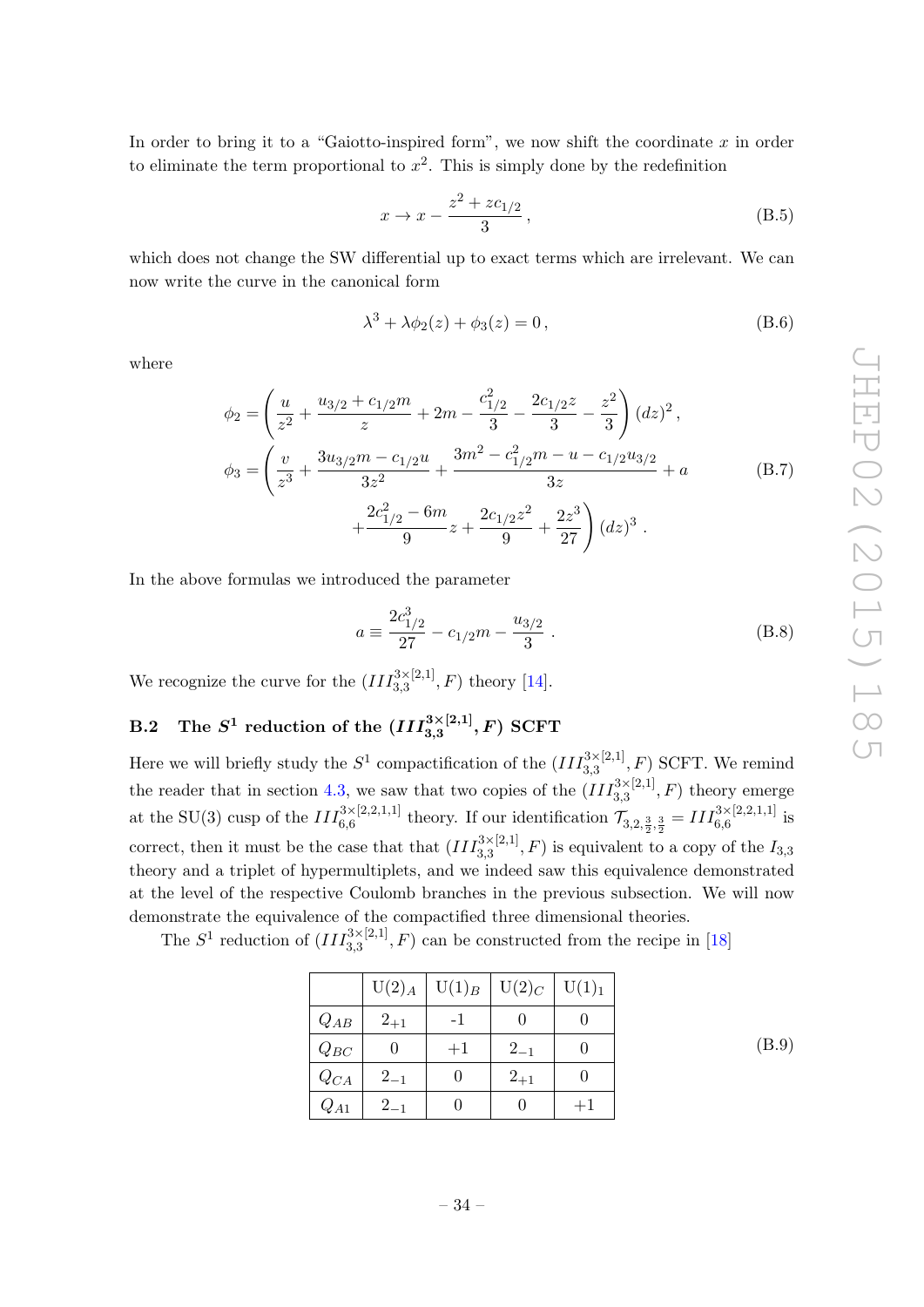In order to bring it to a "Gaiotto-inspired form", we now shift the coordinate $x$ in order to eliminate the term proportional to $x^2$. This is simply done by the redefinition

$$x \to x - \frac{z^2 + zc_{1/2}}{3}\,, \tag{B.5}$$

which does not change the SW differential up to exact terms which are irrelevant. We can now write the curve in the canonical form

$$\lambda^3 + \lambda\phi_2(z) + \phi_3(z) = 0\,, \tag{B.6}$$

where

$$\begin{aligned}
\phi_2 &= \left(\frac{u}{z^2} + \frac{u_{3/2} + c_{1/2}m}{z} + 2m - \frac{c_{1/2}^2}{3} - \frac{2c_{1/2}z}{3} - \frac{z^2}{3}\right)(dz)^2\,,\\
\phi_3 &= \left(\frac{v}{z^3} + \frac{3u_{3/2}m - c_{1/2}u}{3z^2} + \frac{3m^2 - c_{1/2}^2 m - u - c_{1/2}u_{3/2}}{3z} + a\right.\\
&\qquad \left. + \frac{2c_{1/2}^2 - 6m}{9}z + \frac{2c_{1/2}z^2}{9} + \frac{2z^3}{27}\right)(dz)^3\,.
\end{aligned} \tag{B.7}$$

In the above formulas we introduced the parameter

$$a \equiv \frac{2c_{1/2}^3}{27} - c_{1/2}m - \frac{u_{3/2}}{3}\,. \tag{B.8}$$

We recognize the curve for the $(III_{3,3}^{3\times[2,1]}, F)$ theory [14].

### B.2 The $S^1$ reduction of the $(III_{3,3}^{3\times[2,1]}, F)$ SCFT

Here we will briefly study the $S^1$ compactification of the $(III_{3,3}^{3\times[2,1]}, F)$ SCFT. We remind the reader that in section 4.3, we saw that two copies of the $(III_{3,3}^{3\times[2,1]}, F)$ theory emerge at the SU(3) cusp of the $III_{6,6}^{3\times[2,2,1,1]}$ theory. If our identification $\mathcal{T}_{3,2,\frac{3}{2},\frac{3}{2}} = III_{6,6}^{3\times[2,2,1,1]}$ is correct, then it must be the case that $(III_{3,3}^{3\times[2,1]}, F)$ is equivalent to a copy of the $I_{3,3}$ theory and a triplet of hypermultiplets, and we indeed saw this equivalence demonstrated at the level of the respective Coulomb branches in the previous subsection. We will now demonstrate the equivalence of the compactified three dimensional theories.

The $S^1$ reduction of $(III_{3,3}^{3\times[2,1]}, F)$ can be constructed from the recipe in [18]

| | $\mathrm{U}(2)_A$ | $\mathrm{U}(1)_B$ | $\mathrm{U}(2)_C$ | $\mathrm{U}(1)_1$ |
|---|---|---|---|---|
| $Q_{AB}$ | $2_{+1}$ | -1 | 0 | 0 |
| $Q_{BC}$ | 0 | +1 | $2_{-1}$ | 0 |
| $Q_{CA}$ | $2_{-1}$ | 0 | $2_{+1}$ | 0 |
| $Q_{A1}$ | $2_{-1}$ | 0 | 0 | +1 |

(B.9)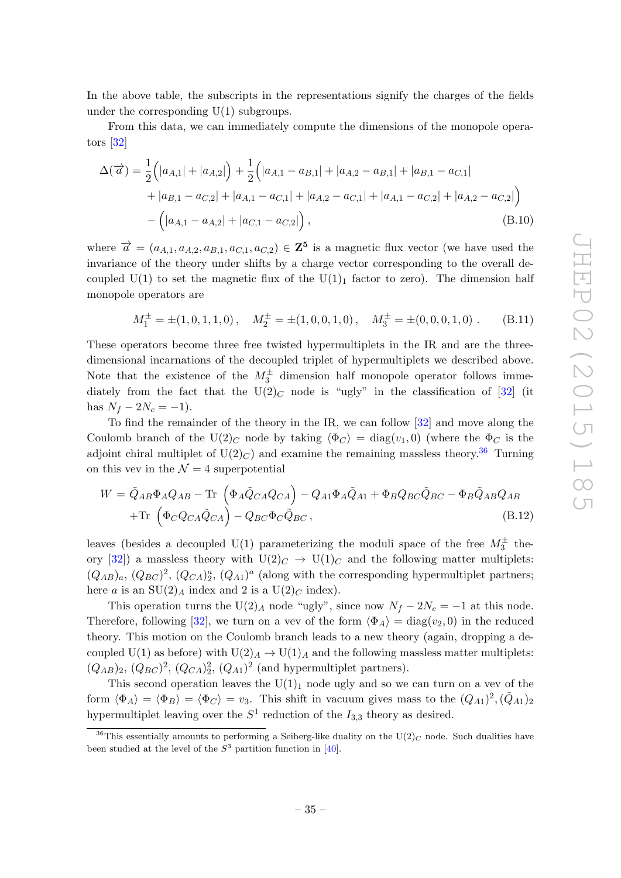In the above table, the subscripts in the representations signify the charges of the fields under the corresponding U(1) subgroups.

From this data, we can immediately compute the dimensions of the monopole operators [32]

$$
\begin{aligned}
\Delta(\vec{a}) = &\frac{1}{2}\Big(|a_{A,1}| + |a_{A,2}|\Big) + \frac{1}{2}\Big(|a_{A,1} - a_{B,1}| + |a_{A,2} - a_{B,1}| + |a_{B,1} - a_{C,1}| \\
&+ |a_{B,1} - a_{C,2}| + |a_{A,1} - a_{C,1}| + |a_{A,2} - a_{C,1}| + |a_{A,1} - a_{C,2}| + |a_{A,2} - a_{C,2}|\Big) \\
&- \Big(|a_{A,1} - a_{A,2}| + |a_{C,1} - a_{C,2}|\Big)\,,
\end{aligned} \tag{B.10}
$$

where $\vec{a} = (a_{A,1}, a_{A,2}, a_{B,1}, a_{C,1}, a_{C,2}) \in \mathbf{Z}^5$ is a magnetic flux vector (we have used the invariance of the theory under shifts by a charge vector corresponding to the overall decoupled U(1) to set the magnetic flux of the $\mathrm{U}(1)_1$ factor to zero). The dimension half monopole operators are

$$
M_1^{\pm} = \pm(1,0,1,1,0)\,, \quad M_2^{\pm} = \pm(1,0,0,1,0)\,, \quad M_3^{\pm} = \pm(0,0,0,1,0)\,. \tag{B.11}
$$

These operators become three free twisted hypermultiplets in the IR and are the three-dimensional incarnations of the decoupled triplet of hypermultiplets we described above. Note that the existence of the $M_3^{\pm}$ dimension half monopole operator follows immediately from the fact that the $\mathrm{U}(2)_C$ node is "ugly" in the classification of [32] (it has $N_f - 2N_c = -1$).

To find the remainder of the theory in the IR, we can follow [32] and move along the Coulomb branch of the $\mathrm{U}(2)_C$ node by taking $\langle \Phi_C \rangle = \mathrm{diag}(v_1, 0)$ (where the $\Phi_C$ is the adjoint chiral multiplet of $\mathrm{U}(2)_C$) and examine the remaining massless theory.[36] Turning on this vev in the $\mathcal{N}=4$ superpotential

$$
\begin{aligned}
W = &\tilde{Q}_{AB}\Phi_A Q_{AB} - \mathrm{Tr}\,\left(\Phi_A \tilde{Q}_{CA} Q_{CA}\right) - Q_{A1}\Phi_A \tilde{Q}_{A1} + \Phi_B Q_{BC}\tilde{Q}_{BC} - \Phi_B \tilde{Q}_{AB} Q_{AB} \\
&+ \mathrm{Tr}\,\left(\Phi_C Q_{CA}\tilde{Q}_{CA}\right) - Q_{BC}\Phi_C \tilde{Q}_{BC}\,,
\end{aligned} \tag{B.12}
$$

leaves (besides a decoupled U(1) parameterizing the moduli space of the free $M_3^{\pm}$ theory [32]) a massless theory with $\mathrm{U}(2)_C \to \mathrm{U}(1)_C$ and the following matter multiplets: $(Q_{AB})_a$, $(Q_{BC})^2$, $(Q_{CA})_2^a$, $(Q_{A1})^a$ (along with the corresponding hypermultiplet partners; here $a$ is an $\mathrm{SU}(2)_A$ index and 2 is a $\mathrm{U}(2)_C$ index).

This operation turns the $\mathrm{U}(2)_A$ node "ugly", since now $N_f - 2N_c = -1$ at this node. Therefore, following [32], we turn on a vev of the form $\langle \Phi_A \rangle = \mathrm{diag}(v_2, 0)$ in the reduced theory. This motion on the Coulomb branch leads to a new theory (again, dropping a decoupled U(1) as before) with $\mathrm{U}(2)_A \to \mathrm{U}(1)_A$ and the following massless matter multiplets: $(Q_{AB})_2$, $(Q_{BC})^2$, $(Q_{CA})_2^2$, $(Q_{A1})^2$ (and hypermultiplet partners).

This second operation leaves the $\mathrm{U}(1)_1$ node ugly and so we can turn on a vev of the form $\langle \Phi_A \rangle = \langle \Phi_B \rangle = \langle \Phi_C \rangle = v_3$. This shift in vacuum gives mass to the $(Q_{A1})^2, (\tilde{Q}_{A1})_2$ hypermultiplet leaving over the $S^1$ reduction of the $I_{3,3}$ theory as desired.

[36] This essentially amounts to performing a Seiberg-like duality on the $\mathrm{U}(2)_C$ node. Such dualities have been studied at the level of the $S^3$ partition function in [40].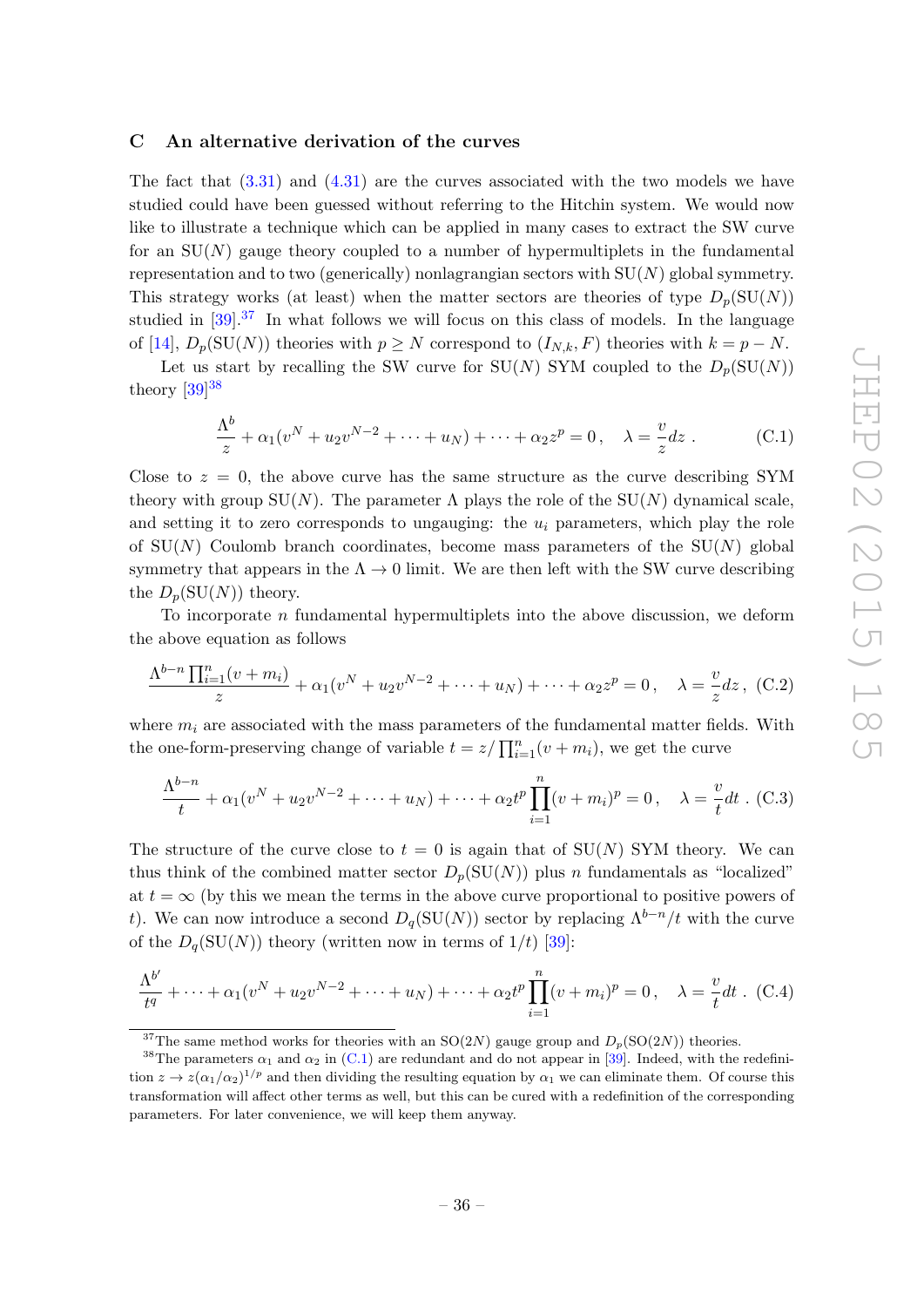## C An alternative derivation of the curves

The fact that (3.31) and (4.31) are the curves associated with the two models we have studied could have been guessed without referring to the Hitchin system. We would now like to illustrate a technique which can be applied in many cases to extract the SW curve for an SU($N$) gauge theory coupled to a number of hypermultiplets in the fundamental representation and to two (generically) nonlagrangian sectors with SU($N$) global symmetry. This strategy works (at least) when the matter sectors are theories of type $D_p(\mathrm{SU}(N))$ studied in [39].[37] In what follows we will focus on this class of models. In the language of [14], $D_p(\mathrm{SU}(N))$ theories with $p \geq N$ correspond to $(I_{N,k}, F)$ theories with $k = p - N$.

Let us start by recalling the SW curve for SU($N$) SYM coupled to the $D_p(\mathrm{SU}(N))$ theory [39][38]

$$\frac{\Lambda^b}{z} + \alpha_1(v^N + u_2 v^{N-2} + \cdots + u_N) + \cdots + \alpha_2 z^p = 0\,, \quad \lambda = \frac{v}{z}dz\,. \tag{C.1}$$

Close to $z = 0$, the above curve has the same structure as the curve describing SYM theory with group SU($N$). The parameter $\Lambda$ plays the role of the SU($N$) dynamical scale, and setting it to zero corresponds to ungauging: the $u_i$ parameters, which play the role of SU($N$) Coulomb branch coordinates, become mass parameters of the SU($N$) global symmetry that appears in the $\Lambda \to 0$ limit. We are then left with the SW curve describing the $D_p(\mathrm{SU}(N))$ theory.

To incorporate $n$ fundamental hypermultiplets into the above discussion, we deform the above equation as follows

$$\frac{\Lambda^{b-n}\prod_{i=1}^n(v + m_i)}{z} + \alpha_1(v^N + u_2 v^{N-2} + \cdots + u_N) + \cdots + \alpha_2 z^p = 0\,, \quad \lambda = \frac{v}{z}dz\,, \tag{C.2}$$

where $m_i$ are associated with the mass parameters of the fundamental matter fields. With the one-form-preserving change of variable $t = z/\prod_{i=1}^n(v + m_i)$, we get the curve

$$\frac{\Lambda^{b-n}}{t} + \alpha_1(v^N + u_2 v^{N-2} + \cdots + u_N) + \cdots + \alpha_2 t^p \prod_{i=1}^n (v + m_i)^p = 0\,, \quad \lambda = \frac{v}{t}dt\,. \tag{C.3}$$

The structure of the curve close to $t = 0$ is again that of SU($N$) SYM theory. We can thus think of the combined matter sector $D_p(\mathrm{SU}(N))$ plus $n$ fundamentals as "localized" at $t = \infty$ (by this we mean the terms in the above curve proportional to positive powers of $t$). We can now introduce a second $D_q(\mathrm{SU}(N))$ sector by replacing $\Lambda^{b-n}/t$ with the curve of the $D_q(\mathrm{SU}(N))$ theory (written now in terms of $1/t$) [39]:

$$\frac{\Lambda^{b'}}{t^q} + \cdots + \alpha_1(v^N + u_2 v^{N-2} + \cdots + u_N) + \cdots + \alpha_2 t^p \prod_{i=1}^n (v + m_i)^p = 0\,, \quad \lambda = \frac{v}{t}dt\,. \tag{C.4}$$

---

[37] The same method works for theories with an SO($2N$) gauge group and $D_p(\mathrm{SO}(2N))$ theories.

[38] The parameters $\alpha_1$ and $\alpha_2$ in (C.1) are redundant and do not appear in [39]. Indeed, with the redefinition $z \to z(\alpha_1/\alpha_2)^{1/p}$ and then dividing the resulting equation by $\alpha_1$ we can eliminate them. Of course this transformation will affect other terms as well, but this can be cured with a redefinition of the corresponding parameters. For later convenience, we will keep them anyway.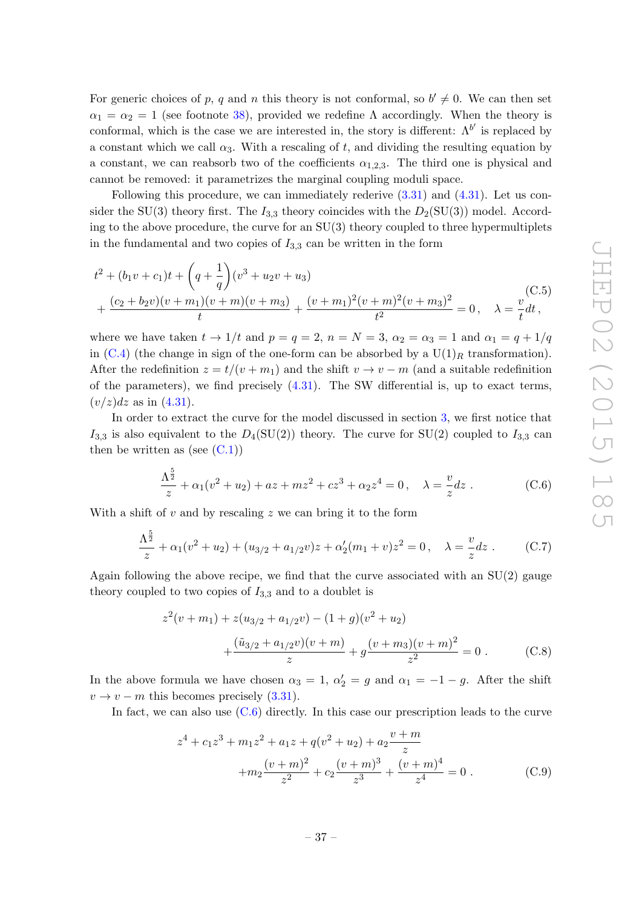For generic choices of $p$, $q$ and $n$ this theory is not conformal, so $b' \neq 0$. We can then set $\alpha_1 = \alpha_2 = 1$ (see footnote 38), provided we redefine $\Lambda$ accordingly. When the theory is conformal, which is the case we are interested in, the story is different: $\Lambda^{b'}$ is replaced by a constant which we call $\alpha_3$. With a rescaling of $t$, and dividing the resulting equation by a constant, we can reabsorb two of the coefficients $\alpha_{1,2,3}$. The third one is physical and cannot be removed: it parametrizes the marginal coupling moduli space.

Following this procedure, we can immediately rederive (3.31) and (4.31). Let us consider the SU(3) theory first. The $I_{3,3}$ theory coincides with the $D_2(\mathrm{SU}(3))$ model. According to the above procedure, the curve for an SU(3) theory coupled to three hypermultiplets in the fundamental and two copies of $I_{3,3}$ can be written in the form

$$t^2 + (b_1 v + c_1)t + \left(q + \frac{1}{q}\right)(v^3 + u_2 v + u_3) + \frac{(c_2 + b_2 v)(v + m_1)(v + m)(v + m_3)}{t} + \frac{(v + m_1)^2(v + m)^2(v + m_3)^2}{t^2} = 0\,, \quad \lambda = \frac{v}{t}dt\,, \tag{C.5}$$

where we have taken $t \to 1/t$ and $p = q = 2$, $n = N = 3$, $\alpha_2 = \alpha_3 = 1$ and $\alpha_1 = q + 1/q$ in (C.4) (the change in sign of the one-form can be absorbed by a $\mathrm{U}(1)_R$ transformation). After the redefinition $z = t/(v + m_1)$ and the shift $v \to v - m$ (and a suitable redefinition of the parameters), we find precisely (4.31). The SW differential is, up to exact terms, $(v/z)dz$ as in (4.31).

In order to extract the curve for the model discussed in section 3, we first notice that $I_{3,3}$ is also equivalent to the $D_4(\mathrm{SU}(2))$ theory. The curve for SU(2) coupled to $I_{3,3}$ can then be written as (see (C.1))

$$\frac{\Lambda^{\frac{5}{2}}}{z} + \alpha_1(v^2 + u_2) + az + mz^2 + cz^3 + \alpha_2 z^4 = 0\,, \quad \lambda = \frac{v}{z}dz\,. \tag{C.6}$$

With a shift of $v$ and by rescaling $z$ we can bring it to the form

$$\frac{\Lambda^{\frac{5}{2}}}{z} + \alpha_1(v^2 + u_2) + (u_{3/2} + a_{1/2}v)z + \alpha_2'(m_1 + v)z^2 = 0\,, \quad \lambda = \frac{v}{z}dz\,. \tag{C.7}$$

Again following the above recipe, we find that the curve associated with an SU(2) gauge theory coupled to two copies of $I_{3,3}$ and to a doublet is

$$z^2(v + m_1) + z(u_{3/2} + a_{1/2}v) - (1 + g)(v^2 + u_2) + \frac{(\tilde{u}_{3/2} + a_{1/2}v)(v + m)}{z} + g\frac{(v + m_3)(v + m)^2}{z^2} = 0\,. \tag{C.8}$$

In the above formula we have chosen $\alpha_3 = 1$, $\alpha_2' = g$ and $\alpha_1 = -1 - g$. After the shift $v \to v - m$ this becomes precisely (3.31).

In fact, we can also use (C.6) directly. In this case our prescription leads to the curve

$$z^4 + c_1 z^3 + m_1 z^2 + a_1 z + q(v^2 + u_2) + a_2\frac{v + m}{z} + m_2\frac{(v + m)^2}{z^2} + c_2\frac{(v + m)^3}{z^3} + \frac{(v + m)^4}{z^4} = 0\,. \tag{C.9}$$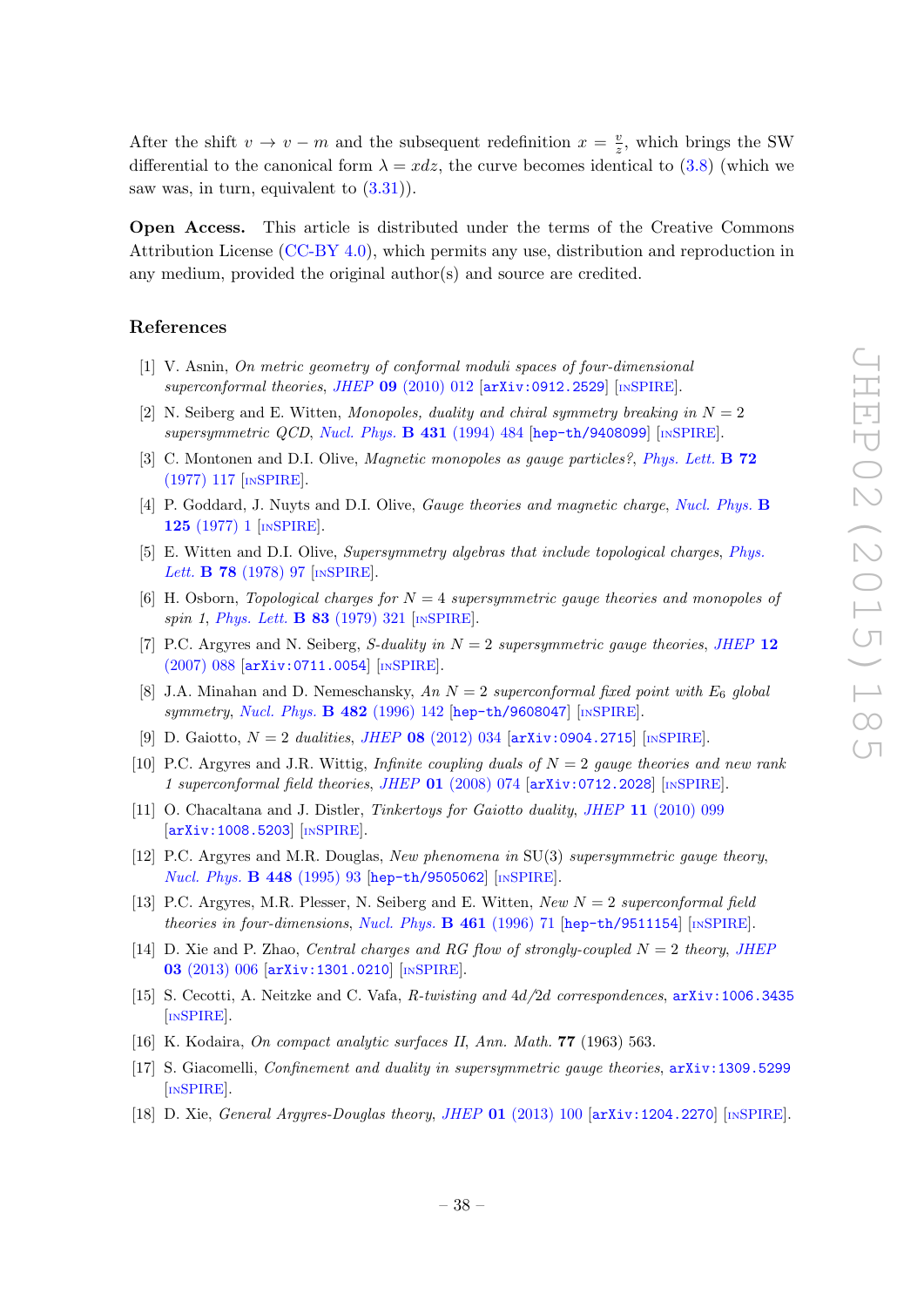After the shift $v \to v - m$ and the subsequent redefinition $x = \frac{v}{z}$, which brings the SW differential to the canonical form $\lambda = xdz$, the curve becomes identical to (3.8) (which we saw was, in turn, equivalent to (3.31)).

**Open Access.** This article is distributed under the terms of the Creative Commons Attribution License (CC-BY 4.0), which permits any use, distribution and reproduction in any medium, provided the original author(s) and source are credited.

## References

[1] V. Asnin, *On metric geometry of conformal moduli spaces of four-dimensional superconformal theories*, JHEP **09** (2010) 012 [arXiv:0912.2529] [INSPIRE].

[2] N. Seiberg and E. Witten, *Monopoles, duality and chiral symmetry breaking in N = 2 supersymmetric QCD*, Nucl. Phys. **B 431** (1994) 484 [hep-th/9408099] [INSPIRE].

[3] C. Montonen and D.I. Olive, *Magnetic monopoles as gauge particles?*, Phys. Lett. **B 72** (1977) 117 [INSPIRE].

[4] P. Goddard, J. Nuyts and D.I. Olive, *Gauge theories and magnetic charge*, Nucl. Phys. **B 125** (1977) 1 [INSPIRE].

[5] E. Witten and D.I. Olive, *Supersymmetry algebras that include topological charges*, Phys. Lett. **B 78** (1978) 97 [INSPIRE].

[6] H. Osborn, *Topological charges for N = 4 supersymmetric gauge theories and monopoles of spin 1*, Phys. Lett. **B 83** (1979) 321 [INSPIRE].

[7] P.C. Argyres and N. Seiberg, *S-duality in N = 2 supersymmetric gauge theories*, JHEP **12** (2007) 088 [arXiv:0711.0054] [INSPIRE].

[8] J.A. Minahan and D. Nemeschansky, *An N = 2 superconformal fixed point with $E_6$ global symmetry*, Nucl. Phys. **B 482** (1996) 142 [hep-th/9608047] [INSPIRE].

[9] D. Gaiotto, *N = 2 dualities*, JHEP **08** (2012) 034 [arXiv:0904.2715] [INSPIRE].

[10] P.C. Argyres and J.R. Wittig, *Infinite coupling duals of N = 2 gauge theories and new rank 1 superconformal field theories*, JHEP **01** (2008) 074 [arXiv:0712.2028] [INSPIRE].

[11] O. Chacaltana and J. Distler, *Tinkertoys for Gaiotto duality*, JHEP **11** (2010) 099 [arXiv:1008.5203] [INSPIRE].

[12] P.C. Argyres and M.R. Douglas, *New phenomena in* SU(3) *supersymmetric gauge theory*, Nucl. Phys. **B 448** (1995) 93 [hep-th/9505062] [INSPIRE].

[13] P.C. Argyres, M.R. Plesser, N. Seiberg and E. Witten, *New N = 2 superconformal field theories in four-dimensions*, Nucl. Phys. **B 461** (1996) 71 [hep-th/9511154] [INSPIRE].

[14] D. Xie and P. Zhao, *Central charges and RG flow of strongly-coupled N = 2 theory*, JHEP **03** (2013) 006 [arXiv:1301.0210] [INSPIRE].

[15] S. Cecotti, A. Neitzke and C. Vafa, *R-twisting and 4d/2d correspondences*, arXiv:1006.3435 [INSPIRE].

[16] K. Kodaira, *On compact analytic surfaces II*, Ann. Math. **77** (1963) 563.

[17] S. Giacomelli, *Confinement and duality in supersymmetric gauge theories*, arXiv:1309.5299 [INSPIRE].

[18] D. Xie, *General Argyres-Douglas theory*, JHEP **01** (2013) 100 [arXiv:1204.2270] [INSPIRE].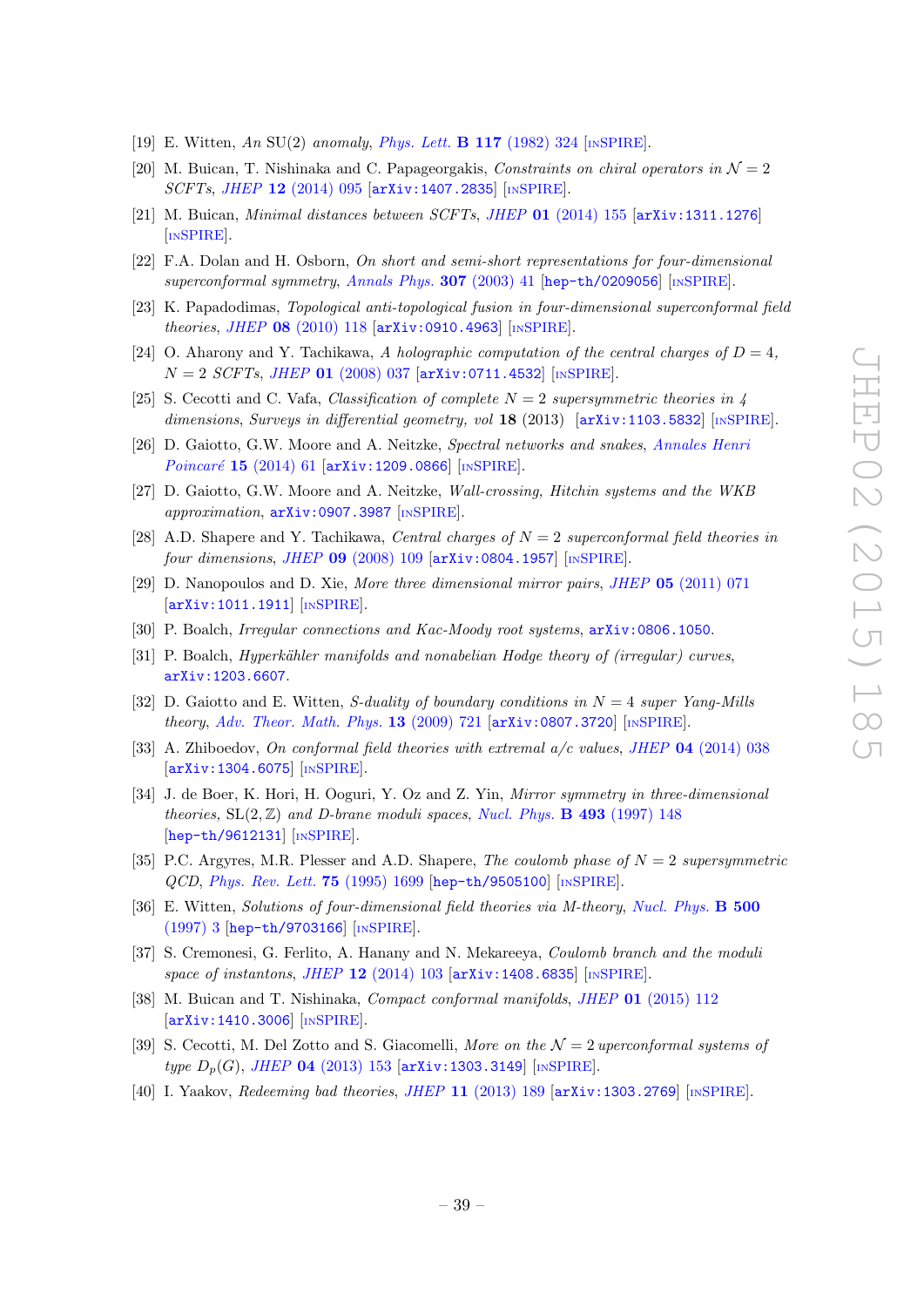[19] E. Witten, *An* SU(2) *anomaly*, *Phys. Lett.* **B 117** (1982) 324 [INSPIRE].

[20] M. Buican, T. Nishinaka and C. Papageorgakis, *Constraints on chiral operators in* $\mathcal{N} = 2$ *SCFTs*, *JHEP* **12** (2014) 095 [arXiv:1407.2835] [INSPIRE].

[21] M. Buican, *Minimal distances between SCFTs*, *JHEP* **01** (2014) 155 [arXiv:1311.1276] [INSPIRE].

[22] F.A. Dolan and H. Osborn, *On short and semi-short representations for four-dimensional superconformal symmetry*, *Annals Phys.* **307** (2003) 41 [hep-th/0209056] [INSPIRE].

[23] K. Papadodimas, *Topological anti-topological fusion in four-dimensional superconformal field theories*, *JHEP* **08** (2010) 118 [arXiv:0910.4963] [INSPIRE].

[24] O. Aharony and Y. Tachikawa, *A holographic computation of the central charges of* $D = 4$*,* $N = 2$ *SCFTs*, *JHEP* **01** (2008) 037 [arXiv:0711.4532] [INSPIRE].

[25] S. Cecotti and C. Vafa, *Classification of complete* $N = 2$ *supersymmetric theories in 4 dimensions*, *Surveys in differential geometry, vol* **18** (2013) [arXiv:1103.5832] [INSPIRE].

[26] D. Gaiotto, G.W. Moore and A. Neitzke, *Spectral networks and snakes*, *Annales Henri Poincaré* **15** (2014) 61 [arXiv:1209.0866] [INSPIRE].

[27] D. Gaiotto, G.W. Moore and A. Neitzke, *Wall-crossing, Hitchin systems and the WKB approximation*, arXiv:0907.3987 [INSPIRE].

[28] A.D. Shapere and Y. Tachikawa, *Central charges of* $N = 2$ *superconformal field theories in four dimensions*, *JHEP* **09** (2008) 109 [arXiv:0804.1957] [INSPIRE].

[29] D. Nanopoulos and D. Xie, *More three dimensional mirror pairs*, *JHEP* **05** (2011) 071 [arXiv:1011.1911] [INSPIRE].

[30] P. Boalch, *Irregular connections and Kac-Moody root systems*, arXiv:0806.1050.

[31] P. Boalch, *Hyperkähler manifolds and nonabelian Hodge theory of (irregular) curves*, arXiv:1203.6607.

[32] D. Gaiotto and E. Witten, *S-duality of boundary conditions in* $N = 4$ *super Yang-Mills theory*, *Adv. Theor. Math. Phys.* **13** (2009) 721 [arXiv:0807.3720] [INSPIRE].

[33] A. Zhiboedov, *On conformal field theories with extremal a/c values*, *JHEP* **04** (2014) 038 [arXiv:1304.6075] [INSPIRE].

[34] J. de Boer, K. Hori, H. Ooguri, Y. Oz and Z. Yin, *Mirror symmetry in three-dimensional theories,* SL(2, $\mathbb{Z}$) *and D-brane moduli spaces*, *Nucl. Phys.* **B 493** (1997) 148 [hep-th/9612131] [INSPIRE].

[35] P.C. Argyres, M.R. Plesser and A.D. Shapere, *The coulomb phase of* $N = 2$ *supersymmetric QCD*, *Phys. Rev. Lett.* **75** (1995) 1699 [hep-th/9505100] [INSPIRE].

[36] E. Witten, *Solutions of four-dimensional field theories via M-theory*, *Nucl. Phys.* **B 500** (1997) 3 [hep-th/9703166] [INSPIRE].

[37] S. Cremonesi, G. Ferlito, A. Hanany and N. Mekareeya, *Coulomb branch and the moduli space of instantons*, *JHEP* **12** (2014) 103 [arXiv:1408.6835] [INSPIRE].

[38] M. Buican and T. Nishinaka, *Compact conformal manifolds*, *JHEP* **01** (2015) 112 [arXiv:1410.3006] [INSPIRE].

[39] S. Cecotti, M. Del Zotto and S. Giacomelli, *More on the* $\mathcal{N} = 2$ *uperconformal systems of type* $D_p(G)$, *JHEP* **04** (2013) 153 [arXiv:1303.3149] [INSPIRE].

[40] I. Yaakov, *Redeeming bad theories*, *JHEP* **11** (2013) 189 [arXiv:1303.2769] [INSPIRE].